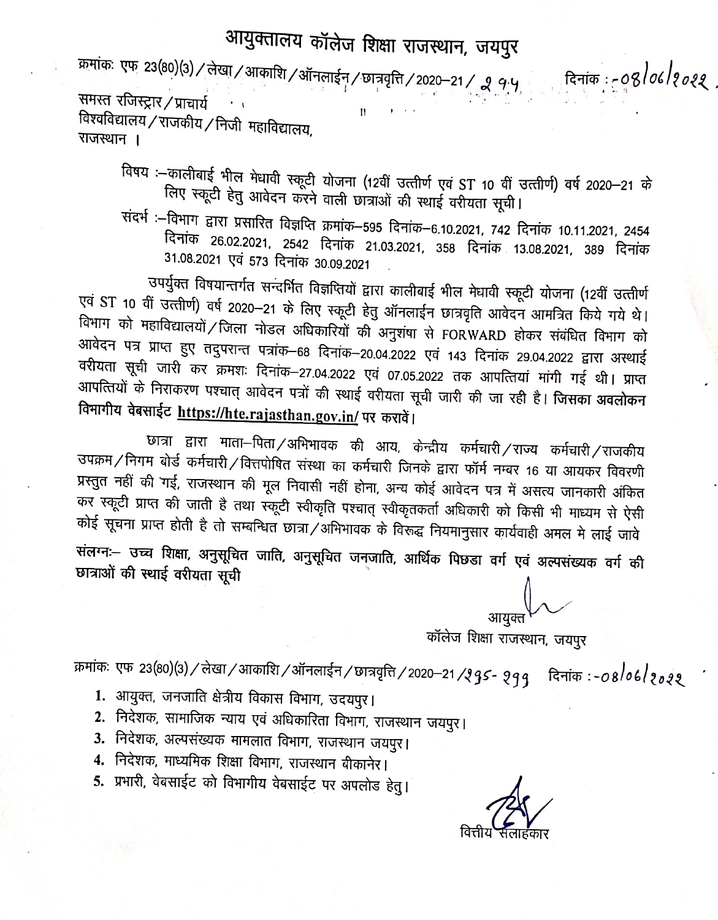# आयुक्तालय कॉलेज शिक्षा राजस्थान, जयपुर

क्रमांकः एफ 23(80)(3)/लेखा/आकाशि/ऑनलाईन/छात्रवृत्ति/2020-21/ 294 दिनांक :-08/06/2022

समस्त रजिस्ट्रार/प्राचार्य
विश्वविद्यालय/राजकीय/निजी महाविद्यालय,
राजस्थान ।

विषय :-कालीबाई भील मेधावी स्कूटी योजना (12वीं उत्तीर्ण एवं ST 10 वीं उत्तीर्ण) वर्ष 2020-21 के लिए स्कूटी हेतु आवेदन करने वाली छात्राओं की स्थाई वरीयता सूची।

संदर्भ :-विभाग द्वारा प्रसारित विज्ञप्ति क्रमांक-595 दिनांक-6.10.2021, 742 दिनांक 10.11.2021, 2454 दिनांक 26.02.2021, 2542 दिनांक 21.03.2021, 358 दिनांक 13.08.2021, 389 दिनांक 31.08.2021 एवं 573 दिनांक 30.09.2021

उपर्युक्त विषयान्तर्गत सन्दर्भित विज्ञप्तियों द्वारा कालीबाई भील मेधावी स्कूटी योजना (12वीं उत्तीर्ण एवं ST 10 वीं उत्तीर्ण) वर्ष 2020-21 के लिए स्कूटी हेतु ऑनलाईन छात्रवृति आवेदन आमन्त्रित किये गये थे। विभाग को महाविद्यालयों/जिला नोडल अधिकारियों की अनुशंषा से FORWARD होकर संबंधित विभाग को आवेदन पत्र प्राप्त हुए तदुपरान्त पत्रांक-68 दिनांक-20.04.2022 एवं 143 दिनांक 29.04.2022 द्वारा अस्थाई वरीयता सूची जारी कर क्रमशः दिनांक-27.04.2022 एवं 07.05.2022 तक आपत्तियां मांगी गई थी। प्राप्त आपत्तियों के निराकरण पश्चात् आवेदन पत्रों की स्थाई वरीयता सूची जारी की जा रही है। **जिसका अवलोकन विभागीय वेबसाईट https://hte.rajasthan.gov.in/ पर करावें।**

छात्रा द्वारा माता-पिता/अभिभावक की आय, केन्द्रीय कर्मचारी/राज्य कर्मचारी/राजकीय उपक्रम/निगम बोर्ड कर्मचारी/वित्तपोषित संस्था का कर्मचारी जिनके द्वारा फॉर्म नम्बर 16 या आयकर विवरणी प्रस्तुत नहीं की गई, राजस्थान की मूल निवासी नहीं होना, अन्य कोई आवेदन पत्र में असत्य जानकारी अंकित कर स्कूटी प्राप्त की जाती है तथा स्कूटी स्वीकृति पश्चात् स्वीकृतकर्ता अधिकारी को किसी भी माध्यम से ऐसी कोई सूचना प्राप्त होती है तो सम्बन्धित छात्रा/अभिभावक के विरूद्ध नियमानुसार कार्यवाही अमल मे लाई जावे

**संलग्नः- उच्च शिक्षा, अनुसूचित जाति, अनुसूचित जनजाति, आर्थिक पिछडा वर्ग एवं अल्पसंख्यक वर्ग की छात्राओं की स्थाई वरीयता सूची**

आयुक्त
कॉलेज शिक्षा राजस्थान, जयपुर

क्रमांकः एफ 23(80)(3)/लेखा/आकाशि/ऑनलाईन/छात्रवृत्ति/2020-21/295-299 दिनांक :-08/06/2022

1. आयुक्त, जनजाति क्षेत्रीय विकास विभाग, उदयपुर।
2. निदेशक, सामाजिक न्याय एवं अधिकारिता विभाग, राजस्थान जयपुर।
3. निदेशक, अल्पसंख्यक मामलात विभाग, राजस्थान जयपुर।
4. निदेशक, माध्यमिक शिक्षा विभाग, राजस्थान बीकानेर।
5. प्रभारी, वेबसाईट को विभागीय वेबसाईट पर अपलोड हेतु।

वित्तीय सलाहकार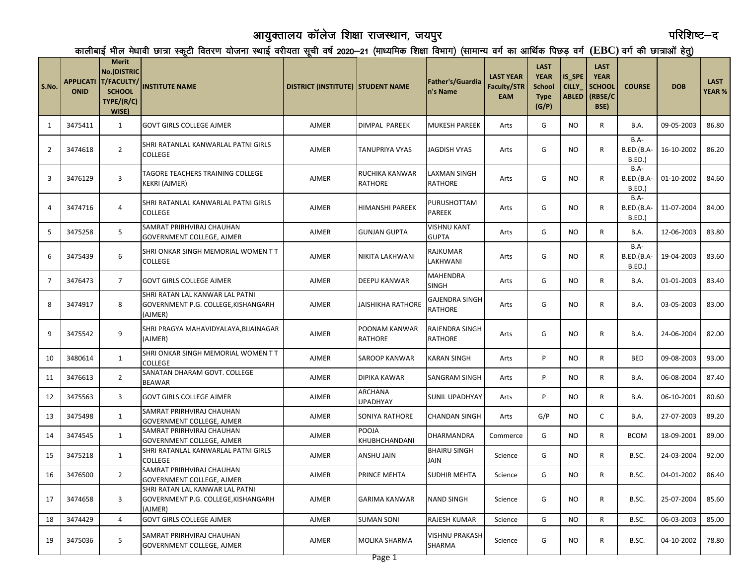# आयुक्तालय कॉलेज शिक्षा राजस्थान, जयपुर

परिशिष्ट–द

कालीबाई भील मेधावी छात्रा स्कूटी वितरण योजना स्थाई वरीयता सूची वर्ष 2020–21 (माध्यमिक शिक्षा विभाग) (सामान्य वर्ग का आर्थिक पिछड़ वर्ग (EBC) वर्ग की छात्राओं हेतु)

| S.No. | APPLICATIONID | Merit No.(DISTRICT/FACULTY/SCHOOL TYPE/(R/C) WISE) | INSTITUTE NAME | DISTRICT (INSTITUTE) | STUDENT NAME | Father's/Guardian's Name | LAST YEAR Faculty/STREAM | LAST YEAR School Type (G/P) | IS_SPECILLY_ABLED | LAST YEAR SCHOOL (RBSE/CBSE) | COURSE | DOB | LAST YEAR % |
|---|---|---|---|---|---|---|---|---|---|---|---|---|---|
| 1 | 3475411 | 1 | GOVT GIRLS COLLEGE AJMER | AJMER | DIMPAL PAREEK | MUKESH PAREEK | Arts | G | NO | R | B.A. | 09-05-2003 | 86.80 |
| 2 | 3474618 | 2 | SHRI RATANLAL KANWARLAL PATNI GIRLS COLLEGE | AJMER | TANUPRIYA VYAS | JAGDISH VYAS | Arts | G | NO | R | B.A-B.ED.(B.A-B.ED.) | 16-10-2002 | 86.20 |
| 3 | 3476129 | 3 | TAGORE TEACHERS TRAINING COLLEGE KEKRI (AJMER) | AJMER | RUCHIKA KANWAR RATHORE | LAXMAN SINGH RATHORE | Arts | G | NO | R | B.A-B.ED.(B.A-B.ED.) | 01-10-2002 | 84.60 |
| 4 | 3474716 | 4 | SHRI RATANLAL KANWARLAL PATNI GIRLS COLLEGE | AJMER | HIMANSHI PAREEK | PURUSHOTTAM PAREEK | Arts | G | NO | R | B.A-B.ED.(B.A-B.ED.) | 11-07-2004 | 84.00 |
| 5 | 3475258 | 5 | SAMRAT PRIRHVIRAJ CHAUHAN GOVERNMENT COLLEGE, AJMER | AJMER | GUNJAN GUPTA | VISHNU KANT GUPTA | Arts | G | NO | R | B.A. | 12-06-2003 | 83.80 |
| 6 | 3475439 | 6 | SHRI ONKAR SINGH MEMORIAL WOMEN T T COLLEGE | AJMER | NIKITA LAKHWANI | RAJKUMAR LAKHWANI | Arts | G | NO | R | B.A-B.ED.(B.A-B.ED.) | 19-04-2003 | 83.60 |
| 7 | 3476473 | 7 | GOVT GIRLS COLLEGE AJMER | AJMER | DEEPU KANWAR | MAHENDRA SINGH | Arts | G | NO | R | B.A. | 01-01-2003 | 83.40 |
| 8 | 3474917 | 8 | SHRI RATAN LAL KANWAR LAL PATNI GOVERNMENT P.G. COLLEGE,KISHANGARH (AJMER) | AJMER | JAISHIKHA RATHORE | GAJENDRA SINGH RATHORE | Arts | G | NO | R | B.A. | 03-05-2003 | 83.00 |
| 9 | 3475542 | 9 | SHRI PRAGYA MAHAVIDYALAYA,BIJAINAGAR (AJMER) | AJMER | POONAM KANWAR RATHORE | RAJENDRA SINGH RATHORE | Arts | G | NO | R | B.A. | 24-06-2004 | 82.00 |
| 10 | 3480614 | 1 | SHRI ONKAR SINGH MEMORIAL WOMEN T T COLLEGE | AJMER | SAROOP KANWAR | KARAN SINGH | Arts | P | NO | R | BED | 09-08-2003 | 93.00 |
| 11 | 3476613 | 2 | SANATAN DHARAM GOVT. COLLEGE BEAWAR | AJMER | DIPIKA KAWAR | SANGRAM SINGH | Arts | P | NO | R | B.A. | 06-08-2004 | 87.40 |
| 12 | 3475563 | 3 | GOVT GIRLS COLLEGE AJMER | AJMER | ARCHANA UPADHYAY | SUNIL UPADHYAY | Arts | P | NO | R | B.A. | 06-10-2001 | 80.60 |
| 13 | 3475498 | 1 | SAMRAT PRIRHVIRAJ CHAUHAN GOVERNMENT COLLEGE, AJMER | AJMER | SONIYA RATHORE | CHANDAN SINGH | Arts | G/P | NO | C | B.A. | 27-07-2003 | 89.20 |
| 14 | 3474545 | 1 | SAMRAT PRIRHVIRAJ CHAUHAN GOVERNMENT COLLEGE, AJMER | AJMER | POOJA KHUBHCHANDANI | DHARMANDRA | Commerce | G | NO | R | BCOM | 18-09-2001 | 89.00 |
| 15 | 3475218 | 1 | SHRI RATANLAL KANWARLAL PATNI GIRLS COLLEGE | AJMER | ANSHU JAIN | BHAIRU SINGH JAIN | Science | G | NO | R | B.SC. | 24-03-2004 | 92.00 |
| 16 | 3476500 | 2 | SAMRAT PRIRHVIRAJ CHAUHAN GOVERNMENT COLLEGE, AJMER | AJMER | PRINCE MEHTA | SUDHIR MEHTA | Science | G | NO | R | B.SC. | 04-01-2002 | 86.40 |
| 17 | 3474658 | 3 | SHRI RATAN LAL KANWAR LAL PATNI GOVERNMENT P.G. COLLEGE,KISHANGARH (AJMER) | AJMER | GARIMA KANWAR | NAND SINGH | Science | G | NO | R | B.SC. | 25-07-2004 | 85.60 |
| 18 | 3474429 | 4 | GOVT GIRLS COLLEGE AJMER | AJMER | SUMAN SONI | RAJESH KUMAR | Science | G | NO | R | B.SC. | 06-03-2003 | 85.00 |
| 19 | 3475036 | 5 | SAMRAT PRIRHVIRAJ CHAUHAN GOVERNMENT COLLEGE, AJMER | AJMER | MOLIKA SHARMA | VISHNU PRAKASH SHARMA | Science | G | NO | R | B.SC. | 04-10-2002 | 78.80 |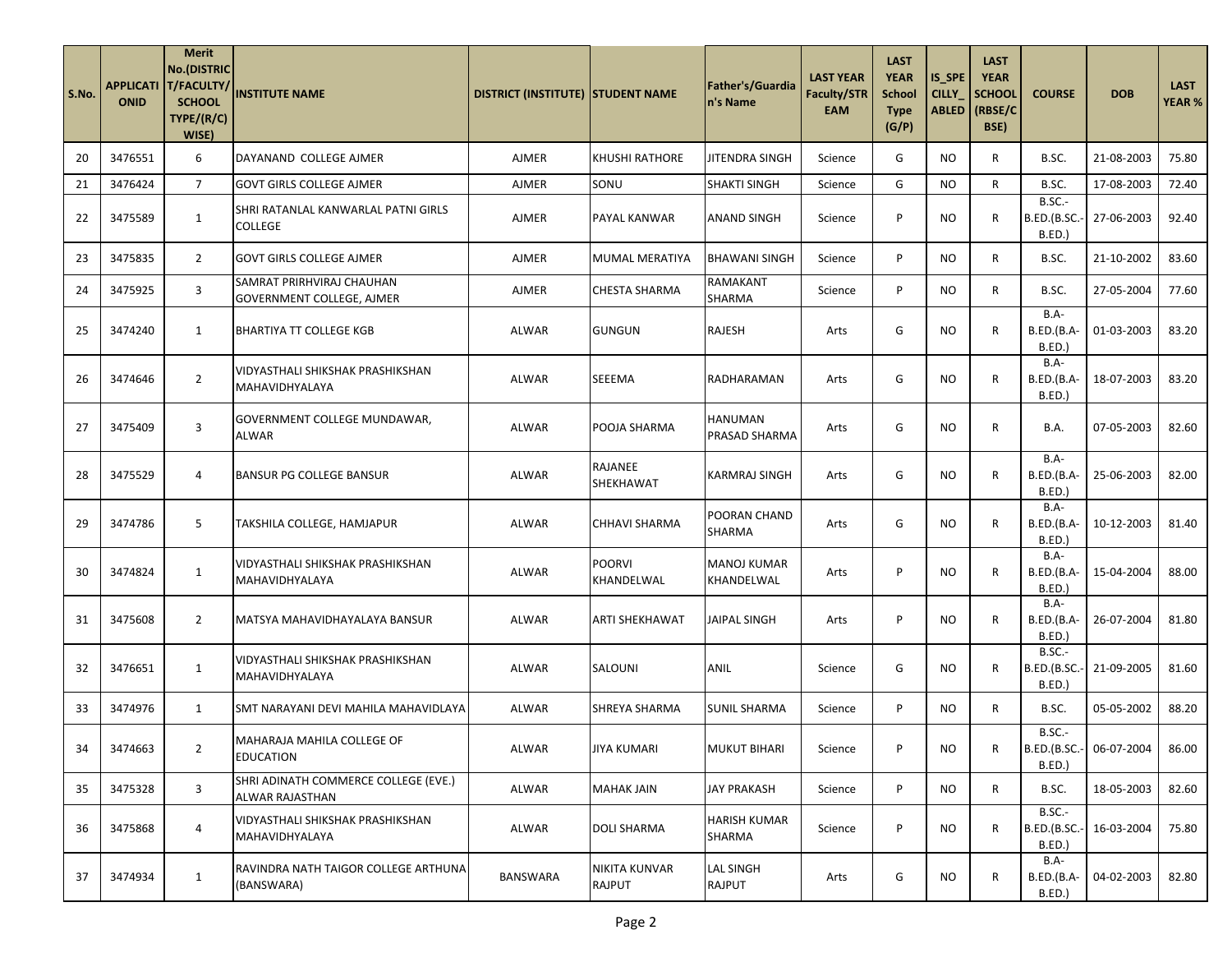| S.No. | APPLICATIONID | Merit No.(DISTRICT/FACULTY/SCHOOL TYPE/(R/C) WISE) | INSTITUTE NAME | DISTRICT (INSTITUTE) | STUDENT NAME | Father's/Guardian's Name | LAST YEAR Faculty/STREAM | LAST YEAR School Type (G/P) | IS_SPECILLY_ABLED | LAST YEAR SCHOOL (RBSE/CBSE) | COURSE | DOB | LAST YEAR % |
|---|---|---|---|---|---|---|---|---|---|---|---|---|---|
| 20 | 3476551 | 6 | DAYANAND COLLEGE AJMER | AJMER | KHUSHI RATHORE | JITENDRA SINGH | Science | G | NO | R | B.SC. | 21-08-2003 | 75.80 |
| 21 | 3476424 | 7 | GOVT GIRLS COLLEGE AJMER | AJMER | SONU | SHAKTI SINGH | Science | G | NO | R | B.SC. | 17-08-2003 | 72.40 |
| 22 | 3475589 | 1 | SHRI RATANLAL KANWARLAL PATNI GIRLS COLLEGE | AJMER | PAYAL KANWAR | ANAND SINGH | Science | P | NO | R | B.SC.-B.ED.(B.SC.-B.ED.) | 27-06-2003 | 92.40 |
| 23 | 3475835 | 2 | GOVT GIRLS COLLEGE AJMER | AJMER | MUMAL MERATIYA | BHAWANI SINGH | Science | P | NO | R | B.SC. | 21-10-2002 | 83.60 |
| 24 | 3475925 | 3 | SAMRAT PRIRHVIRAJ CHAUHAN GOVERNMENT COLLEGE, AJMER | AJMER | CHESTA SHARMA | RAMAKANT SHARMA | Science | P | NO | R | B.SC. | 27-05-2004 | 77.60 |
| 25 | 3474240 | 1 | BHARTIYA TT COLLEGE KGB | ALWAR | GUNGUN | RAJESH | Arts | G | NO | R | B.A-B.ED.(B.A-B.ED.) | 01-03-2003 | 83.20 |
| 26 | 3474646 | 2 | VIDYASTHALI SHIKSHAK PRASHIKSHAN MAHAVIDHYALAYA | ALWAR | SEEEMA | RADHARAMAN | Arts | G | NO | R | B.A-B.ED.(B.A-B.ED.) | 18-07-2003 | 83.20 |
| 27 | 3475409 | 3 | GOVERNMENT COLLEGE MUNDAWAR, ALWAR | ALWAR | POOJA SHARMA | HANUMAN PRASAD SHARMA | Arts | G | NO | R | B.A. | 07-05-2003 | 82.60 |
| 28 | 3475529 | 4 | BANSUR PG COLLEGE BANSUR | ALWAR | RAJANEE SHEKHAWAT | KARMRAJ SINGH | Arts | G | NO | R | B.A-B.ED.(B.A-B.ED.) | 25-06-2003 | 82.00 |
| 29 | 3474786 | 5 | TAKSHILA COLLEGE, HAMJAPUR | ALWAR | CHHAVI SHARMA | POORAN CHAND SHARMA | Arts | G | NO | R | B.A-B.ED.(B.A-B.ED.) | 10-12-2003 | 81.40 |
| 30 | 3474824 | 1 | VIDYASTHALI SHIKSHAK PRASHIKSHAN MAHAVIDHYALAYA | ALWAR | POORVI KHANDELWAL | MANOJ KUMAR KHANDELWAL | Arts | P | NO | R | B.A-B.ED.(B.A-B.ED.) | 15-04-2004 | 88.00 |
| 31 | 3475608 | 2 | MATSYA MAHAVIDHAYALAYA BANSUR | ALWAR | ARTI SHEKHAWAT | JAIPAL SINGH | Arts | P | NO | R | B.A-B.ED.(B.A-B.ED.) | 26-07-2004 | 81.80 |
| 32 | 3476651 | 1 | VIDYASTHALI SHIKSHAK PRASHIKSHAN MAHAVIDHYALAYA | ALWAR | SALOUNI | ANIL | Science | G | NO | R | B.SC.-B.ED.(B.SC.-B.ED.) | 21-09-2005 | 81.60 |
| 33 | 3474976 | 1 | SMT NARAYANI DEVI MAHILA MAHAVIDLAYA | ALWAR | SHREYA SHARMA | SUNIL SHARMA | Science | P | NO | R | B.SC. | 05-05-2002 | 88.20 |
| 34 | 3474663 | 2 | MAHARAJA MAHILA COLLEGE OF EDUCATION | ALWAR | JIYA KUMARI | MUKUT BIHARI | Science | P | NO | R | B.SC.-B.ED.(B.SC.-B.ED.) | 06-07-2004 | 86.00 |
| 35 | 3475328 | 3 | SHRI ADINATH COMMERCE COLLEGE (EVE.) ALWAR RAJASTHAN | ALWAR | MAHAK JAIN | JAY PRAKASH | Science | P | NO | R | B.SC. | 18-05-2003 | 82.60 |
| 36 | 3475868 | 4 | VIDYASTHALI SHIKSHAK PRASHIKSHAN MAHAVIDHYALAYA | ALWAR | DOLI SHARMA | HARISH KUMAR SHARMA | Science | P | NO | R | B.SC.-B.ED.(B.SC.-B.ED.) | 16-03-2004 | 75.80 |
| 37 | 3474934 | 1 | RAVINDRA NATH TAIGOR COLLEGE ARTHUNA (BANSWARA) | BANSWARA | NIKITA KUNVAR RAJPUT | LAL SINGH RAJPUT | Arts | G | NO | R | B.A-B.ED.(B.A-B.ED.) | 04-02-2003 | 82.80 |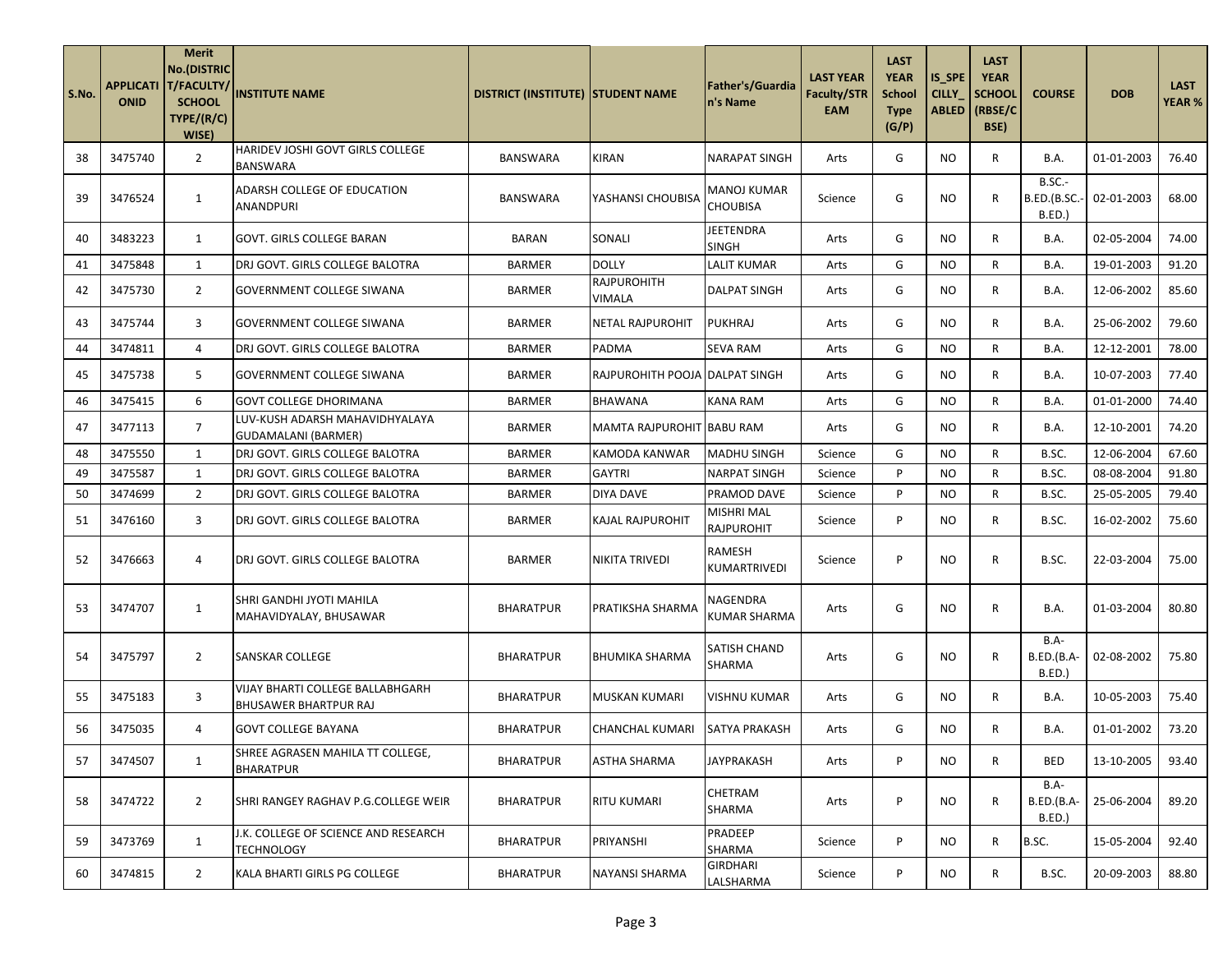| S.No. | APPLICATIONID | Merit No.(DISTRICT/FACULTY/SCHOOL TYPE/(R/C) WISE) | INSTITUTE NAME | DISTRICT (INSTITUTE) | STUDENT NAME | Father's/Guardian's Name | LAST YEAR Faculty/STREAM | LAST YEAR School Type (G/P) | IS_SPECILLY_ABLED | LAST YEAR SCHOOL (RBSE/CBSE) | COURSE | DOB | LAST YEAR % |
|---|---|---|---|---|---|---|---|---|---|---|---|---|---|
| 38 | 3475740 | 2 | HARIDEV JOSHI GOVT GIRLS COLLEGE BANSWARA | BANSWARA | KIRAN | NARAPAT SINGH | Arts | G | NO | R | B.A. | 01-01-2003 | 76.40 |
| 39 | 3476524 | 1 | ADARSH COLLEGE OF EDUCATION ANANDPURI | BANSWARA | YASHANSI CHOUBISA | MANOJ KUMAR CHOUBISA | Science | G | NO | R | B.SC.-B.ED.(B.SC.-B.ED.) | 02-01-2003 | 68.00 |
| 40 | 3483223 | 1 | GOVT. GIRLS COLLEGE BARAN | BARAN | SONALI | JEETENDRA SINGH | Arts | G | NO | R | B.A. | 02-05-2004 | 74.00 |
| 41 | 3475848 | 1 | DRJ GOVT. GIRLS COLLEGE BALOTRA | BARMER | DOLLY | LALIT KUMAR | Arts | G | NO | R | B.A. | 19-01-2003 | 91.20 |
| 42 | 3475730 | 2 | GOVERNMENT COLLEGE SIWANA | BARMER | RAJPUROHITH VIMALA | DALPAT SINGH | Arts | G | NO | R | B.A. | 12-06-2002 | 85.60 |
| 43 | 3475744 | 3 | GOVERNMENT COLLEGE SIWANA | BARMER | NETAL RAJPUROHIT | PUKHRAJ | Arts | G | NO | R | B.A. | 25-06-2002 | 79.60 |
| 44 | 3474811 | 4 | DRJ GOVT. GIRLS COLLEGE BALOTRA | BARMER | PADMA | SEVA RAM | Arts | G | NO | R | B.A. | 12-12-2001 | 78.00 |
| 45 | 3475738 | 5 | GOVERNMENT COLLEGE SIWANA | BARMER | RAJPUROHITH POOJA | DALPAT SINGH | Arts | G | NO | R | B.A. | 10-07-2003 | 77.40 |
| 46 | 3475415 | 6 | GOVT COLLEGE DHORIMANA | BARMER | BHAWANA | KANA RAM | Arts | G | NO | R | B.A. | 01-01-2000 | 74.40 |
| 47 | 3477113 | 7 | LUV-KUSH ADARSH MAHAVIDHYALAYA GUDAMALANI (BARMER) | BARMER | MAMTA RAJPUROHIT | BABU RAM | Arts | G | NO | R | B.A. | 12-10-2001 | 74.20 |
| 48 | 3475550 | 1 | DRJ GOVT. GIRLS COLLEGE BALOTRA | BARMER | KAMODA KANWAR | MADHU SINGH | Science | G | NO | R | B.SC. | 12-06-2004 | 67.60 |
| 49 | 3475587 | 1 | DRJ GOVT. GIRLS COLLEGE BALOTRA | BARMER | GAYTRI | NARPAT SINGH | Science | P | NO | R | B.SC. | 08-08-2004 | 91.80 |
| 50 | 3474699 | 2 | DRJ GOVT. GIRLS COLLEGE BALOTRA | BARMER | DIYA DAVE | PRAMOD DAVE | Science | P | NO | R | B.SC. | 25-05-2005 | 79.40 |
| 51 | 3476160 | 3 | DRJ GOVT. GIRLS COLLEGE BALOTRA | BARMER | KAJAL RAJPUROHIT | MISHRI MAL RAJPUROHIT | Science | P | NO | R | B.SC. | 16-02-2002 | 75.60 |
| 52 | 3476663 | 4 | DRJ GOVT. GIRLS COLLEGE BALOTRA | BARMER | NIKITA TRIVEDI | RAMESH KUMARTRIVEDI | Science | P | NO | R | B.SC. | 22-03-2004 | 75.00 |
| 53 | 3474707 | 1 | SHRI GANDHI JYOTI MAHILA MAHAVIDYALAY, BHUSAWAR | BHARATPUR | PRATIKSHA SHARMA | NAGENDRA KUMAR SHARMA | Arts | G | NO | R | B.A. | 01-03-2004 | 80.80 |
| 54 | 3475797 | 2 | SANSKAR COLLEGE | BHARATPUR | BHUMIKA SHARMA | SATISH CHAND SHARMA | Arts | G | NO | R | B.A-B.ED.(B.A-B.ED.) | 02-08-2002 | 75.80 |
| 55 | 3475183 | 3 | VIJAY BHARTI COLLEGE BALLABHGARH BHUSAWER BHARTPUR RAJ | BHARATPUR | MUSKAN KUMARI | VISHNU KUMAR | Arts | G | NO | R | B.A. | 10-05-2003 | 75.40 |
| 56 | 3475035 | 4 | GOVT COLLEGE BAYANA | BHARATPUR | CHANCHAL KUMARI | SATYA PRAKASH | Arts | G | NO | R | B.A. | 01-01-2002 | 73.20 |
| 57 | 3474507 | 1 | SHREE AGRASEN MAHILA TT COLLEGE, BHARATPUR | BHARATPUR | ASTHA SHARMA | JAYPRAKASH | Arts | P | NO | R | BED | 13-10-2005 | 93.40 |
| 58 | 3474722 | 2 | SHRI RANGEY RAGHAV P.G.COLLEGE WEIR | BHARATPUR | RITU KUMARI | CHETRAM SHARMA | Arts | P | NO | R | B.A-B.ED.(B.A-B.ED.) | 25-06-2004 | 89.20 |
| 59 | 3473769 | 1 | J.K. COLLEGE OF SCIENCE AND RESEARCH TECHNOLOGY | BHARATPUR | PRIYANSHI | PRADEEP SHARMA | Science | P | NO | R | B.SC. | 15-05-2004 | 92.40 |
| 60 | 3474815 | 2 | KALA BHARTI GIRLS PG COLLEGE | BHARATPUR | NAYANSI SHARMA | GIRDHARI LALSHARMA | Science | P | NO | R | B.SC. | 20-09-2003 | 88.80 |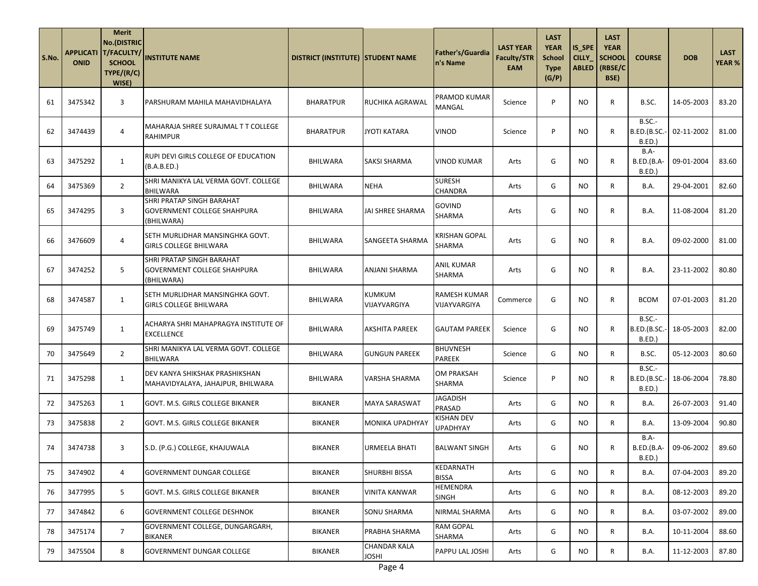| S.No. | APPLICATIONID | Merit No.(DISTRICT/FACULTY/SCHOOL TYPE/(R/C) WISE) | INSTITUTE NAME | DISTRICT (INSTITUTE) | STUDENT NAME | Father's/Guardian's Name | LAST YEAR Faculty/STREAM | LAST YEAR School Type (G/P) | IS_SPECILLY_ABLED | LAST YEAR SCHOOL (RBSE/CBSE) | COURSE | DOB | LAST YEAR % |
|---|---|---|---|---|---|---|---|---|---|---|---|---|---|
| 61 | 3475342 | 3 | PARSHURAM MAHILA MAHAVIDHALAYA | BHARATPUR | RUCHIKA AGRAWAL | PRAMOD KUMAR MANGAL | Science | P | NO | R | B.SC. | 14-05-2003 | 83.20 |
| 62 | 3474439 | 4 | MAHARAJA SHREE SURAJMAL T T COLLEGE RAHIMPUR | BHARATPUR | JYOTI KATARA | VINOD | Science | P | NO | R | B.SC.-B.ED.(B.SC.-B.ED.) | 02-11-2002 | 81.00 |
| 63 | 3475292 | 1 | RUPI DEVI GIRLS COLLEGE OF EDUCATION (B.A.B.ED.) | BHILWARA | SAKSI SHARMA | VINOD KUMAR | Arts | G | NO | R | B.A-B.ED.(B.A-B.ED.) | 09-01-2004 | 83.60 |
| 64 | 3475369 | 2 | SHRI MANIKYA LAL VERMA GOVT. COLLEGE BHILWARA | BHILWARA | NEHA | SURESH CHANDRA | Arts | G | NO | R | B.A. | 29-04-2001 | 82.60 |
| 65 | 3474295 | 3 | SHRI PRATAP SINGH BARAHAT GOVERNMENT COLLEGE SHAHPURA (BHILWARA) | BHILWARA | JAI SHREE SHARMA | GOVIND SHARMA | Arts | G | NO | R | B.A. | 11-08-2004 | 81.20 |
| 66 | 3476609 | 4 | SETH MURLIDHAR MANSINGHKA GOVT. GIRLS COLLEGE BHILWARA | BHILWARA | SANGEETA SHARMA | KRISHAN GOPAL SHARMA | Arts | G | NO | R | B.A. | 09-02-2000 | 81.00 |
| 67 | 3474252 | 5 | SHRI PRATAP SINGH BARAHAT GOVERNMENT COLLEGE SHAHPURA (BHILWARA) | BHILWARA | ANJANI SHARMA | ANIL KUMAR SHARMA | Arts | G | NO | R | B.A. | 23-11-2002 | 80.80 |
| 68 | 3474587 | 1 | SETH MURLIDHAR MANSINGHKA GOVT. GIRLS COLLEGE BHILWARA | BHILWARA | KUMKUM VIJAYVARGIYA | RAMESH KUMAR VIJAYVARGIYA | Commerce | G | NO | R | BCOM | 07-01-2003 | 81.20 |
| 69 | 3475749 | 1 | ACHARYA SHRI MAHAPRAGYA INSTITUTE OF EXCELLENCE | BHILWARA | AKSHITA PAREEK | GAUTAM PAREEK | Science | G | NO | R | B.SC.-B.ED.(B.SC.-B.ED.) | 18-05-2003 | 82.00 |
| 70 | 3475649 | 2 | SHRI MANIKYA LAL VERMA GOVT. COLLEGE BHILWARA | BHILWARA | GUNGUN PAREEK | BHUVNESH PAREEK | Science | G | NO | R | B.SC. | 05-12-2003 | 80.60 |
| 71 | 3475298 | 1 | DEV KANYA SHIKSHAK PRASHIKSHAN MAHAVIDYALAYA, JAHAJPUR, BHILWARA | BHILWARA | VARSHA SHARMA | OM PRAKSAH SHARMA | Science | P | NO | R | B.SC.-B.ED.(B.SC.-B.ED.) | 18-06-2004 | 78.80 |
| 72 | 3475263 | 1 | GOVT. M.S. GIRLS COLLEGE BIKANER | BIKANER | MAYA SARASWAT | JAGADISH PRASAD | Arts | G | NO | R | B.A. | 26-07-2003 | 91.40 |
| 73 | 3475838 | 2 | GOVT. M.S. GIRLS COLLEGE BIKANER | BIKANER | MONIKA UPADHYAY | KISHAN DEV UPADHYAY | Arts | G | NO | R | B.A. | 13-09-2004 | 90.80 |
| 74 | 3474738 | 3 | S.D. (P.G.) COLLEGE, KHAJUWALA | BIKANER | URMEELA BHATI | BALWANT SINGH | Arts | G | NO | R | B.A-B.ED.(B.A-B.ED.) | 09-06-2002 | 89.60 |
| 75 | 3474902 | 4 | GOVERNMENT DUNGAR COLLEGE | BIKANER | SHURBHI BISSA | KEDARNATH BISSA | Arts | G | NO | R | B.A. | 07-04-2003 | 89.20 |
| 76 | 3477995 | 5 | GOVT. M.S. GIRLS COLLEGE BIKANER | BIKANER | VINITA KANWAR | HEMENDRA SINGH | Arts | G | NO | R | B.A. | 08-12-2003 | 89.20 |
| 77 | 3474842 | 6 | GOVERNMENT COLLEGE DESHNOK | BIKANER | SONU SHARMA | NIRMAL SHARMA | Arts | G | NO | R | B.A. | 03-07-2002 | 89.00 |
| 78 | 3475174 | 7 | GOVERNMENT COLLEGE, DUNGARGARH, BIKANER | BIKANER | PRABHA SHARMA | RAM GOPAL SHARMA | Arts | G | NO | R | B.A. | 10-11-2004 | 88.60 |
| 79 | 3475504 | 8 | GOVERNMENT DUNGAR COLLEGE | BIKANER | CHANDAR KALA JOSHI | PAPPU LAL JOSHI | Arts | G | NO | R | B.A. | 11-12-2003 | 87.80 |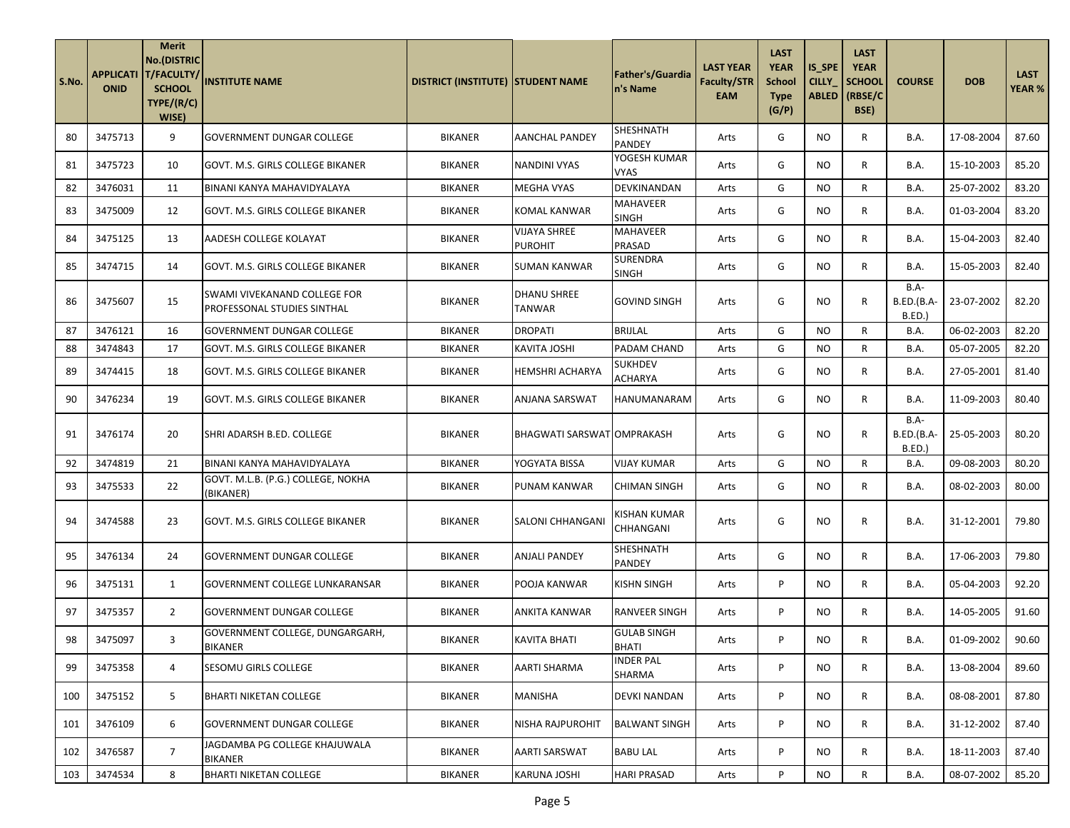| S.No. | APPLICATIONID | Merit No.(DISTRICT/FACULTY/SCHOOL TYPE/(R/C) WISE) | INSTITUTE NAME | DISTRICT (INSTITUTE) | STUDENT NAME | Father's/Guardian's Name | LAST YEAR Faculty/STREAM | LAST YEAR School Type (G/P) | IS_SPECILLY_ABLED | LAST YEAR SCHOOL (RBSE/CBSE) | COURSE | DOB | LAST YEAR % |
|---|---|---|---|---|---|---|---|---|---|---|---|---|---|
| 80 | 3475713 | 9 | GOVERNMENT DUNGAR COLLEGE | BIKANER | AANCHAL PANDEY | SHESHNATH PANDEY | Arts | G | NO | R | B.A. | 17-08-2004 | 87.60 |
| 81 | 3475723 | 10 | GOVT. M.S. GIRLS COLLEGE BIKANER | BIKANER | NANDINI VYAS | YOGESH KUMAR VYAS | Arts | G | NO | R | B.A. | 15-10-2003 | 85.20 |
| 82 | 3476031 | 11 | BINANI KANYA MAHAVIDYALAYA | BIKANER | MEGHA VYAS | DEVKINANDAN | Arts | G | NO | R | B.A. | 25-07-2002 | 83.20 |
| 83 | 3475009 | 12 | GOVT. M.S. GIRLS COLLEGE BIKANER | BIKANER | KOMAL KANWAR | MAHAVEER SINGH | Arts | G | NO | R | B.A. | 01-03-2004 | 83.20 |
| 84 | 3475125 | 13 | AADESH COLLEGE KOLAYAT | BIKANER | VIJAYA SHREE PUROHIT | MAHAVEER PRASAD | Arts | G | NO | R | B.A. | 15-04-2003 | 82.40 |
| 85 | 3474715 | 14 | GOVT. M.S. GIRLS COLLEGE BIKANER | BIKANER | SUMAN KANWAR | SURENDRA SINGH | Arts | G | NO | R | B.A. | 15-05-2003 | 82.40 |
| 86 | 3475607 | 15 | SWAMI VIVEKANAND COLLEGE FOR PROFESSONAL STUDIES SINTHAL | BIKANER | DHANU SHREE TANWAR | GOVIND SINGH | Arts | G | NO | R | B.A-B.ED.(B.A-B.ED.) | 23-07-2002 | 82.20 |
| 87 | 3476121 | 16 | GOVERNMENT DUNGAR COLLEGE | BIKANER | DROPATI | BRIJLAL | Arts | G | NO | R | B.A. | 06-02-2003 | 82.20 |
| 88 | 3474843 | 17 | GOVT. M.S. GIRLS COLLEGE BIKANER | BIKANER | KAVITA JOSHI | PADAM CHAND | Arts | G | NO | R | B.A. | 05-07-2005 | 82.20 |
| 89 | 3474415 | 18 | GOVT. M.S. GIRLS COLLEGE BIKANER | BIKANER | HEMSHRI ACHARYA | SUKHDEV ACHARYA | Arts | G | NO | R | B.A. | 27-05-2001 | 81.40 |
| 90 | 3476234 | 19 | GOVT. M.S. GIRLS COLLEGE BIKANER | BIKANER | ANJANA SARSWAT | HANUMANARAM | Arts | G | NO | R | B.A. | 11-09-2003 | 80.40 |
| 91 | 3476174 | 20 | SHRI ADARSH B.ED. COLLEGE | BIKANER | BHAGWATI SARSWAT | OMPRAKASH | Arts | G | NO | R | B.A-B.ED.(B.A-B.ED.) | 25-05-2003 | 80.20 |
| 92 | 3474819 | 21 | BINANI KANYA MAHAVIDYALAYA | BIKANER | YOGYATA BISSA | VIJAY KUMAR | Arts | G | NO | R | B.A. | 09-08-2003 | 80.20 |
| 93 | 3475533 | 22 | GOVT. M.L.B. (P.G.) COLLEGE, NOKHA (BIKANER) | BIKANER | PUNAM KANWAR | CHIMAN SINGH | Arts | G | NO | R | B.A. | 08-02-2003 | 80.00 |
| 94 | 3474588 | 23 | GOVT. M.S. GIRLS COLLEGE BIKANER | BIKANER | SALONI CHHANGANI | KISHAN KUMAR CHHANGANI | Arts | G | NO | R | B.A. | 31-12-2001 | 79.80 |
| 95 | 3476134 | 24 | GOVERNMENT DUNGAR COLLEGE | BIKANER | ANJALI PANDEY | SHESHNATH PANDEY | Arts | G | NO | R | B.A. | 17-06-2003 | 79.80 |
| 96 | 3475131 | 1 | GOVERNMENT COLLEGE LUNKARANSAR | BIKANER | POOJA KANWAR | KISHN SINGH | Arts | P | NO | R | B.A. | 05-04-2003 | 92.20 |
| 97 | 3475357 | 2 | GOVERNMENT DUNGAR COLLEGE | BIKANER | ANKITA KANWAR | RANVEER SINGH | Arts | P | NO | R | B.A. | 14-05-2005 | 91.60 |
| 98 | 3475097 | 3 | GOVERNMENT COLLEGE, DUNGARGARH, BIKANER | BIKANER | KAVITA BHATI | GULAB SINGH BHATI | Arts | P | NO | R | B.A. | 01-09-2002 | 90.60 |
| 99 | 3475358 | 4 | SESOMU GIRLS COLLEGE | BIKANER | AARTI SHARMA | INDER PAL SHARMA | Arts | P | NO | R | B.A. | 13-08-2004 | 89.60 |
| 100 | 3475152 | 5 | BHARTI NIKETAN COLLEGE | BIKANER | MANISHA | DEVKI NANDAN | Arts | P | NO | R | B.A. | 08-08-2001 | 87.80 |
| 101 | 3476109 | 6 | GOVERNMENT DUNGAR COLLEGE | BIKANER | NISHA RAJPUROHIT | BALWANT SINGH | Arts | P | NO | R | B.A. | 31-12-2002 | 87.40 |
| 102 | 3476587 | 7 | JAGDAMBA PG COLLEGE KHAJUWALA BIKANER | BIKANER | AARTI SARSWAT | BABU LAL | Arts | P | NO | R | B.A. | 18-11-2003 | 87.40 |
| 103 | 3474534 | 8 | BHARTI NIKETAN COLLEGE | BIKANER | KARUNA JOSHI | HARI PRASAD | Arts | P | NO | R | B.A. | 08-07-2002 | 85.20 |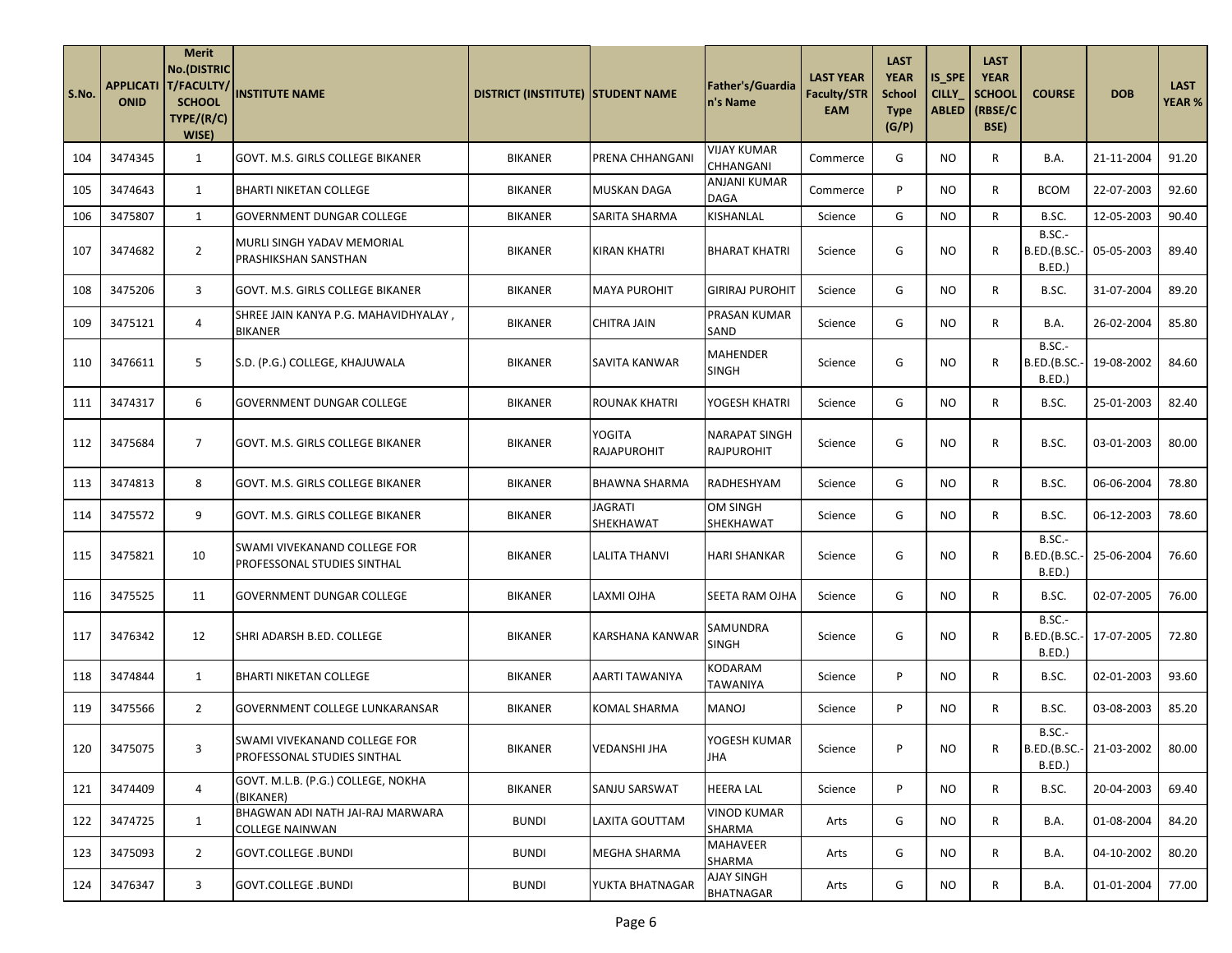| S.No. | APPLICATIONID | Merit No.(DISTRICT/FACULTY/SCHOOL TYPE/(R/C) WISE) | INSTITUTE NAME | DISTRICT (INSTITUTE) | STUDENT NAME | Father's/Guardian's Name | LAST YEAR Faculty/STREAM | LAST YEAR School Type (G/P) | IS_SPECILLY_ABLED | LAST YEAR SCHOOL (RBSE/CBSE) | COURSE | DOB | LAST YEAR % |
|---|---|---|---|---|---|---|---|---|---|---|---|---|---|
| 104 | 3474345 | 1 | GOVT. M.S. GIRLS COLLEGE BIKANER | BIKANER | PRENA CHHANGANI | VIJAY KUMAR CHHANGANI | Commerce | G | NO | R | B.A. | 21-11-2004 | 91.20 |
| 105 | 3474643 | 1 | BHARTI NIKETAN COLLEGE | BIKANER | MUSKAN DAGA | ANJANI KUMAR DAGA | Commerce | P | NO | R | BCOM | 22-07-2003 | 92.60 |
| 106 | 3475807 | 1 | GOVERNMENT DUNGAR COLLEGE | BIKANER | SARITA SHARMA | KISHANLAL | Science | G | NO | R | B.SC. | 12-05-2003 | 90.40 |
| 107 | 3474682 | 2 | MURLI SINGH YADAV MEMORIAL PRASHIKSHAN SANSTHAN | BIKANER | KIRAN KHATRI | BHARAT KHATRI | Science | G | NO | R | B.SC.-B.ED.(B.SC.-B.ED.) | 05-05-2003 | 89.40 |
| 108 | 3475206 | 3 | GOVT. M.S. GIRLS COLLEGE BIKANER | BIKANER | MAYA PUROHIT | GIRIRAJ PUROHIT | Science | G | NO | R | B.SC. | 31-07-2004 | 89.20 |
| 109 | 3475121 | 4 | SHREE JAIN KANYA P.G. MAHAVIDHYALAY , BIKANER | BIKANER | CHITRA JAIN | PRASAN KUMAR SAND | Science | G | NO | R | B.A. | 26-02-2004 | 85.80 |
| 110 | 3476611 | 5 | S.D. (P.G.) COLLEGE, KHAJUWALA | BIKANER | SAVITA KANWAR | MAHENDER SINGH | Science | G | NO | R | B.SC.-B.ED.(B.SC.-B.ED.) | 19-08-2002 | 84.60 |
| 111 | 3474317 | 6 | GOVERNMENT DUNGAR COLLEGE | BIKANER | ROUNAK KHATRI | YOGESH KHATRI | Science | G | NO | R | B.SC. | 25-01-2003 | 82.40 |
| 112 | 3475684 | 7 | GOVT. M.S. GIRLS COLLEGE BIKANER | BIKANER | YOGITA RAJAPUROHIT | NARAPAT SINGH RAJPUROHIT | Science | G | NO | R | B.SC. | 03-01-2003 | 80.00 |
| 113 | 3474813 | 8 | GOVT. M.S. GIRLS COLLEGE BIKANER | BIKANER | BHAWNA SHARMA | RADHESHYAM | Science | G | NO | R | B.SC. | 06-06-2004 | 78.80 |
| 114 | 3475572 | 9 | GOVT. M.S. GIRLS COLLEGE BIKANER | BIKANER | JAGRATI SHEKHAWAT | OM SINGH SHEKHAWAT | Science | G | NO | R | B.SC. | 06-12-2003 | 78.60 |
| 115 | 3475821 | 10 | SWAMI VIVEKANAND COLLEGE FOR PROFESSONAL STUDIES SINTHAL | BIKANER | LALITA THANVI | HARI SHANKAR | Science | G | NO | R | B.SC.-B.ED.(B.SC.-B.ED.) | 25-06-2004 | 76.60 |
| 116 | 3475525 | 11 | GOVERNMENT DUNGAR COLLEGE | BIKANER | LAXMI OJHA | SEETA RAM OJHA | Science | G | NO | R | B.SC. | 02-07-2005 | 76.00 |
| 117 | 3476342 | 12 | SHRI ADARSH B.ED. COLLEGE | BIKANER | KARSHANA KANWAR | SAMUNDRA SINGH | Science | G | NO | R | B.SC.-B.ED.(B.SC.-B.ED.) | 17-07-2005 | 72.80 |
| 118 | 3474844 | 1 | BHARTI NIKETAN COLLEGE | BIKANER | AARTI TAWANIYA | KODARAM TAWANIYA | Science | P | NO | R | B.SC. | 02-01-2003 | 93.60 |
| 119 | 3475566 | 2 | GOVERNMENT COLLEGE LUNKARANSAR | BIKANER | KOMAL SHARMA | MANOJ | Science | P | NO | R | B.SC. | 03-08-2003 | 85.20 |
| 120 | 3475075 | 3 | SWAMI VIVEKANAND COLLEGE FOR PROFESSONAL STUDIES SINTHAL | BIKANER | VEDANSHI JHA | YOGESH KUMAR JHA | Science | P | NO | R | B.SC.-B.ED.(B.SC.-B.ED.) | 21-03-2002 | 80.00 |
| 121 | 3474409 | 4 | GOVT. M.L.B. (P.G.) COLLEGE, NOKHA (BIKANER) | BIKANER | SANJU SARSWAT | HEERA LAL | Science | P | NO | R | B.SC. | 20-04-2003 | 69.40 |
| 122 | 3474725 | 1 | BHAGWAN ADI NATH JAI-RAJ MARWARA COLLEGE NAINWAN | BUNDI | LAXITA GOUTTAM | VINOD KUMAR SHARMA | Arts | G | NO | R | B.A. | 01-08-2004 | 84.20 |
| 123 | 3475093 | 2 | GOVT.COLLEGE .BUNDI | BUNDI | MEGHA SHARMA | MAHAVEER SHARMA | Arts | G | NO | R | B.A. | 04-10-2002 | 80.20 |
| 124 | 3476347 | 3 | GOVT.COLLEGE .BUNDI | BUNDI | YUKTA BHATNAGAR | AJAY SINGH BHATNAGAR | Arts | G | NO | R | B.A. | 01-01-2004 | 77.00 |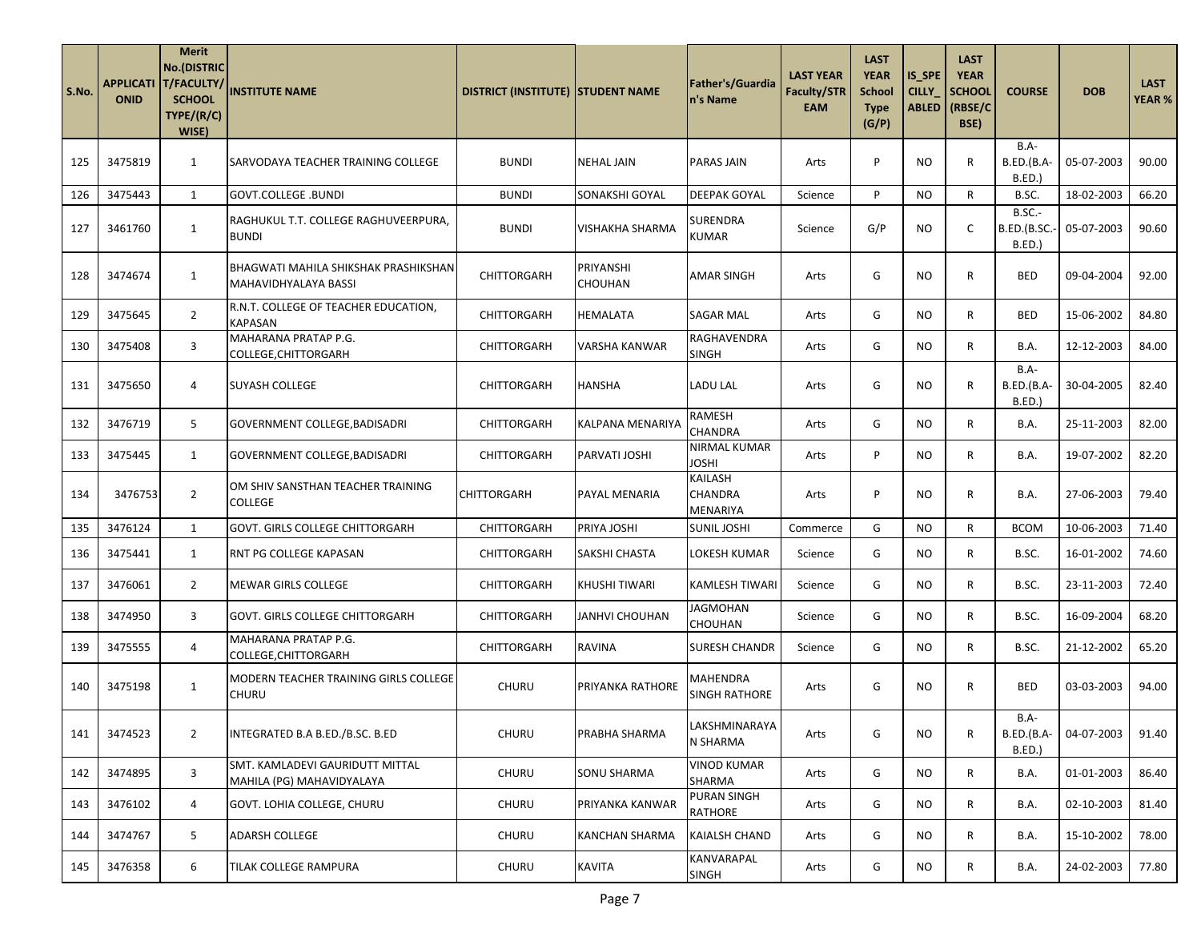| S.No. | APPLICATIONID | Merit No.(DISTRICT/FACULTY/SCHOOL TYPE/(R/C) WISE) | INSTITUTE NAME | DISTRICT (INSTITUTE) | STUDENT NAME | Father's/Guardian's Name | LAST YEAR Faculty/STREAM | LAST YEAR School Type (G/P) | IS_SPECILLY_ABLED | LAST YEAR SCHOOL (RBSE/CBSE) | COURSE | DOB | LAST YEAR % |
|---|---|---|---|---|---|---|---|---|---|---|---|---|---|
| 125 | 3475819 | 1 | SARVODAYA TEACHER TRAINING COLLEGE | BUNDI | NEHAL JAIN | PARAS JAIN | Arts | P | NO | R | B.A-B.ED.(B.A-B.ED.) | 05-07-2003 | 90.00 |
| 126 | 3475443 | 1 | GOVT.COLLEGE .BUNDI | BUNDI | SONAKSHI GOYAL | DEEPAK GOYAL | Science | P | NO | R | B.SC. | 18-02-2003 | 66.20 |
| 127 | 3461760 | 1 | RAGHUKUL T.T. COLLEGE RAGHUVEERPURA, BUNDI | BUNDI | VISHAKHA SHARMA | SURENDRA KUMAR | Science | G/P | NO | C | B.SC.-B.ED.(B.SC.-B.ED.) | 05-07-2003 | 90.60 |
| 128 | 3474674 | 1 | BHAGWATI MAHILA SHIKSHAK PRASHIKSHAN MAHAVIDHYALAYA BASSI | CHITTORGARH | PRIYANSHI CHOUHAN | AMAR SINGH | Arts | G | NO | R | BED | 09-04-2004 | 92.00 |
| 129 | 3475645 | 2 | R.N.T. COLLEGE OF TEACHER EDUCATION, KAPASAN | CHITTORGARH | HEMALATA | SAGAR MAL | Arts | G | NO | R | BED | 15-06-2002 | 84.80 |
| 130 | 3475408 | 3 | MAHARANA PRATAP P.G. COLLEGE,CHITTORGARH | CHITTORGARH | VARSHA KANWAR | RAGHAVENDRA SINGH | Arts | G | NO | R | B.A. | 12-12-2003 | 84.00 |
| 131 | 3475650 | 4 | SUYASH COLLEGE | CHITTORGARH | HANSHA | LADU LAL | Arts | G | NO | R | B.A-B.ED.(B.A-B.ED.) | 30-04-2005 | 82.40 |
| 132 | 3476719 | 5 | GOVERNMENT COLLEGE,BADISADRI | CHITTORGARH | KALPANA MENARIYA | RAMESH CHANDRA | Arts | G | NO | R | B.A. | 25-11-2003 | 82.00 |
| 133 | 3475445 | 1 | GOVERNMENT COLLEGE,BADISADRI | CHITTORGARH | PARVATI JOSHI | NIRMAL KUMAR JOSHI | Arts | P | NO | R | B.A. | 19-07-2002 | 82.20 |
| 134 | 3476753 | 2 | OM SHIV SANSTHAN TEACHER TRAINING COLLEGE | CHITTORGARH | PAYAL MENARIA | KAILASH CHANDRA MENARIYA | Arts | P | NO | R | B.A. | 27-06-2003 | 79.40 |
| 135 | 3476124 | 1 | GOVT. GIRLS COLLEGE CHITTORGARH | CHITTORGARH | PRIYA JOSHI | SUNIL JOSHI | Commerce | G | NO | R | BCOM | 10-06-2003 | 71.40 |
| 136 | 3475441 | 1 | RNT PG COLLEGE KAPASAN | CHITTORGARH | SAKSHI CHASTA | LOKESH KUMAR | Science | G | NO | R | B.SC. | 16-01-2002 | 74.60 |
| 137 | 3476061 | 2 | MEWAR GIRLS COLLEGE | CHITTORGARH | KHUSHI TIWARI | KAMLESH TIWARI | Science | G | NO | R | B.SC. | 23-11-2003 | 72.40 |
| 138 | 3474950 | 3 | GOVT. GIRLS COLLEGE CHITTORGARH | CHITTORGARH | JANHVI CHOUHAN | JAGMOHAN CHOUHAN | Science | G | NO | R | B.SC. | 16-09-2004 | 68.20 |
| 139 | 3475555 | 4 | MAHARANA PRATAP P.G. COLLEGE,CHITTORGARH | CHITTORGARH | RAVINA | SURESH CHANDR | Science | G | NO | R | B.SC. | 21-12-2002 | 65.20 |
| 140 | 3475198 | 1 | MODERN TEACHER TRAINING GIRLS COLLEGE CHURU | CHURU | PRIYANKA RATHORE | MAHENDRA SINGH RATHORE | Arts | G | NO | R | BED | 03-03-2003 | 94.00 |
| 141 | 3474523 | 2 | INTEGRATED B.A B.ED./B.SC. B.ED | CHURU | PRABHA SHARMA | LAKSHMINARAYAN SHARMA | Arts | G | NO | R | B.A-B.ED.(B.A-B.ED.) | 04-07-2003 | 91.40 |
| 142 | 3474895 | 3 | SMT. KAMLADEVI GAURIDUTT MITTAL MAHILA (PG) MAHAVIDYALAYA | CHURU | SONU SHARMA | VINOD KUMAR SHARMA | Arts | G | NO | R | B.A. | 01-01-2003 | 86.40 |
| 143 | 3476102 | 4 | GOVT. LOHIA COLLEGE, CHURU | CHURU | PRIYANKA KANWAR | PURAN SINGH RATHORE | Arts | G | NO | R | B.A. | 02-10-2003 | 81.40 |
| 144 | 3474767 | 5 | ADARSH COLLEGE | CHURU | KANCHAN SHARMA | KAIALSH CHAND | Arts | G | NO | R | B.A. | 15-10-2002 | 78.00 |
| 145 | 3476358 | 6 | TILAK COLLEGE RAMPURA | CHURU | KAVITA | KANVARAPAL SINGH | Arts | G | NO | R | B.A. | 24-02-2003 | 77.80 |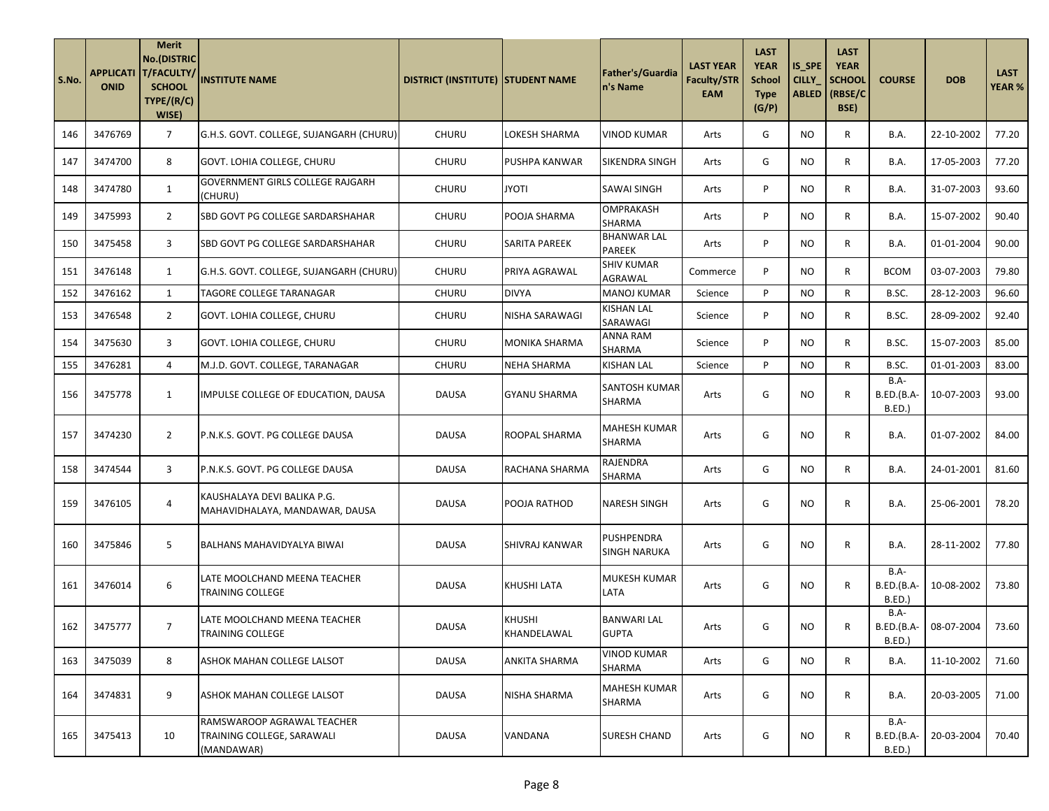| S.No. | APPLICATIONID | Merit No.(DISTRICT/FACULTY/SCHOOL TYPE/(R/C) WISE) | INSTITUTE NAME | DISTRICT (INSTITUTE) | STUDENT NAME | Father's/Guardian's Name | LAST YEAR Faculty/STREAM | LAST YEAR School Type (G/P) | IS_SPECILLY_ABLED | LAST YEAR SCHOOL (RBSE/CBSE) | COURSE | DOB | LAST YEAR % |
|---|---|---|---|---|---|---|---|---|---|---|---|---|---|
| 146 | 3476769 | 7 | G.H.S. GOVT. COLLEGE, SUJANGARH (CHURU) | CHURU | LOKESH SHARMA | VINOD KUMAR | Arts | G | NO | R | B.A. | 22-10-2002 | 77.20 |
| 147 | 3474700 | 8 | GOVT. LOHIA COLLEGE, CHURU | CHURU | PUSHPA KANWAR | SIKENDRA SINGH | Arts | G | NO | R | B.A. | 17-05-2003 | 77.20 |
| 148 | 3474780 | 1 | GOVERNMENT GIRLS COLLEGE RAJGARH (CHURU) | CHURU | JYOTI | SAWAI SINGH | Arts | P | NO | R | B.A. | 31-07-2003 | 93.60 |
| 149 | 3475993 | 2 | SBD GOVT PG COLLEGE SARDARSHAHAR | CHURU | POOJA SHARMA | OMPRAKASH SHARMA | Arts | P | NO | R | B.A. | 15-07-2002 | 90.40 |
| 150 | 3475458 | 3 | SBD GOVT PG COLLEGE SARDARSHAHAR | CHURU | SARITA PAREEK | BHANWAR LAL PAREEK | Arts | P | NO | R | B.A. | 01-01-2004 | 90.00 |
| 151 | 3476148 | 1 | G.H.S. GOVT. COLLEGE, SUJANGARH (CHURU) | CHURU | PRIYA AGRAWAL | SHIV KUMAR AGRAWAL | Commerce | P | NO | R | BCOM | 03-07-2003 | 79.80 |
| 152 | 3476162 | 1 | TAGORE COLLEGE TARANAGAR | CHURU | DIVYA | MANOJ KUMAR | Science | P | NO | R | B.SC. | 28-12-2003 | 96.60 |
| 153 | 3476548 | 2 | GOVT. LOHIA COLLEGE, CHURU | CHURU | NISHA SARAWAGI | KISHAN LAL SARAWAGI | Science | P | NO | R | B.SC. | 28-09-2002 | 92.40 |
| 154 | 3475630 | 3 | GOVT. LOHIA COLLEGE, CHURU | CHURU | MONIKA SHARMA | ANNA RAM SHARMA | Science | P | NO | R | B.SC. | 15-07-2003 | 85.00 |
| 155 | 3476281 | 4 | M.J.D. GOVT. COLLEGE, TARANAGAR | CHURU | NEHA SHARMA | KISHAN LAL | Science | P | NO | R | B.SC. | 01-01-2003 | 83.00 |
| 156 | 3475778 | 1 | IMPULSE COLLEGE OF EDUCATION, DAUSA | DAUSA | GYANU SHARMA | SANTOSH KUMAR SHARMA | Arts | G | NO | R | B.A-B.ED.(B.A-B.ED.) | 10-07-2003 | 93.00 |
| 157 | 3474230 | 2 | P.N.K.S. GOVT. PG COLLEGE DAUSA | DAUSA | ROOPAL SHARMA | MAHESH KUMAR SHARMA | Arts | G | NO | R | B.A. | 01-07-2002 | 84.00 |
| 158 | 3474544 | 3 | P.N.K.S. GOVT. PG COLLEGE DAUSA | DAUSA | RACHANA SHARMA | RAJENDRA SHARMA | Arts | G | NO | R | B.A. | 24-01-2001 | 81.60 |
| 159 | 3476105 | 4 | KAUSHALAYA DEVI BALIKA P.G. MAHAVIDHALAYA, MANDAWAR, DAUSA | DAUSA | POOJA RATHOD | NARESH SINGH | Arts | G | NO | R | B.A. | 25-06-2001 | 78.20 |
| 160 | 3475846 | 5 | BALHANS MAHAVIDYALYA BIWAI | DAUSA | SHIVRAJ KANWAR | PUSHPENDRA SINGH NARUKA | Arts | G | NO | R | B.A. | 28-11-2002 | 77.80 |
| 161 | 3476014 | 6 | LATE MOOLCHAND MEENA TEACHER TRAINING COLLEGE | DAUSA | KHUSHI LATA | MUKESH KUMAR LATA | Arts | G | NO | R | B.A-B.ED.(B.A-B.ED.) | 10-08-2002 | 73.80 |
| 162 | 3475777 | 7 | LATE MOOLCHAND MEENA TEACHER TRAINING COLLEGE | DAUSA | KHUSHI KHANDELAWAL | BANWARI LAL GUPTA | Arts | G | NO | R | B.A-B.ED.(B.A-B.ED.) | 08-07-2004 | 73.60 |
| 163 | 3475039 | 8 | ASHOK MAHAN COLLEGE LALSOT | DAUSA | ANKITA SHARMA | VINOD KUMAR SHARMA | Arts | G | NO | R | B.A. | 11-10-2002 | 71.60 |
| 164 | 3474831 | 9 | ASHOK MAHAN COLLEGE LALSOT | DAUSA | NISHA SHARMA | MAHESH KUMAR SHARMA | Arts | G | NO | R | B.A. | 20-03-2005 | 71.00 |
| 165 | 3475413 | 10 | RAMSWAROOP AGRAWAL TEACHER TRAINING COLLEGE, SARAWALI (MANDAWAR) | DAUSA | VANDANA | SURESH CHAND | Arts | G | NO | R | B.A-B.ED.(B.A-B.ED.) | 20-03-2004 | 70.40 |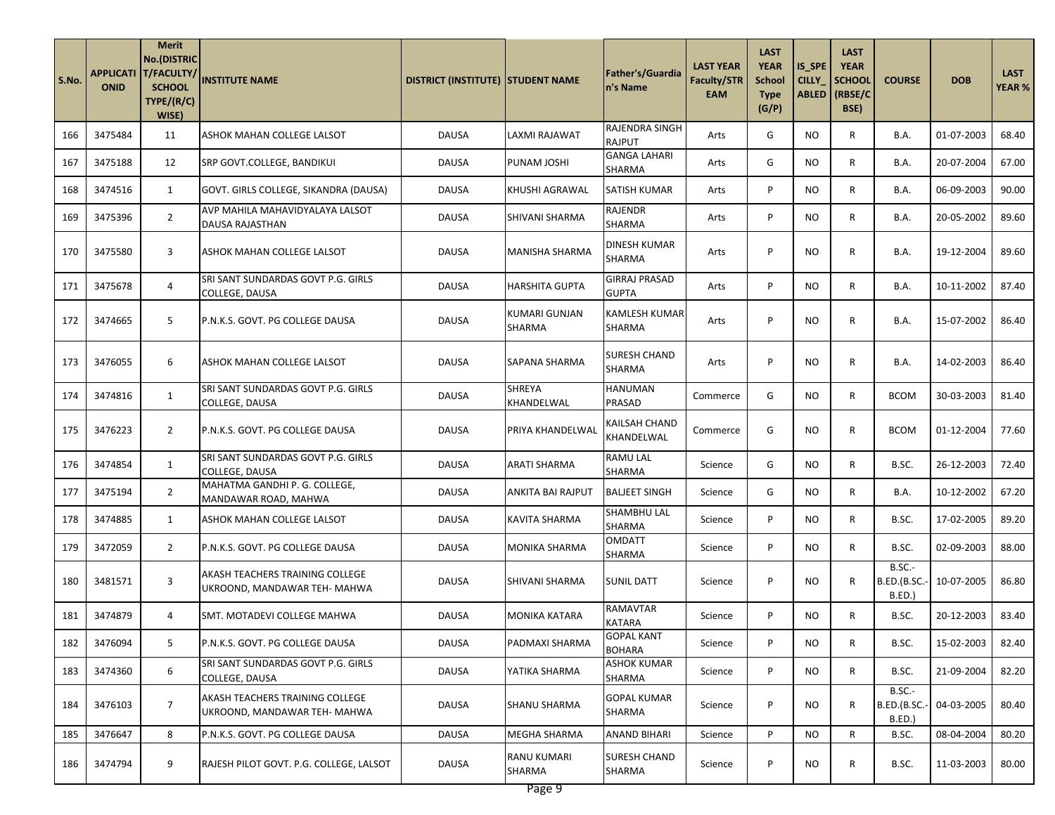| S.No. | APPLICATIONID | Merit No.(DISTRICT/FACULTY/SCHOOL TYPE/(R/C) WISE) | INSTITUTE NAME | DISTRICT (INSTITUTE) | STUDENT NAME | Father's/Guardian's Name | LAST YEAR Faculty/STREAM | LAST YEAR School Type (G/P) | IS_SPECILLY_ABLED | LAST YEAR SCHOOL (RBSE/CBSE) | COURSE | DOB | LAST YEAR % |
|---|---|---|---|---|---|---|---|---|---|---|---|---|---|
| 166 | 3475484 | 11 | ASHOK MAHAN COLLEGE LALSOT | DAUSA | LAXMI RAJAWAT | RAJENDRA SINGH RAJPUT | Arts | G | NO | R | B.A. | 01-07-2003 | 68.40 |
| 167 | 3475188 | 12 | SRP GOVT.COLLEGE, BANDIKUI | DAUSA | PUNAM JOSHI | GANGA LAHARI SHARMA | Arts | G | NO | R | B.A. | 20-07-2004 | 67.00 |
| 168 | 3474516 | 1 | GOVT. GIRLS COLLEGE, SIKANDRA (DAUSA) | DAUSA | KHUSHI AGRAWAL | SATISH KUMAR | Arts | P | NO | R | B.A. | 06-09-2003 | 90.00 |
| 169 | 3475396 | 2 | AVP MAHILA MAHAVIDYALAYA LALSOT DAUSA RAJASTHAN | DAUSA | SHIVANI SHARMA | RAJENDR SHARMA | Arts | P | NO | R | B.A. | 20-05-2002 | 89.60 |
| 170 | 3475580 | 3 | ASHOK MAHAN COLLEGE LALSOT | DAUSA | MANISHA SHARMA | DINESH KUMAR SHARMA | Arts | P | NO | R | B.A. | 19-12-2004 | 89.60 |
| 171 | 3475678 | 4 | SRI SANT SUNDARDAS GOVT P.G. GIRLS COLLEGE, DAUSA | DAUSA | HARSHITA GUPTA | GIRRAJ PRASAD GUPTA | Arts | P | NO | R | B.A. | 10-11-2002 | 87.40 |
| 172 | 3474665 | 5 | P.N.K.S. GOVT. PG COLLEGE DAUSA | DAUSA | KUMARI GUNJAN SHARMA | KAMLESH KUMAR SHARMA | Arts | P | NO | R | B.A. | 15-07-2002 | 86.40 |
| 173 | 3476055 | 6 | ASHOK MAHAN COLLEGE LALSOT | DAUSA | SAPANA SHARMA | SURESH CHAND SHARMA | Arts | P | NO | R | B.A. | 14-02-2003 | 86.40 |
| 174 | 3474816 | 1 | SRI SANT SUNDARDAS GOVT P.G. GIRLS COLLEGE, DAUSA | DAUSA | SHREYA KHANDELWAL | HANUMAN PRASAD | Commerce | G | NO | R | BCOM | 30-03-2003 | 81.40 |
| 175 | 3476223 | 2 | P.N.K.S. GOVT. PG COLLEGE DAUSA | DAUSA | PRIYA KHANDELWAL | KAILSAH CHAND KHANDELWAL | Commerce | G | NO | R | BCOM | 01-12-2004 | 77.60 |
| 176 | 3474854 | 1 | SRI SANT SUNDARDAS GOVT P.G. GIRLS COLLEGE, DAUSA | DAUSA | ARATI SHARMA | RAMU LAL SHARMA | Science | G | NO | R | B.SC. | 26-12-2003 | 72.40 |
| 177 | 3475194 | 2 | MAHATMA GANDHI P. G. COLLEGE, MANDAWAR ROAD, MAHWA | DAUSA | ANKITA BAI RAJPUT | BALJEET SINGH | Science | G | NO | R | B.A. | 10-12-2002 | 67.20 |
| 178 | 3474885 | 1 | ASHOK MAHAN COLLEGE LALSOT | DAUSA | KAVITA SHARMA | SHAMBHU LAL SHARMA | Science | P | NO | R | B.SC. | 17-02-2005 | 89.20 |
| 179 | 3472059 | 2 | P.N.K.S. GOVT. PG COLLEGE DAUSA | DAUSA | MONIKA SHARMA | OMDATT SHARMA | Science | P | NO | R | B.SC. | 02-09-2003 | 88.00 |
| 180 | 3481571 | 3 | AKASH TEACHERS TRAINING COLLEGE UKROOND, MANDAWAR TEH- MAHWA | DAUSA | SHIVANI SHARMA | SUNIL DATT | Science | P | NO | R | B.SC.-B.ED.(B.SC.-B.ED.) | 10-07-2005 | 86.80 |
| 181 | 3474879 | 4 | SMT. MOTADEVI COLLEGE MAHWA | DAUSA | MONIKA KATARA | RAMAVTAR KATARA | Science | P | NO | R | B.SC. | 20-12-2003 | 83.40 |
| 182 | 3476094 | 5 | P.N.K.S. GOVT. PG COLLEGE DAUSA | DAUSA | PADMAXI SHARMA | GOPAL KANT BOHARA | Science | P | NO | R | B.SC. | 15-02-2003 | 82.40 |
| 183 | 3474360 | 6 | SRI SANT SUNDARDAS GOVT P.G. GIRLS COLLEGE, DAUSA | DAUSA | YATIKA SHARMA | ASHOK KUMAR SHARMA | Science | P | NO | R | B.SC. | 21-09-2004 | 82.20 |
| 184 | 3476103 | 7 | AKASH TEACHERS TRAINING COLLEGE UKROOND, MANDAWAR TEH- MAHWA | DAUSA | SHANU SHARMA | GOPAL KUMAR SHARMA | Science | P | NO | R | B.SC.-B.ED.(B.SC.-B.ED.) | 04-03-2005 | 80.40 |
| 185 | 3476647 | 8 | P.N.K.S. GOVT. PG COLLEGE DAUSA | DAUSA | MEGHA SHARMA | ANAND BIHARI | Science | P | NO | R | B.SC. | 08-04-2004 | 80.20 |
| 186 | 3474794 | 9 | RAJESH PILOT GOVT. P.G. COLLEGE, LALSOT | DAUSA | RANU KUMARI SHARMA | SURESH CHAND SHARMA | Science | P | NO | R | B.SC. | 11-03-2003 | 80.00 |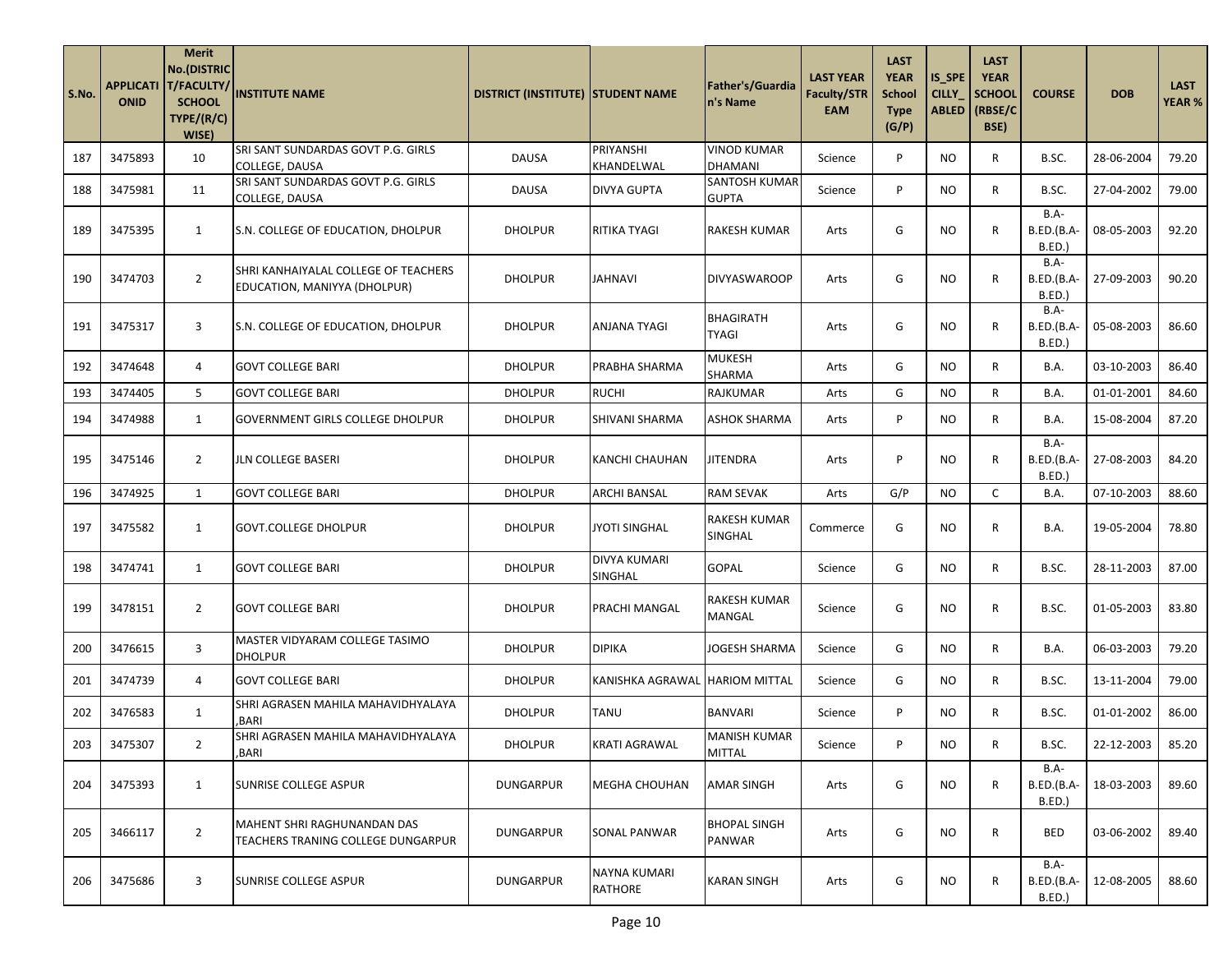| S.No. | APPLICATIONID | Merit No.(DISTRICT/FACULTY/SCHOOL TYPE/(R/C) WISE) | INSTITUTE NAME | DISTRICT (INSTITUTE) | STUDENT NAME | Father's/Guardian's Name | LAST YEAR Faculty/STREAM | LAST YEAR School Type (G/P) | IS_SPECILLY_ABLED | LAST YEAR SCHOOL (RBSE/CBSE) | COURSE | DOB | LAST YEAR % |
|---|---|---|---|---|---|---|---|---|---|---|---|---|---|
| 187 | 3475893 | 10 | SRI SANT SUNDARDAS GOVT P.G. GIRLS COLLEGE, DAUSA | DAUSA | PRIYANSHI KHANDELWAL | VINOD KUMAR DHAMANI | Science | P | NO | R | B.SC. | 28-06-2004 | 79.20 |
| 188 | 3475981 | 11 | SRI SANT SUNDARDAS GOVT P.G. GIRLS COLLEGE, DAUSA | DAUSA | DIVYA GUPTA | SANTOSH KUMAR GUPTA | Science | P | NO | R | B.SC. | 27-04-2002 | 79.00 |
| 189 | 3475395 | 1 | S.N. COLLEGE OF EDUCATION, DHOLPUR | DHOLPUR | RITIKA TYAGI | RAKESH KUMAR | Arts | G | NO | R | B.A-B.ED.(B.A-B.ED.) | 08-05-2003 | 92.20 |
| 190 | 3474703 | 2 | SHRI KANHAIYALAL COLLEGE OF TEACHERS EDUCATION, MANIYYA (DHOLPUR) | DHOLPUR | JAHNAVI | DIVYASWAROOP | Arts | G | NO | R | B.A-B.ED.(B.A-B.ED.) | 27-09-2003 | 90.20 |
| 191 | 3475317 | 3 | S.N. COLLEGE OF EDUCATION, DHOLPUR | DHOLPUR | ANJANA TYAGI | BHAGIRATH TYAGI | Arts | G | NO | R | B.A-B.ED.(B.A-B.ED.) | 05-08-2003 | 86.60 |
| 192 | 3474648 | 4 | GOVT COLLEGE BARI | DHOLPUR | PRABHA SHARMA | MUKESH SHARMA | Arts | G | NO | R | B.A. | 03-10-2003 | 86.40 |
| 193 | 3474405 | 5 | GOVT COLLEGE BARI | DHOLPUR | RUCHI | RAJKUMAR | Arts | G | NO | R | B.A. | 01-01-2001 | 84.60 |
| 194 | 3474988 | 1 | GOVERNMENT GIRLS COLLEGE DHOLPUR | DHOLPUR | SHIVANI SHARMA | ASHOK SHARMA | Arts | P | NO | R | B.A. | 15-08-2004 | 87.20 |
| 195 | 3475146 | 2 | JLN COLLEGE BASERI | DHOLPUR | KANCHI CHAUHAN | JITENDRA | Arts | P | NO | R | B.A-B.ED.(B.A-B.ED.) | 27-08-2003 | 84.20 |
| 196 | 3474925 | 1 | GOVT COLLEGE BARI | DHOLPUR | ARCHI BANSAL | RAM SEVAK | Arts | G/P | NO | C | B.A. | 07-10-2003 | 88.60 |
| 197 | 3475582 | 1 | GOVT.COLLEGE DHOLPUR | DHOLPUR | JYOTI SINGHAL | RAKESH KUMAR SINGHAL | Commerce | G | NO | R | B.A. | 19-05-2004 | 78.80 |
| 198 | 3474741 | 1 | GOVT COLLEGE BARI | DHOLPUR | DIVYA KUMARI SINGHAL | GOPAL | Science | G | NO | R | B.SC. | 28-11-2003 | 87.00 |
| 199 | 3478151 | 2 | GOVT COLLEGE BARI | DHOLPUR | PRACHI MANGAL | RAKESH KUMAR MANGAL | Science | G | NO | R | B.SC. | 01-05-2003 | 83.80 |
| 200 | 3476615 | 3 | MASTER VIDYARAM COLLEGE TASIMO DHOLPUR | DHOLPUR | DIPIKA | JOGESH SHARMA | Science | G | NO | R | B.A. | 06-03-2003 | 79.20 |
| 201 | 3474739 | 4 | GOVT COLLEGE BARI | DHOLPUR | KANISHKA AGRAWAL | HARIOM MITTAL | Science | G | NO | R | B.SC. | 13-11-2004 | 79.00 |
| 202 | 3476583 | 1 | SHRI AGRASEN MAHILA MAHAVIDHYALAYA ,BARI | DHOLPUR | TANU | BANVARI | Science | P | NO | R | B.SC. | 01-01-2002 | 86.00 |
| 203 | 3475307 | 2 | SHRI AGRASEN MAHILA MAHAVIDHYALAYA ,BARI | DHOLPUR | KRATI AGRAWAL | MANISH KUMAR MITTAL | Science | P | NO | R | B.SC. | 22-12-2003 | 85.20 |
| 204 | 3475393 | 1 | SUNRISE COLLEGE ASPUR | DUNGARPUR | MEGHA CHOUHAN | AMAR SINGH | Arts | G | NO | R | B.A-B.ED.(B.A-B.ED.) | 18-03-2003 | 89.60 |
| 205 | 3466117 | 2 | MAHENT SHRI RAGHUNANDAN DAS TEACHERS TRANING COLLEGE DUNGARPUR | DUNGARPUR | SONAL PANWAR | BHOPAL SINGH PANWAR | Arts | G | NO | R | BED | 03-06-2002 | 89.40 |
| 206 | 3475686 | 3 | SUNRISE COLLEGE ASPUR | DUNGARPUR | NAYNA KUMARI RATHORE | KARAN SINGH | Arts | G | NO | R | B.A-B.ED.(B.A-B.ED.) | 12-08-2005 | 88.60 |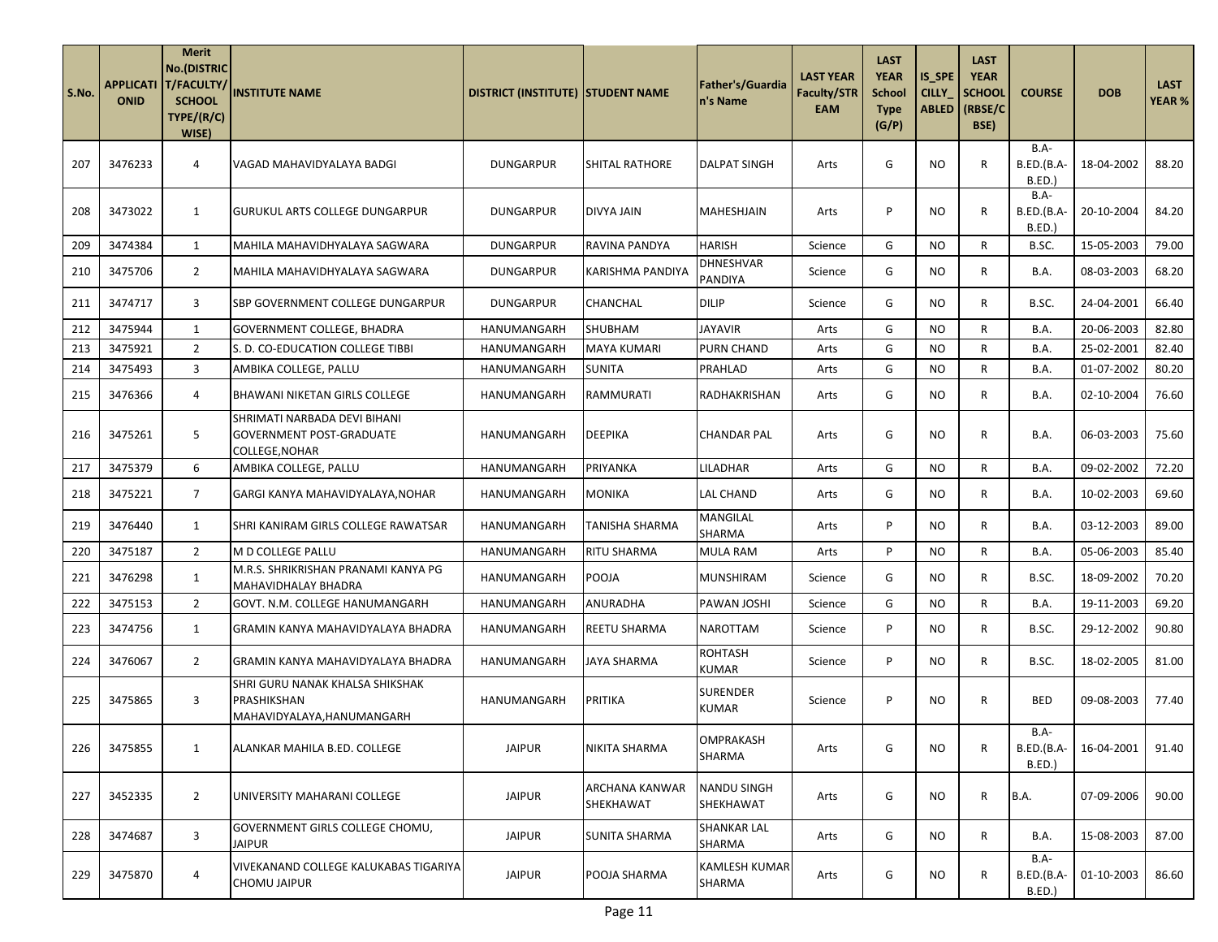| S.No. | APPLICATIONID | Merit No.(DISTRICT/FACULTY/SCHOOL TYPE/(R/C) WISE) | INSTITUTE NAME | DISTRICT (INSTITUTE) | STUDENT NAME | Father's/Guardian's Name | LAST YEAR Faculty/STREAM | LAST YEAR School Type (G/P) | IS_SPECILLY_ABLED | LAST YEAR SCHOOL (RBSE/CBSE) | COURSE | DOB | LAST YEAR % |
|---|---|---|---|---|---|---|---|---|---|---|---|---|---|
| 207 | 3476233 | 4 | VAGAD MAHAVIDYALAYA BADGI | DUNGARPUR | SHITAL RATHORE | DALPAT SINGH | Arts | G | NO | R | B.A-B.ED.(B.A-B.ED.) | 18-04-2002 | 88.20 |
| 208 | 3473022 | 1 | GURUKUL ARTS COLLEGE DUNGARPUR | DUNGARPUR | DIVYA JAIN | MAHESHJAIN | Arts | P | NO | R | B.A-B.ED.(B.A-B.ED.) | 20-10-2004 | 84.20 |
| 209 | 3474384 | 1 | MAHILA MAHAVIDHYALAYA SAGWARA | DUNGARPUR | RAVINA PANDYA | HARISH | Science | G | NO | R | B.SC. | 15-05-2003 | 79.00 |
| 210 | 3475706 | 2 | MAHILA MAHAVIDHYALAYA SAGWARA | DUNGARPUR | KARISHMA PANDIYA | DHNESHVAR PANDIYA | Science | G | NO | R | B.A. | 08-03-2003 | 68.20 |
| 211 | 3474717 | 3 | SBP GOVERNMENT COLLEGE DUNGARPUR | DUNGARPUR | CHANCHAL | DILIP | Science | G | NO | R | B.SC. | 24-04-2001 | 66.40 |
| 212 | 3475944 | 1 | GOVERNMENT COLLEGE, BHADRA | HANUMANGARH | SHUBHAM | JAYAVIR | Arts | G | NO | R | B.A. | 20-06-2003 | 82.80 |
| 213 | 3475921 | 2 | S. D. CO-EDUCATION COLLEGE TIBBI | HANUMANGARH | MAYA KUMARI | PURN CHAND | Arts | G | NO | R | B.A. | 25-02-2001 | 82.40 |
| 214 | 3475493 | 3 | AMBIKA COLLEGE, PALLU | HANUMANGARH | SUNITA | PRAHLAD | Arts | G | NO | R | B.A. | 01-07-2002 | 80.20 |
| 215 | 3476366 | 4 | BHAWANI NIKETAN GIRLS COLLEGE | HANUMANGARH | RAMMURATI | RADHAKRISHAN | Arts | G | NO | R | B.A. | 02-10-2004 | 76.60 |
| 216 | 3475261 | 5 | SHRIMATI NARBADA DEVI BIHANI GOVERNMENT POST-GRADUATE COLLEGE,NOHAR | HANUMANGARH | DEEPIKA | CHANDAR PAL | Arts | G | NO | R | B.A. | 06-03-2003 | 75.60 |
| 217 | 3475379 | 6 | AMBIKA COLLEGE, PALLU | HANUMANGARH | PRIYANKA | LILADHAR | Arts | G | NO | R | B.A. | 09-02-2002 | 72.20 |
| 218 | 3475221 | 7 | GARGI KANYA MAHAVIDYALAYA,NOHAR | HANUMANGARH | MONIKA | LAL CHAND | Arts | G | NO | R | B.A. | 10-02-2003 | 69.60 |
| 219 | 3476440 | 1 | SHRI KANIRAM GIRLS COLLEGE RAWATSAR | HANUMANGARH | TANISHA SHARMA | MANGILAL SHARMA | Arts | P | NO | R | B.A. | 03-12-2003 | 89.00 |
| 220 | 3475187 | 2 | M D COLLEGE PALLU | HANUMANGARH | RITU SHARMA | MULA RAM | Arts | P | NO | R | B.A. | 05-06-2003 | 85.40 |
| 221 | 3476298 | 1 | M.R.S. SHRIKRISHAN PRANAMI KANYA PG MAHAVIDHALAY BHADRA | HANUMANGARH | POOJA | MUNSHIRAM | Science | G | NO | R | B.SC. | 18-09-2002 | 70.20 |
| 222 | 3475153 | 2 | GOVT. N.M. COLLEGE HANUMANGARH | HANUMANGARH | ANURADHA | PAWAN JOSHI | Science | G | NO | R | B.A. | 19-11-2003 | 69.20 |
| 223 | 3474756 | 1 | GRAMIN KANYA MAHAVIDYALAYA BHADRA | HANUMANGARH | REETU SHARMA | NAROTTAM | Science | P | NO | R | B.SC. | 29-12-2002 | 90.80 |
| 224 | 3476067 | 2 | GRAMIN KANYA MAHAVIDYALAYA BHADRA | HANUMANGARH | JAYA SHARMA | ROHTASH KUMAR | Science | P | NO | R | B.SC. | 18-02-2005 | 81.00 |
| 225 | 3475865 | 3 | SHRI GURU NANAK KHALSA SHIKSHAK PRASHIKSHAN MAHAVIDYALAYA,HANUMANGARH | HANUMANGARH | PRITIKA | SURENDER KUMAR | Science | P | NO | R | BED | 09-08-2003 | 77.40 |
| 226 | 3475855 | 1 | ALANKAR MAHILA B.ED. COLLEGE | JAIPUR | NIKITA SHARMA | OMPRAKASH SHARMA | Arts | G | NO | R | B.A-B.ED.(B.A-B.ED.) | 16-04-2001 | 91.40 |
| 227 | 3452335 | 2 | UNIVERSITY MAHARANI COLLEGE | JAIPUR | ARCHANA KANWAR SHEKHAWAT | NANDU SINGH SHEKHAWAT | Arts | G | NO | R | B.A. | 07-09-2006 | 90.00 |
| 228 | 3474687 | 3 | GOVERNMENT GIRLS COLLEGE CHOMU, JAIPUR | JAIPUR | SUNITA SHARMA | SHANKAR LAL SHARMA | Arts | G | NO | R | B.A. | 15-08-2003 | 87.00 |
| 229 | 3475870 | 4 | VIVEKANAND COLLEGE KALUKABAS TIGARIYA CHOMU JAIPUR | JAIPUR | POOJA SHARMA | KAMLESH KUMAR SHARMA | Arts | G | NO | R | B.A-B.ED.(B.A-B.ED.) | 01-10-2003 | 86.60 |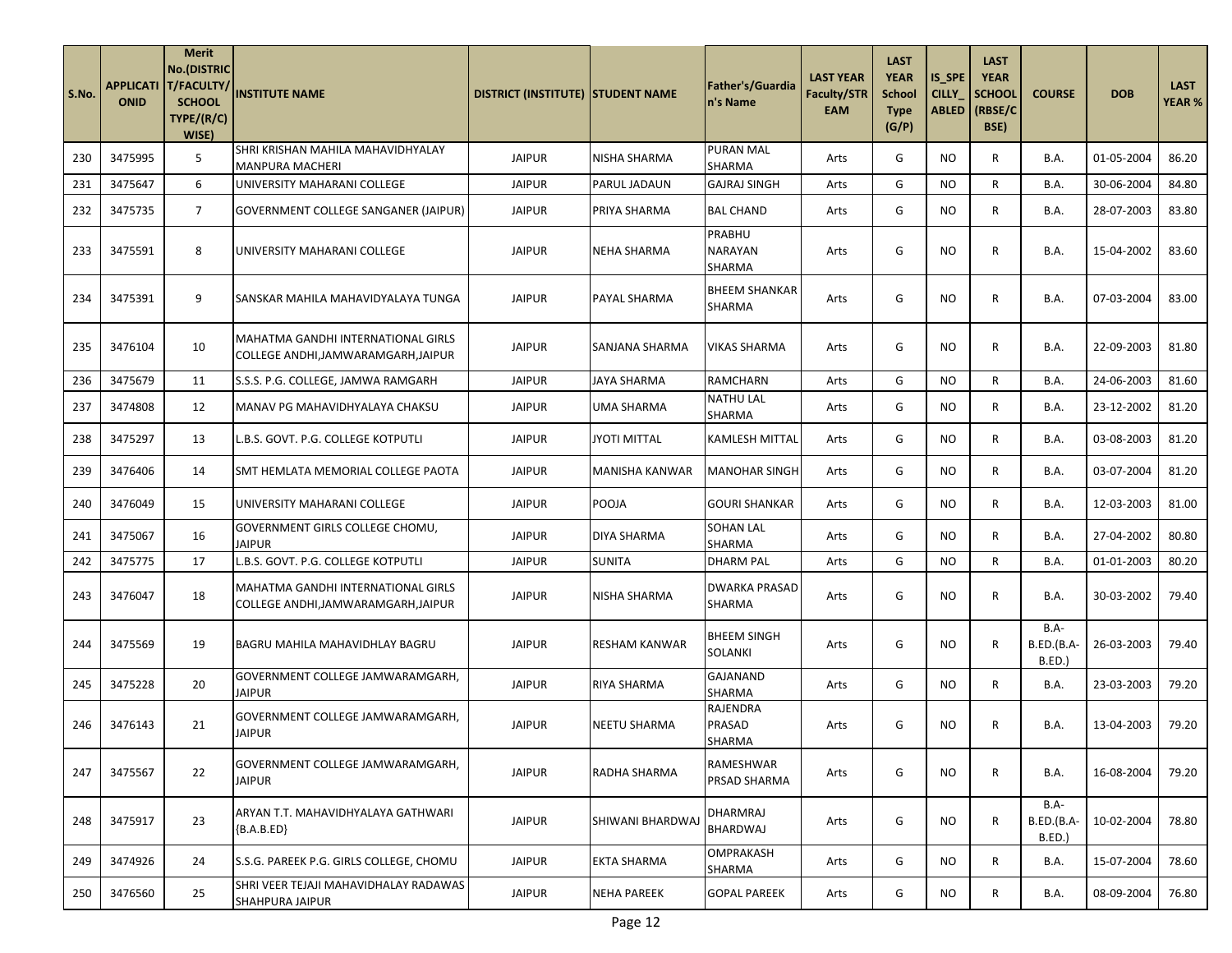| S.No. | APPLICATIONID | Merit No.(DISTRICT/FACULTY/SCHOOL TYPE/(R/C) WISE) | INSTITUTE NAME | DISTRICT (INSTITUTE) | STUDENT NAME | Father's/Guardian's Name | LAST YEAR Faculty/STREAM | LAST YEAR School Type (G/P) | IS_SPECILLY_ABLED | LAST YEAR SCHOOL (RBSE/CBSE) | COURSE | DOB | LAST YEAR % |
|---|---|---|---|---|---|---|---|---|---|---|---|---|---|
| 230 | 3475995 | 5 | SHRI KRISHAN MAHILA MAHAVIDHYALAY MANPURA MACHERI | JAIPUR | NISHA SHARMA | PURAN MAL SHARMA | Arts | G | NO | R | B.A. | 01-05-2004 | 86.20 |
| 231 | 3475647 | 6 | UNIVERSITY MAHARANI COLLEGE | JAIPUR | PARUL JADAUN | GAJRAJ SINGH | Arts | G | NO | R | B.A. | 30-06-2004 | 84.80 |
| 232 | 3475735 | 7 | GOVERNMENT COLLEGE SANGANER (JAIPUR) | JAIPUR | PRIYA SHARMA | BAL CHAND | Arts | G | NO | R | B.A. | 28-07-2003 | 83.80 |
| 233 | 3475591 | 8 | UNIVERSITY MAHARANI COLLEGE | JAIPUR | NEHA SHARMA | PRABHU NARAYAN SHARMA | Arts | G | NO | R | B.A. | 15-04-2002 | 83.60 |
| 234 | 3475391 | 9 | SANSKAR MAHILA MAHAVIDYALAYA TUNGA | JAIPUR | PAYAL SHARMA | BHEEM SHANKAR SHARMA | Arts | G | NO | R | B.A. | 07-03-2004 | 83.00 |
| 235 | 3476104 | 10 | MAHATMA GANDHI INTERNATIONAL GIRLS COLLEGE ANDHI,JAMWARAMGARH,JAIPUR | JAIPUR | SANJANA SHARMA | VIKAS SHARMA | Arts | G | NO | R | B.A. | 22-09-2003 | 81.80 |
| 236 | 3475679 | 11 | S.S.S. P.G. COLLEGE, JAMWA RAMGARH | JAIPUR | JAYA SHARMA | RAMCHARN | Arts | G | NO | R | B.A. | 24-06-2003 | 81.60 |
| 237 | 3474808 | 12 | MANAV PG MAHAVIDHYALAYA CHAKSU | JAIPUR | UMA SHARMA | NATHU LAL SHARMA | Arts | G | NO | R | B.A. | 23-12-2002 | 81.20 |
| 238 | 3475297 | 13 | L.B.S. GOVT. P.G. COLLEGE KOTPUTLI | JAIPUR | JYOTI MITTAL | KAMLESH MITTAL | Arts | G | NO | R | B.A. | 03-08-2003 | 81.20 |
| 239 | 3476406 | 14 | SMT HEMLATA MEMORIAL COLLEGE PAOTA | JAIPUR | MANISHA KANWAR | MANOHAR SINGH | Arts | G | NO | R | B.A. | 03-07-2004 | 81.20 |
| 240 | 3476049 | 15 | UNIVERSITY MAHARANI COLLEGE | JAIPUR | POOJA | GOURI SHANKAR | Arts | G | NO | R | B.A. | 12-03-2003 | 81.00 |
| 241 | 3475067 | 16 | GOVERNMENT GIRLS COLLEGE CHOMU, JAIPUR | JAIPUR | DIYA SHARMA | SOHAN LAL SHARMA | Arts | G | NO | R | B.A. | 27-04-2002 | 80.80 |
| 242 | 3475775 | 17 | L.B.S. GOVT. P.G. COLLEGE KOTPUTLI | JAIPUR | SUNITA | DHARM PAL | Arts | G | NO | R | B.A. | 01-01-2003 | 80.20 |
| 243 | 3476047 | 18 | MAHATMA GANDHI INTERNATIONAL GIRLS COLLEGE ANDHI,JAMWARAMGARH,JAIPUR | JAIPUR | NISHA SHARMA | DWARKA PRASAD SHARMA | Arts | G | NO | R | B.A. | 30-03-2002 | 79.40 |
| 244 | 3475569 | 19 | BAGRU MAHILA MAHAVIDHLAY BAGRU | JAIPUR | RESHAM KANWAR | BHEEM SINGH SOLANKI | Arts | G | NO | R | B.A-B.ED.(B.A-B.ED.) | 26-03-2003 | 79.40 |
| 245 | 3475228 | 20 | GOVERNMENT COLLEGE JAMWARAMGARH, JAIPUR | JAIPUR | RIYA SHARMA | GAJANAND SHARMA | Arts | G | NO | R | B.A. | 23-03-2003 | 79.20 |
| 246 | 3476143 | 21 | GOVERNMENT COLLEGE JAMWARAMGARH, JAIPUR | JAIPUR | NEETU SHARMA | RAJENDRA PRASAD SHARMA | Arts | G | NO | R | B.A. | 13-04-2003 | 79.20 |
| 247 | 3475567 | 22 | GOVERNMENT COLLEGE JAMWARAMGARH, JAIPUR | JAIPUR | RADHA SHARMA | RAMESHWAR PRSAD SHARMA | Arts | G | NO | R | B.A. | 16-08-2004 | 79.20 |
| 248 | 3475917 | 23 | ARYAN T.T. MAHAVIDHYALAYA GATHWARI {B.A.B.ED} | JAIPUR | SHIWANI BHARDWAJ | DHARMRAJ BHARDWAJ | Arts | G | NO | R | B.A-B.ED.(B.A-B.ED.) | 10-02-2004 | 78.80 |
| 249 | 3474926 | 24 | S.S.G. PAREEK P.G. GIRLS COLLEGE, CHOMU | JAIPUR | EKTA SHARMA | OMPRAKASH SHARMA | Arts | G | NO | R | B.A. | 15-07-2004 | 78.60 |
| 250 | 3476560 | 25 | SHRI VEER TEJAJI MAHAVIDHALAY RADAWAS SHAHPURA JAIPUR | JAIPUR | NEHA PAREEK | GOPAL PAREEK | Arts | G | NO | R | B.A. | 08-09-2004 | 76.80 |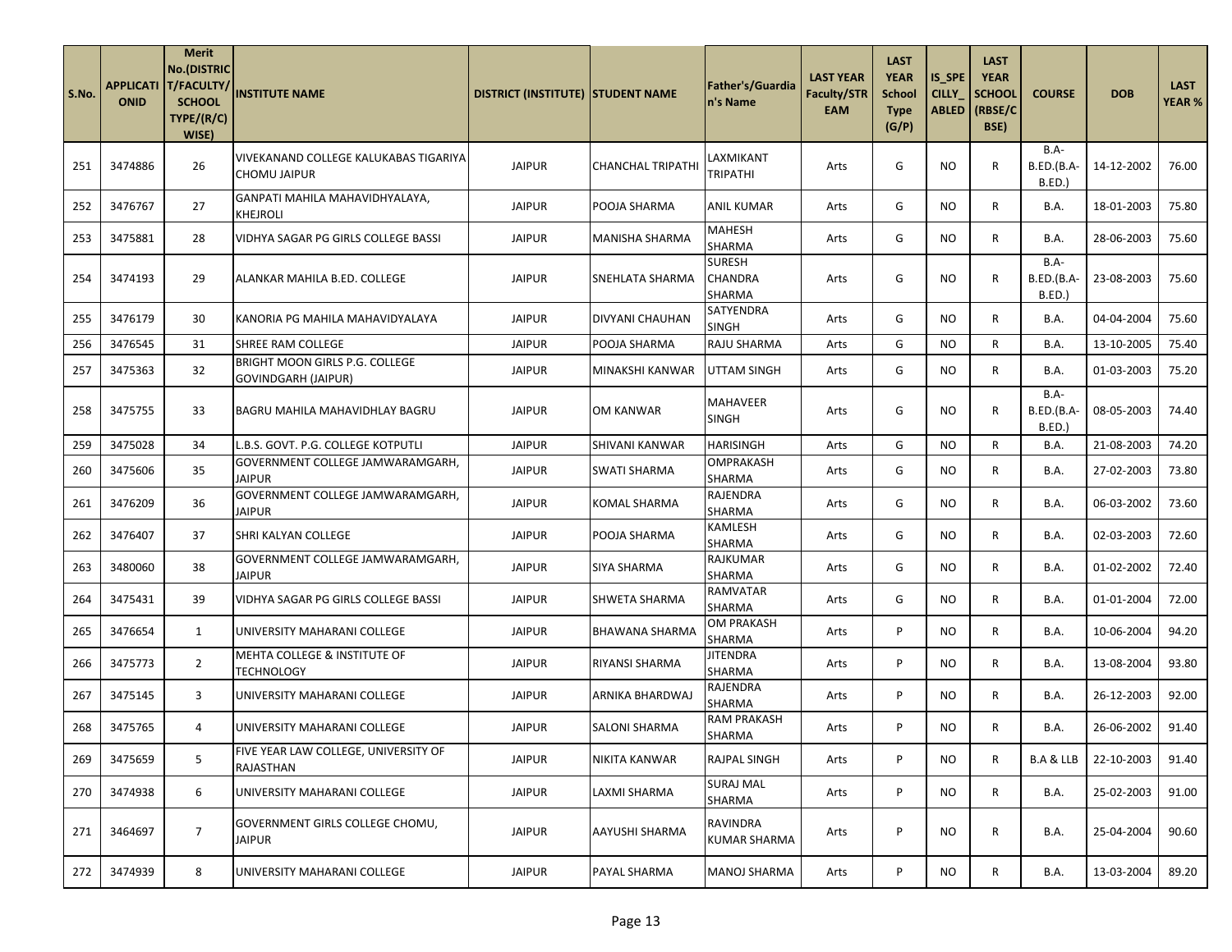| S.No. | APPLICATIONID | Merit No.(DISTRICT/FACULTY/SCHOOL TYPE/(R/C) WISE) | INSTITUTE NAME | DISTRICT (INSTITUTE) | STUDENT NAME | Father's/Guardian's Name | LAST YEAR Faculty/STREAM | LAST YEAR School Type (G/P) | IS_SPECILLY_ABLED | LAST YEAR SCHOOL (RBSE/CBSE) | COURSE | DOB | LAST YEAR % |
|---|---|---|---|---|---|---|---|---|---|---|---|---|---|
| 251 | 3474886 | 26 | VIVEKANAND COLLEGE KALUKABAS TIGARIYA CHOMU JAIPUR | JAIPUR | CHANCHAL TRIPATHI | LAXMIKANT TRIPATHI | Arts | G | NO | R | B.A-B.ED.(B.A-B.ED.) | 14-12-2002 | 76.00 |
| 252 | 3476767 | 27 | GANPATI MAHILA MAHAVIDHYALAYA, KHEJROLI | JAIPUR | POOJA SHARMA | ANIL KUMAR | Arts | G | NO | R | B.A. | 18-01-2003 | 75.80 |
| 253 | 3475881 | 28 | VIDHYA SAGAR PG GIRLS COLLEGE BASSI | JAIPUR | MANISHA SHARMA | MAHESH SHARMA | Arts | G | NO | R | B.A. | 28-06-2003 | 75.60 |
| 254 | 3474193 | 29 | ALANKAR MAHILA B.ED. COLLEGE | JAIPUR | SNEHLATA SHARMA | SURESH CHANDRA SHARMA | Arts | G | NO | R | B.A-B.ED.(B.A-B.ED.) | 23-08-2003 | 75.60 |
| 255 | 3476179 | 30 | KANORIA PG MAHILA MAHAVIDYALAYA | JAIPUR | DIVYANI CHAUHAN | SATYENDRA SINGH | Arts | G | NO | R | B.A. | 04-04-2004 | 75.60 |
| 256 | 3476545 | 31 | SHREE RAM COLLEGE | JAIPUR | POOJA SHARMA | RAJU SHARMA | Arts | G | NO | R | B.A. | 13-10-2005 | 75.40 |
| 257 | 3475363 | 32 | BRIGHT MOON GIRLS P.G. COLLEGE GOVINDGARH (JAIPUR) | JAIPUR | MINAKSHI KANWAR | UTTAM SINGH | Arts | G | NO | R | B.A. | 01-03-2003 | 75.20 |
| 258 | 3475755 | 33 | BAGRU MAHILA MAHAVIDHLAY BAGRU | JAIPUR | OM KANWAR | MAHAVEER SINGH | Arts | G | NO | R | B.A-B.ED.(B.A-B.ED.) | 08-05-2003 | 74.40 |
| 259 | 3475028 | 34 | L.B.S. GOVT. P.G. COLLEGE KOTPUTLI | JAIPUR | SHIVANI KANWAR | HARISINGH | Arts | G | NO | R | B.A. | 21-08-2003 | 74.20 |
| 260 | 3475606 | 35 | GOVERNMENT COLLEGE JAMWARAMGARH, JAIPUR | JAIPUR | SWATI SHARMA | OMPRAKASH SHARMA | Arts | G | NO | R | B.A. | 27-02-2003 | 73.80 |
| 261 | 3476209 | 36 | GOVERNMENT COLLEGE JAMWARAMGARH, JAIPUR | JAIPUR | KOMAL SHARMA | RAJENDRA SHARMA | Arts | G | NO | R | B.A. | 06-03-2002 | 73.60 |
| 262 | 3476407 | 37 | SHRI KALYAN COLLEGE | JAIPUR | POOJA SHARMA | KAMLESH SHARMA | Arts | G | NO | R | B.A. | 02-03-2003 | 72.60 |
| 263 | 3480060 | 38 | GOVERNMENT COLLEGE JAMWARAMGARH, JAIPUR | JAIPUR | SIYA SHARMA | RAJKUMAR SHARMA | Arts | G | NO | R | B.A. | 01-02-2002 | 72.40 |
| 264 | 3475431 | 39 | VIDHYA SAGAR PG GIRLS COLLEGE BASSI | JAIPUR | SHWETA SHARMA | RAMVATAR SHARMA | Arts | G | NO | R | B.A. | 01-01-2004 | 72.00 |
| 265 | 3476654 | 1 | UNIVERSITY MAHARANI COLLEGE | JAIPUR | BHAWANA SHARMA | OM PRAKASH SHARMA | Arts | P | NO | R | B.A. | 10-06-2004 | 94.20 |
| 266 | 3475773 | 2 | MEHTA COLLEGE & INSTITUTE OF TECHNOLOGY | JAIPUR | RIYANSI SHARMA | JITENDRA SHARMA | Arts | P | NO | R | B.A. | 13-08-2004 | 93.80 |
| 267 | 3475145 | 3 | UNIVERSITY MAHARANI COLLEGE | JAIPUR | ARNIKA BHARDWAJ | RAJENDRA SHARMA | Arts | P | NO | R | B.A. | 26-12-2003 | 92.00 |
| 268 | 3475765 | 4 | UNIVERSITY MAHARANI COLLEGE | JAIPUR | SALONI SHARMA | RAM PRAKASH SHARMA | Arts | P | NO | R | B.A. | 26-06-2002 | 91.40 |
| 269 | 3475659 | 5 | FIVE YEAR LAW COLLEGE, UNIVERSITY OF RAJASTHAN | JAIPUR | NIKITA KANWAR | RAJPAL SINGH | Arts | P | NO | R | B.A & LLB | 22-10-2003 | 91.40 |
| 270 | 3474938 | 6 | UNIVERSITY MAHARANI COLLEGE | JAIPUR | LAXMI SHARMA | SURAJ MAL SHARMA | Arts | P | NO | R | B.A. | 25-02-2003 | 91.00 |
| 271 | 3464697 | 7 | GOVERNMENT GIRLS COLLEGE CHOMU, JAIPUR | JAIPUR | AAYUSHI SHARMA | RAVINDRA KUMAR SHARMA | Arts | P | NO | R | B.A. | 25-04-2004 | 90.60 |
| 272 | 3474939 | 8 | UNIVERSITY MAHARANI COLLEGE | JAIPUR | PAYAL SHARMA | MANOJ SHARMA | Arts | P | NO | R | B.A. | 13-03-2004 | 89.20 |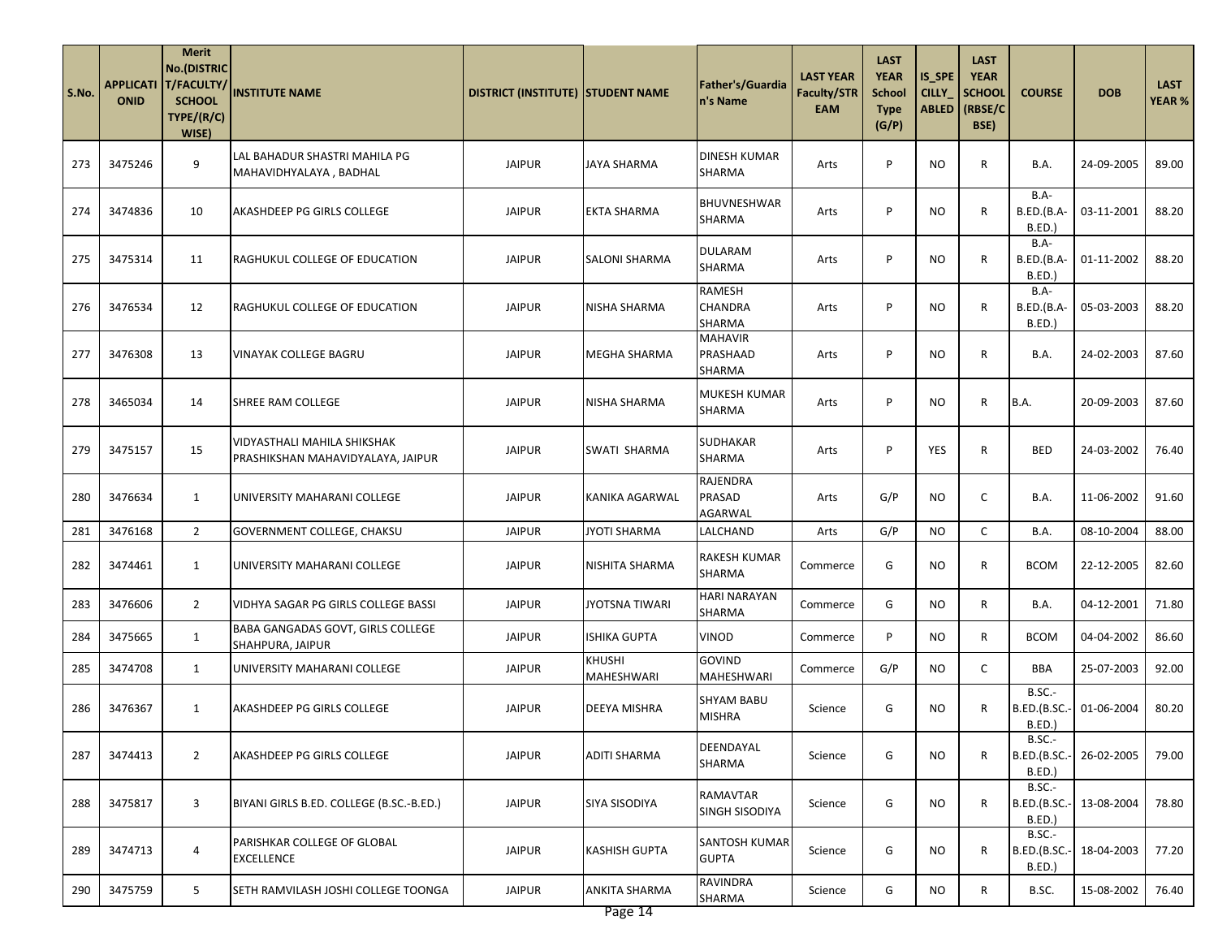| S.No. | APPLICATIONID | Merit No.(DISTRICT/FACULTY/SCHOOL TYPE/(R/C) WISE) | INSTITUTE NAME | DISTRICT (INSTITUTE) | STUDENT NAME | Father's/Guardian's Name | LAST YEAR Faculty/STREAM | LAST YEAR School Type (G/P) | IS_SPECILLY_ABLED | LAST YEAR SCHOOL (RBSE/CBSE) | COURSE | DOB | LAST YEAR % |
|---|---|---|---|---|---|---|---|---|---|---|---|---|---|
| 273 | 3475246 | 9 | LAL BAHADUR SHASTRI MAHILA PG MAHAVIDHYALAYA , BADHAL | JAIPUR | JAYA SHARMA | DINESH KUMAR SHARMA | Arts | P | NO | R | B.A. | 24-09-2005 | 89.00 |
| 274 | 3474836 | 10 | AKASHDEEP PG GIRLS COLLEGE | JAIPUR | EKTA SHARMA | BHUVNESHWAR SHARMA | Arts | P | NO | R | B.A-B.ED.(B.A-B.ED.) | 03-11-2001 | 88.20 |
| 275 | 3475314 | 11 | RAGHUKUL COLLEGE OF EDUCATION | JAIPUR | SALONI SHARMA | DULARAM SHARMA | Arts | P | NO | R | B.A-B.ED.(B.A-B.ED.) | 01-11-2002 | 88.20 |
| 276 | 3476534 | 12 | RAGHUKUL COLLEGE OF EDUCATION | JAIPUR | NISHA SHARMA | RAMESH CHANDRA SHARMA | Arts | P | NO | R | B.A-B.ED.(B.A-B.ED.) | 05-03-2003 | 88.20 |
| 277 | 3476308 | 13 | VINAYAK COLLEGE BAGRU | JAIPUR | MEGHA SHARMA | MAHAVIR PRASHAAD SHARMA | Arts | P | NO | R | B.A. | 24-02-2003 | 87.60 |
| 278 | 3465034 | 14 | SHREE RAM COLLEGE | JAIPUR | NISHA SHARMA | MUKESH KUMAR SHARMA | Arts | P | NO | R | B.A. | 20-09-2003 | 87.60 |
| 279 | 3475157 | 15 | VIDYASTHALI MAHILA SHIKSHAK PRASHIKSHAN MAHAVIDYALAYA, JAIPUR | JAIPUR | SWATI SHARMA | SUDHAKAR SHARMA | Arts | P | YES | R | BED | 24-03-2002 | 76.40 |
| 280 | 3476634 | 1 | UNIVERSITY MAHARANI COLLEGE | JAIPUR | KANIKA AGARWAL | RAJENDRA PRASAD AGARWAL | Arts | G/P | NO | C | B.A. | 11-06-2002 | 91.60 |
| 281 | 3476168 | 2 | GOVERNMENT COLLEGE, CHAKSU | JAIPUR | JYOTI SHARMA | LALCHAND | Arts | G/P | NO | C | B.A. | 08-10-2004 | 88.00 |
| 282 | 3474461 | 1 | UNIVERSITY MAHARANI COLLEGE | JAIPUR | NISHITA SHARMA | RAKESH KUMAR SHARMA | Commerce | G | NO | R | BCOM | 22-12-2005 | 82.60 |
| 283 | 3476606 | 2 | VIDHYA SAGAR PG GIRLS COLLEGE BASSI | JAIPUR | JYOTSNA TIWARI | HARI NARAYAN SHARMA | Commerce | G | NO | R | B.A. | 04-12-2001 | 71.80 |
| 284 | 3475665 | 1 | BABA GANGADAS GOVT, GIRLS COLLEGE SHAHPURA, JAIPUR | JAIPUR | ISHIKA GUPTA | VINOD | Commerce | P | NO | R | BCOM | 04-04-2002 | 86.60 |
| 285 | 3474708 | 1 | UNIVERSITY MAHARANI COLLEGE | JAIPUR | KHUSHI MAHESHWARI | GOVIND MAHESHWARI | Commerce | G/P | NO | C | BBA | 25-07-2003 | 92.00 |
| 286 | 3476367 | 1 | AKASHDEEP PG GIRLS COLLEGE | JAIPUR | DEEYA MISHRA | SHYAM BABU MISHRA | Science | G | NO | R | B.SC.-B.ED.(B.SC.-B.ED.) | 01-06-2004 | 80.20 |
| 287 | 3474413 | 2 | AKASHDEEP PG GIRLS COLLEGE | JAIPUR | ADITI SHARMA | DEENDAYAL SHARMA | Science | G | NO | R | B.SC.-B.ED.(B.SC.-B.ED.) | 26-02-2005 | 79.00 |
| 288 | 3475817 | 3 | BIYANI GIRLS B.ED. COLLEGE (B.SC.-B.ED.) | JAIPUR | SIYA SISODIYA | RAMAVTAR SINGH SISODIYA | Science | G | NO | R | B.SC.-B.ED.(B.SC.-B.ED.) | 13-08-2004 | 78.80 |
| 289 | 3474713 | 4 | PARISHKAR COLLEGE OF GLOBAL EXCELLENCE | JAIPUR | KASHISH GUPTA | SANTOSH KUMAR GUPTA | Science | G | NO | R | B.SC.-B.ED.(B.SC.-B.ED.) | 18-04-2003 | 77.20 |
| 290 | 3475759 | 5 | SETH RAMVILASH JOSHI COLLEGE TOONGA | JAIPUR | ANKITA SHARMA | RAVINDRA SHARMA | Science | G | NO | R | B.SC. | 15-08-2002 | 76.40 |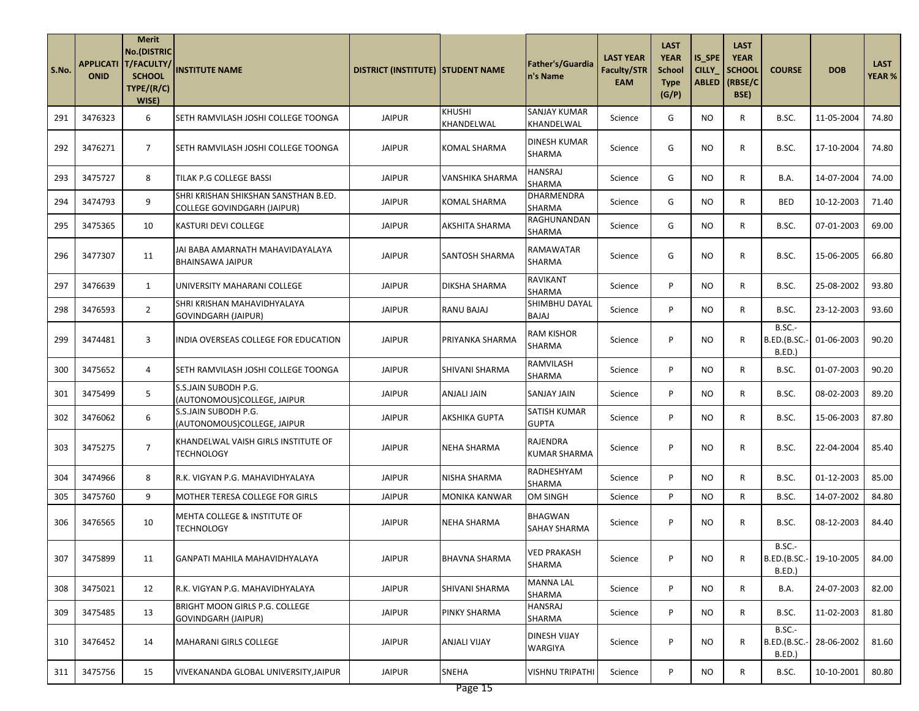| S.No. | APPLICATIONID | Merit No.(DISTRICT/FACULTY/SCHOOL TYPE/(R/C) WISE) | INSTITUTE NAME | DISTRICT (INSTITUTE) | STUDENT NAME | Father's/Guardian's Name | LAST YEAR Faculty/STREAM | LAST YEAR School Type (G/P) | IS_SPECILLY_ABLED | LAST YEAR SCHOOL (RBSE/CBSE) | COURSE | DOB | LAST YEAR % |
|---|---|---|---|---|---|---|---|---|---|---|---|---|---|
| 291 | 3476323 | 6 | SETH RAMVILASH JOSHI COLLEGE TOONGA | JAIPUR | KHUSHI KHANDELWAL | SANJAY KUMAR KHANDELWAL | Science | G | NO | R | B.SC. | 11-05-2004 | 74.80 |
| 292 | 3476271 | 7 | SETH RAMVILASH JOSHI COLLEGE TOONGA | JAIPUR | KOMAL SHARMA | DINESH KUMAR SHARMA | Science | G | NO | R | B.SC. | 17-10-2004 | 74.80 |
| 293 | 3475727 | 8 | TILAK P.G COLLEGE BASSI | JAIPUR | VANSHIKA SHARMA | HANSRAJ SHARMA | Science | G | NO | R | B.A. | 14-07-2004 | 74.00 |
| 294 | 3474793 | 9 | SHRI KRISHAN SHIKSHAN SANSTHAN B.ED. COLLEGE GOVINDGARH (JAIPUR) | JAIPUR | KOMAL SHARMA | DHARMENDRA SHARMA | Science | G | NO | R | BED | 10-12-2003 | 71.40 |
| 295 | 3475365 | 10 | KASTURI DEVI COLLEGE | JAIPUR | AKSHITA SHARMA | RAGHUNANDAN SHARMA | Science | G | NO | R | B.SC. | 07-01-2003 | 69.00 |
| 296 | 3477307 | 11 | JAI BABA AMARNATH MAHAVIDAYALAYA BHAINSAWA JAIPUR | JAIPUR | SANTOSH SHARMA | RAMAWATAR SHARMA | Science | G | NO | R | B.SC. | 15-06-2005 | 66.80 |
| 297 | 3476639 | 1 | UNIVERSITY MAHARANI COLLEGE | JAIPUR | DIKSHA SHARMA | RAVIKANT SHARMA | Science | P | NO | R | B.SC. | 25-08-2002 | 93.80 |
| 298 | 3476593 | 2 | SHRI KRISHAN MAHAVIDHYALAYA GOVINDGARH (JAIPUR) | JAIPUR | RANU BAJAJ | SHIMBHU DAYAL BAJAJ | Science | P | NO | R | B.SC. | 23-12-2003 | 93.60 |
| 299 | 3474481 | 3 | INDIA OVERSEAS COLLEGE FOR EDUCATION | JAIPUR | PRIYANKA SHARMA | RAM KISHOR SHARMA | Science | P | NO | R | B.SC.-B.ED.(B.SC.-B.ED.) | 01-06-2003 | 90.20 |
| 300 | 3475652 | 4 | SETH RAMVILASH JOSHI COLLEGE TOONGA | JAIPUR | SHIVANI SHARMA | RAMVILASH SHARMA | Science | P | NO | R | B.SC. | 01-07-2003 | 90.20 |
| 301 | 3475499 | 5 | S.S.JAIN SUBODH P.G. (AUTONOMOUS)COLLEGE, JAIPUR | JAIPUR | ANJALI JAIN | SANJAY JAIN | Science | P | NO | R | B.SC. | 08-02-2003 | 89.20 |
| 302 | 3476062 | 6 | S.S.JAIN SUBODH P.G. (AUTONOMOUS)COLLEGE, JAIPUR | JAIPUR | AKSHIKA GUPTA | SATISH KUMAR GUPTA | Science | P | NO | R | B.SC. | 15-06-2003 | 87.80 |
| 303 | 3475275 | 7 | KHANDELWAL VAISH GIRLS INSTITUTE OF TECHNOLOGY | JAIPUR | NEHA SHARMA | RAJENDRA KUMAR SHARMA | Science | P | NO | R | B.SC. | 22-04-2004 | 85.40 |
| 304 | 3474966 | 8 | R.K. VIGYAN P.G. MAHAVIDHYALAYA | JAIPUR | NISHA SHARMA | RADHESHYAM SHARMA | Science | P | NO | R | B.SC. | 01-12-2003 | 85.00 |
| 305 | 3475760 | 9 | MOTHER TERESA COLLEGE FOR GIRLS | JAIPUR | MONIKA KANWAR | OM SINGH | Science | P | NO | R | B.SC. | 14-07-2002 | 84.80 |
| 306 | 3476565 | 10 | MEHTA COLLEGE & INSTITUTE OF TECHNOLOGY | JAIPUR | NEHA SHARMA | BHAGWAN SAHAY SHARMA | Science | P | NO | R | B.SC. | 08-12-2003 | 84.40 |
| 307 | 3475899 | 11 | GANPATI MAHILA MAHAVIDHYALAYA | JAIPUR | BHAVNA SHARMA | VED PRAKASH SHARMA | Science | P | NO | R | B.SC.-B.ED.(B.SC.-B.ED.) | 19-10-2005 | 84.00 |
| 308 | 3475021 | 12 | R.K. VIGYAN P.G. MAHAVIDHYALAYA | JAIPUR | SHIVANI SHARMA | MANNA LAL SHARMA | Science | P | NO | R | B.A. | 24-07-2003 | 82.00 |
| 309 | 3475485 | 13 | BRIGHT MOON GIRLS P.G. COLLEGE GOVINDGARH (JAIPUR) | JAIPUR | PINKY SHARMA | HANSRAJ SHARMA | Science | P | NO | R | B.SC. | 11-02-2003 | 81.80 |
| 310 | 3476452 | 14 | MAHARANI GIRLS COLLEGE | JAIPUR | ANJALI VIJAY | DINESH VIJAY WARGIYA | Science | P | NO | R | B.SC.-B.ED.(B.SC.-B.ED.) | 28-06-2002 | 81.60 |
| 311 | 3475756 | 15 | VIVEKANANDA GLOBAL UNIVERSITY,JAIPUR | JAIPUR | SNEHA | VISHNU TRIPATHI | Science | P | NO | R | B.SC. | 10-10-2001 | 80.80 |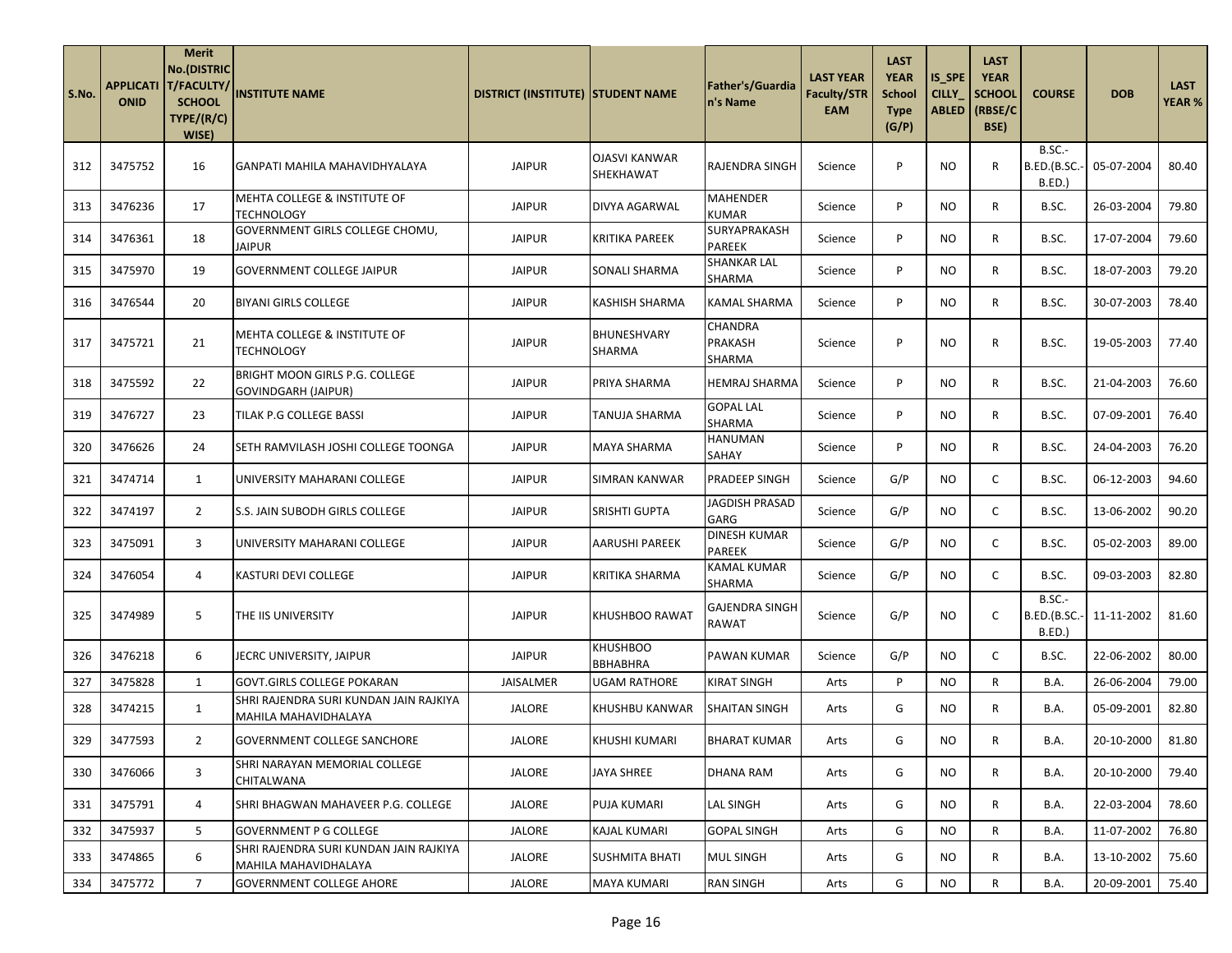| S.No. | APPLICATIONID | Merit No.(DISTRICT/FACULTY/SCHOOL TYPE/(R/C) WISE) | INSTITUTE NAME | DISTRICT (INSTITUTE) | STUDENT NAME | Father's/Guardian's Name | LAST YEAR Faculty/STREAM | LAST YEAR School Type (G/P) | IS_SPECILLY_ABLED | LAST YEAR SCHOOL (RBSE/CBSE) | COURSE | DOB | LAST YEAR % |
|---|---|---|---|---|---|---|---|---|---|---|---|---|---|
| 312 | 3475752 | 16 | GANPATI MAHILA MAHAVIDHYALAYA | JAIPUR | OJASVI KANWAR SHEKHAWAT | RAJENDRA SINGH | Science | P | NO | R | B.SC.-B.ED.(B.SC.-B.ED.) | 05-07-2004 | 80.40 |
| 313 | 3476236 | 17 | MEHTA COLLEGE & INSTITUTE OF TECHNOLOGY | JAIPUR | DIVYA AGARWAL | MAHENDER KUMAR | Science | P | NO | R | B.SC. | 26-03-2004 | 79.80 |
| 314 | 3476361 | 18 | GOVERNMENT GIRLS COLLEGE CHOMU, JAIPUR | JAIPUR | KRITIKA PAREEK | SURYAPRAKASH PAREEK | Science | P | NO | R | B.SC. | 17-07-2004 | 79.60 |
| 315 | 3475970 | 19 | GOVERNMENT COLLEGE JAIPUR | JAIPUR | SONALI SHARMA | SHANKAR LAL SHARMA | Science | P | NO | R | B.SC. | 18-07-2003 | 79.20 |
| 316 | 3476544 | 20 | BIYANI GIRLS COLLEGE | JAIPUR | KASHISH SHARMA | KAMAL SHARMA | Science | P | NO | R | B.SC. | 30-07-2003 | 78.40 |
| 317 | 3475721 | 21 | MEHTA COLLEGE & INSTITUTE OF TECHNOLOGY | JAIPUR | BHUNESHVARY SHARMA | CHANDRA PRAKASH SHARMA | Science | P | NO | R | B.SC. | 19-05-2003 | 77.40 |
| 318 | 3475592 | 22 | BRIGHT MOON GIRLS P.G. COLLEGE GOVINDGARH (JAIPUR) | JAIPUR | PRIYA SHARMA | HEMRAJ SHARMA | Science | P | NO | R | B.SC. | 21-04-2003 | 76.60 |
| 319 | 3476727 | 23 | TILAK P.G COLLEGE BASSI | JAIPUR | TANUJA SHARMA | GOPAL LAL SHARMA | Science | P | NO | R | B.SC. | 07-09-2001 | 76.40 |
| 320 | 3476626 | 24 | SETH RAMVILASH JOSHI COLLEGE TOONGA | JAIPUR | MAYA SHARMA | HANUMAN SAHAY | Science | P | NO | R | B.SC. | 24-04-2003 | 76.20 |
| 321 | 3474714 | 1 | UNIVERSITY MAHARANI COLLEGE | JAIPUR | SIMRAN KANWAR | PRADEEP SINGH | Science | G/P | NO | C | B.SC. | 06-12-2003 | 94.60 |
| 322 | 3474197 | 2 | S.S. JAIN SUBODH GIRLS COLLEGE | JAIPUR | SRISHTI GUPTA | JAGDISH PRASAD GARG | Science | G/P | NO | C | B.SC. | 13-06-2002 | 90.20 |
| 323 | 3475091 | 3 | UNIVERSITY MAHARANI COLLEGE | JAIPUR | AARUSHI PAREEK | DINESH KUMAR PAREEK | Science | G/P | NO | C | B.SC. | 05-02-2003 | 89.00 |
| 324 | 3476054 | 4 | KASTURI DEVI COLLEGE | JAIPUR | KRITIKA SHARMA | KAMAL KUMAR SHARMA | Science | G/P | NO | C | B.SC. | 09-03-2003 | 82.80 |
| 325 | 3474989 | 5 | THE IIS UNIVERSITY | JAIPUR | KHUSHBOO RAWAT | GAJENDRA SINGH RAWAT | Science | G/P | NO | C | B.SC.-B.ED.(B.SC.-B.ED.) | 11-11-2002 | 81.60 |
| 326 | 3476218 | 6 | JECRC UNIVERSITY, JAIPUR | JAIPUR | KHUSHBOO BBHABHRA | PAWAN KUMAR | Science | G/P | NO | C | B.SC. | 22-06-2002 | 80.00 |
| 327 | 3475828 | 1 | GOVT.GIRLS COLLEGE POKARAN | JAISALMER | UGAM RATHORE | KIRAT SINGH | Arts | P | NO | R | B.A. | 26-06-2004 | 79.00 |
| 328 | 3474215 | 1 | SHRI RAJENDRA SURI KUNDAN JAIN RAJKIYA MAHILA MAHAVIDHALAYA | JALORE | KHUSHBU KANWAR | SHAITAN SINGH | Arts | G | NO | R | B.A. | 05-09-2001 | 82.80 |
| 329 | 3477593 | 2 | GOVERNMENT COLLEGE SANCHORE | JALORE | KHUSHI KUMARI | BHARAT KUMAR | Arts | G | NO | R | B.A. | 20-10-2000 | 81.80 |
| 330 | 3476066 | 3 | SHRI NARAYAN MEMORIAL COLLEGE CHITALWANA | JALORE | JAYA SHREE | DHANA RAM | Arts | G | NO | R | B.A. | 20-10-2000 | 79.40 |
| 331 | 3475791 | 4 | SHRI BHAGWAN MAHAVEER P.G. COLLEGE | JALORE | PUJA KUMARI | LAL SINGH | Arts | G | NO | R | B.A. | 22-03-2004 | 78.60 |
| 332 | 3475937 | 5 | GOVERNMENT P G COLLEGE | JALORE | KAJAL KUMARI | GOPAL SINGH | Arts | G | NO | R | B.A. | 11-07-2002 | 76.80 |
| 333 | 3474865 | 6 | SHRI RAJENDRA SURI KUNDAN JAIN RAJKIYA MAHILA MAHAVIDHALAYA | JALORE | SUSHMITA BHATI | MUL SINGH | Arts | G | NO | R | B.A. | 13-10-2002 | 75.60 |
| 334 | 3475772 | 7 | GOVERNMENT COLLEGE AHORE | JALORE | MAYA KUMARI | RAN SINGH | Arts | G | NO | R | B.A. | 20-09-2001 | 75.40 |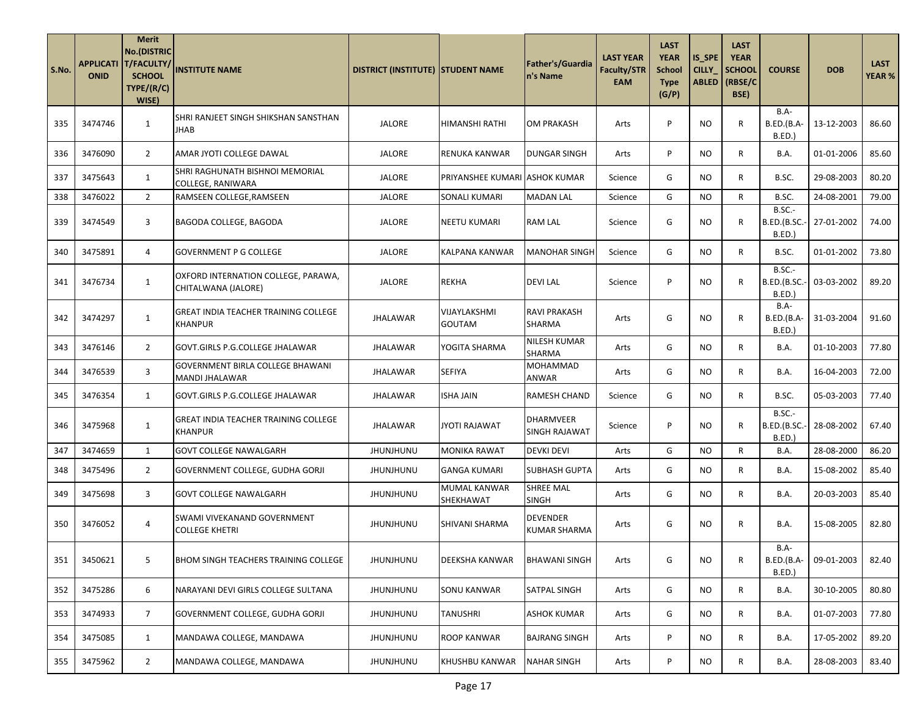| S.No. | APPLICATIONID | Merit No.(DISTRICT/FACULTY/SCHOOL TYPE/(R/C) WISE) | INSTITUTE NAME | DISTRICT (INSTITUTE) | STUDENT NAME | Father's/Guardian's Name | LAST YEAR Faculty/STREAM | LAST YEAR School Type (G/P) | IS_SPECILLY_ABLED | LAST YEAR SCHOOL (RBSE/CBSE) | COURSE | DOB | LAST YEAR % |
|---|---|---|---|---|---|---|---|---|---|---|---|---|---|
| 335 | 3474746 | 1 | SHRI RANJEET SINGH SHIKSHAN SANSTHAN JHAB | JALORE | HIMANSHI RATHI | OM PRAKASH | Arts | P | NO | R | B.A-B.ED.(B.A-B.ED.) | 13-12-2003 | 86.60 |
| 336 | 3476090 | 2 | AMAR JYOTI COLLEGE DAWAL | JALORE | RENUKA KANWAR | DUNGAR SINGH | Arts | P | NO | R | B.A. | 01-01-2006 | 85.60 |
| 337 | 3475643 | 1 | SHRI RAGHUNATH BISHNOI MEMORIAL COLLEGE, RANIWARA | JALORE | PRIYANSHEE KUMARI | ASHOK KUMAR | Science | G | NO | R | B.SC. | 29-08-2003 | 80.20 |
| 338 | 3476022 | 2 | RAMSEEN COLLEGE,RAMSEEN | JALORE | SONALI KUMARI | MADAN LAL | Science | G | NO | R | B.SC. | 24-08-2001 | 79.00 |
| 339 | 3474549 | 3 | BAGODA COLLEGE, BAGODA | JALORE | NEETU KUMARI | RAM LAL | Science | G | NO | R | B.SC.-B.ED.(B.SC.-B.ED.) | 27-01-2002 | 74.00 |
| 340 | 3475891 | 4 | GOVERNMENT P G COLLEGE | JALORE | KALPANA KANWAR | MANOHAR SINGH | Science | G | NO | R | B.SC. | 01-01-2002 | 73.80 |
| 341 | 3476734 | 1 | OXFORD INTERNATION COLLEGE, PARAWA, CHITALWANA (JALORE) | JALORE | REKHA | DEVI LAL | Science | P | NO | R | B.SC.-B.ED.(B.SC.-B.ED.) | 03-03-2002 | 89.20 |
| 342 | 3474297 | 1 | GREAT INDIA TEACHER TRAINING COLLEGE KHANPUR | JHALAWAR | VIJAYLAKSHMI GOUTAM | RAVI PRAKASH SHARMA | Arts | G | NO | R | B.A-B.ED.(B.A-B.ED.) | 31-03-2004 | 91.60 |
| 343 | 3476146 | 2 | GOVT.GIRLS P.G.COLLEGE JHALAWAR | JHALAWAR | YOGITA SHARMA | NILESH KUMAR SHARMA | Arts | G | NO | R | B.A. | 01-10-2003 | 77.80 |
| 344 | 3476539 | 3 | GOVERNMENT BIRLA COLLEGE BHAWANI MANDI JHALAWAR | JHALAWAR | SEFIYA | MOHAMMAD ANWAR | Arts | G | NO | R | B.A. | 16-04-2003 | 72.00 |
| 345 | 3476354 | 1 | GOVT.GIRLS P.G.COLLEGE JHALAWAR | JHALAWAR | ISHA JAIN | RAMESH CHAND | Science | G | NO | R | B.SC. | 05-03-2003 | 77.40 |
| 346 | 3475968 | 1 | GREAT INDIA TEACHER TRAINING COLLEGE KHANPUR | JHALAWAR | JYOTI RAJAWAT | DHARMVEER SINGH RAJAWAT | Science | P | NO | R | B.SC.-B.ED.(B.SC.-B.ED.) | 28-08-2002 | 67.40 |
| 347 | 3474659 | 1 | GOVT COLLEGE NAWALGARH | JHUNJHUNU | MONIKA RAWAT | DEVKI DEVI | Arts | G | NO | R | B.A. | 28-08-2000 | 86.20 |
| 348 | 3475496 | 2 | GOVERNMENT COLLEGE, GUDHA GORJI | JHUNJHUNU | GANGA KUMARI | SUBHASH GUPTA | Arts | G | NO | R | B.A. | 15-08-2002 | 85.40 |
| 349 | 3475698 | 3 | GOVT COLLEGE NAWALGARH | JHUNJHUNU | MUMAL KANWAR SHEKHAWAT | SHREE MAL SINGH | Arts | G | NO | R | B.A. | 20-03-2003 | 85.40 |
| 350 | 3476052 | 4 | SWAMI VIVEKANAND GOVERNMENT COLLEGE KHETRI | JHUNJHUNU | SHIVANI SHARMA | DEVENDER KUMAR SHARMA | Arts | G | NO | R | B.A. | 15-08-2005 | 82.80 |
| 351 | 3450621 | 5 | BHOM SINGH TEACHERS TRAINING COLLEGE | JHUNJHUNU | DEEKSHA KANWAR | BHAWANI SINGH | Arts | G | NO | R | B.A-B.ED.(B.A-B.ED.) | 09-01-2003 | 82.40 |
| 352 | 3475286 | 6 | NARAYANI DEVI GIRLS COLLEGE SULTANA | JHUNJHUNU | SONU KANWAR | SATPAL SINGH | Arts | G | NO | R | B.A. | 30-10-2005 | 80.80 |
| 353 | 3474933 | 7 | GOVERNMENT COLLEGE, GUDHA GORJI | JHUNJHUNU | TANUSHRI | ASHOK KUMAR | Arts | G | NO | R | B.A. | 01-07-2003 | 77.80 |
| 354 | 3475085 | 1 | MANDAWA COLLEGE, MANDAWA | JHUNJHUNU | ROOP KANWAR | BAJRANG SINGH | Arts | P | NO | R | B.A. | 17-05-2002 | 89.20 |
| 355 | 3475962 | 2 | MANDAWA COLLEGE, MANDAWA | JHUNJHUNU | KHUSHBU KANWAR | NAHAR SINGH | Arts | P | NO | R | B.A. | 28-08-2003 | 83.40 |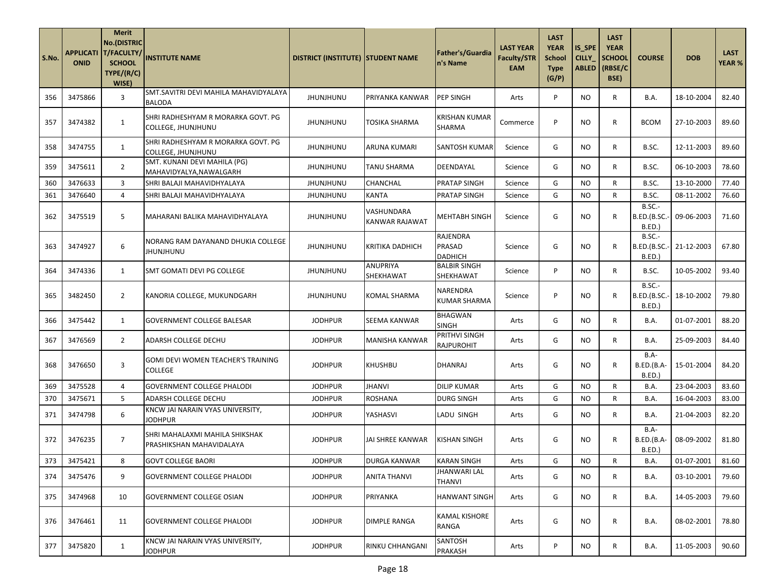| S.No. | APPLICATIONID | Merit No.(DISTRICT/FACULTY/SCHOOL TYPE/(R/C) WISE) | INSTITUTE NAME | DISTRICT (INSTITUTE) | STUDENT NAME | Father's/Guardian's Name | LAST YEAR Faculty/STREAM | LAST YEAR School Type (G/P) | IS_SPECILLY_ABLED | LAST YEAR SCHOOL (RBSE/CBSE) | COURSE | DOB | LAST YEAR % |
|---|---|---|---|---|---|---|---|---|---|---|---|---|---|
| 356 | 3475866 | 3 | SMT.SAVITRI DEVI MAHILA MAHAVIDYALAYA BALODA | JHUNJHUNU | PRIYANKA KANWAR | PEP SINGH | Arts | P | NO | R | B.A. | 18-10-2004 | 82.40 |
| 357 | 3474382 | 1 | SHRI RADHESHYAM R MORARKA GOVT. PG COLLEGE, JHUNJHUNU | JHUNJHUNU | TOSIKA SHARMA | KRISHAN KUMAR SHARMA | Commerce | P | NO | R | BCOM | 27-10-2003 | 89.60 |
| 358 | 3474755 | 1 | SHRI RADHESHYAM R MORARKA GOVT. PG COLLEGE, JHUNJHUNU | JHUNJHUNU | ARUNA KUMARI | SANTOSH KUMAR | Science | G | NO | R | B.SC. | 12-11-2003 | 89.60 |
| 359 | 3475611 | 2 | SMT. KUNANI DEVI MAHILA (PG) MAHAVIDYALYA,NAWALGARH | JHUNJHUNU | TANU SHARMA | DEENDAYAL | Science | G | NO | R | B.SC. | 06-10-2003 | 78.60 |
| 360 | 3476633 | 3 | SHRI BALAJI MAHAVIDHYALAYA | JHUNJHUNU | CHANCHAL | PRATAP SINGH | Science | G | NO | R | B.SC. | 13-10-2000 | 77.40 |
| 361 | 3476640 | 4 | SHRI BALAJI MAHAVIDHYALAYA | JHUNJHUNU | KANTA | PRATAP SINGH | Science | G | NO | R | B.SC. | 08-11-2002 | 76.60 |
| 362 | 3475519 | 5 | MAHARANI BALIKA MAHAVIDHYALAYA | JHUNJHUNU | VASHUNDARA KANWAR RAJAWAT | MEHTABH SINGH | Science | G | NO | R | B.SC.-B.ED.(B.SC.-B.ED.) | 09-06-2003 | 71.60 |
| 363 | 3474927 | 6 | NORANG RAM DAYANAND DHUKIA COLLEGE JHUNJHUNU | JHUNJHUNU | KRITIKA DADHICH | RAJENDRA PRASAD DADHICH | Science | G | NO | R | B.SC.-B.ED.(B.SC.-B.ED.) | 21-12-2003 | 67.80 |
| 364 | 3474336 | 1 | SMT GOMATI DEVI PG COLLEGE | JHUNJHUNU | ANUPRIYA SHEKHAWAT | BALBIR SINGH SHEKHAWAT | Science | P | NO | R | B.SC. | 10-05-2002 | 93.40 |
| 365 | 3482450 | 2 | KANORIA COLLEGE, MUKUNDGARH | JHUNJHUNU | KOMAL SHARMA | NARENDRA KUMAR SHARMA | Science | P | NO | R | B.SC.-B.ED.(B.SC.-B.ED.) | 18-10-2002 | 79.80 |
| 366 | 3475442 | 1 | GOVERNMENT COLLEGE BALESAR | JODHPUR | SEEMA KANWAR | BHAGWAN SINGH | Arts | G | NO | R | B.A. | 01-07-2001 | 88.20 |
| 367 | 3476569 | 2 | ADARSH COLLEGE DECHU | JODHPUR | MANISHA KANWAR | PRITHVI SINGH RAJPUROHIT | Arts | G | NO | R | B.A. | 25-09-2003 | 84.40 |
| 368 | 3476650 | 3 | GOMI DEVI WOMEN TEACHER'S TRAINING COLLEGE | JODHPUR | KHUSHBU | DHANRAJ | Arts | G | NO | R | B.A-B.ED.(B.A-B.ED.) | 15-01-2004 | 84.20 |
| 369 | 3475528 | 4 | GOVERNMENT COLLEGE PHALODI | JODHPUR | JHANVI | DILIP KUMAR | Arts | G | NO | R | B.A. | 23-04-2003 | 83.60 |
| 370 | 3475671 | 5 | ADARSH COLLEGE DECHU | JODHPUR | ROSHANA | DURG SINGH | Arts | G | NO | R | B.A. | 16-04-2003 | 83.00 |
| 371 | 3474798 | 6 | KNCW JAI NARAIN VYAS UNIVERSITY, JODHPUR | JODHPUR | YASHASVI | LADU SINGH | Arts | G | NO | R | B.A. | 21-04-2003 | 82.20 |
| 372 | 3476235 | 7 | SHRI MAHALAXMI MAHILA SHIKSHAK PRASHIKSHAN MAHAVIDALAYA | JODHPUR | JAI SHREE KANWAR | KISHAN SINGH | Arts | G | NO | R | B.A-B.ED.(B.A-B.ED.) | 08-09-2002 | 81.80 |
| 373 | 3475421 | 8 | GOVT COLLEGE BAORI | JODHPUR | DURGA KANWAR | KARAN SINGH | Arts | G | NO | R | B.A. | 01-07-2001 | 81.60 |
| 374 | 3475476 | 9 | GOVERNMENT COLLEGE PHALODI | JODHPUR | ANITA THANVI | JHANWARI LAL THANVI | Arts | G | NO | R | B.A. | 03-10-2001 | 79.60 |
| 375 | 3474968 | 10 | GOVERNMENT COLLEGE OSIAN | JODHPUR | PRIYANKA | HANWANT SINGH | Arts | G | NO | R | B.A. | 14-05-2003 | 79.60 |
| 376 | 3476461 | 11 | GOVERNMENT COLLEGE PHALODI | JODHPUR | DIMPLE RANGA | KAMAL KISHORE RANGA | Arts | G | NO | R | B.A. | 08-02-2001 | 78.80 |
| 377 | 3475820 | 1 | KNCW JAI NARAIN VYAS UNIVERSITY, JODHPUR | JODHPUR | RINKU CHHANGANI | SANTOSH PRAKASH | Arts | P | NO | R | B.A. | 11-05-2003 | 90.60 |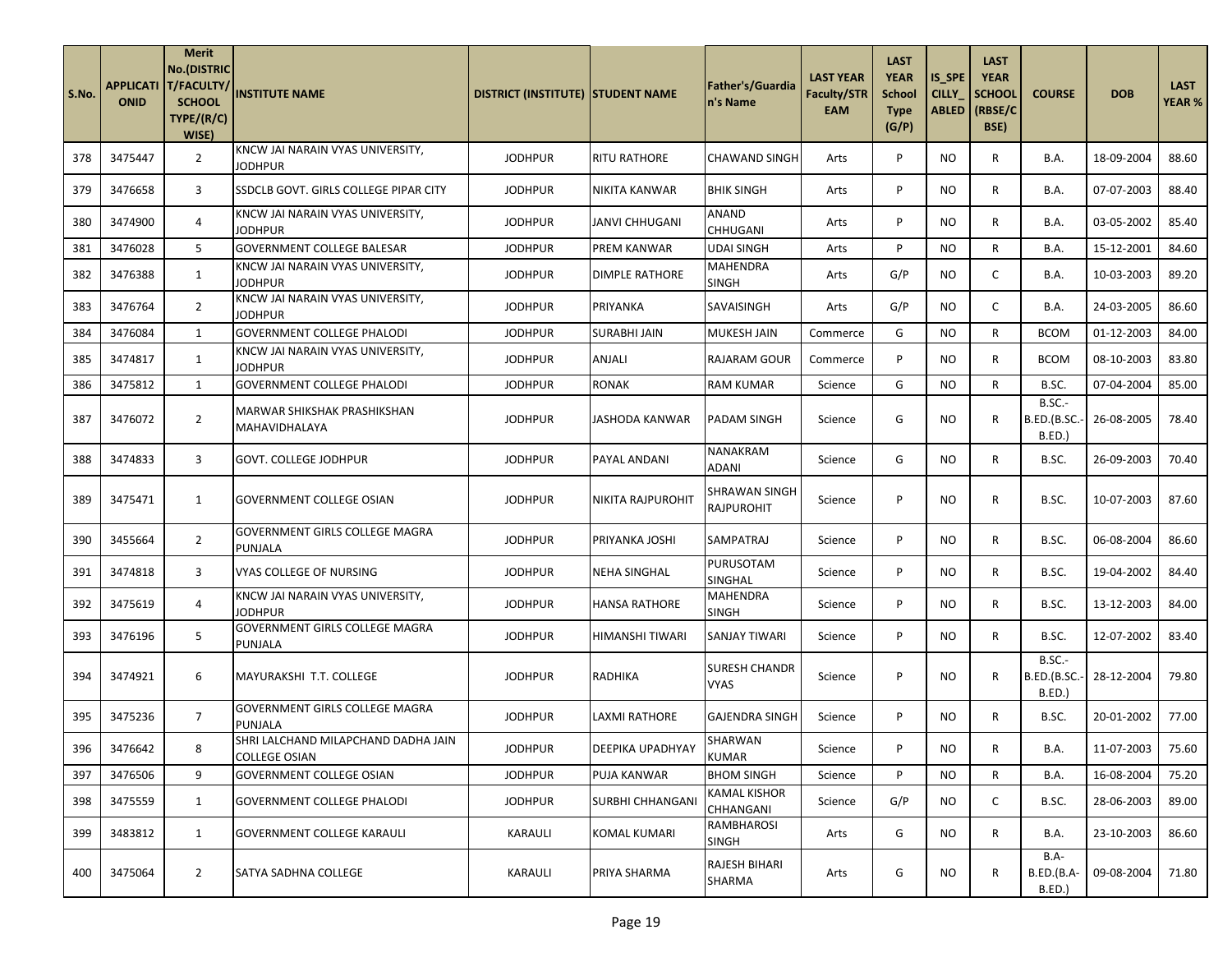| S.No. | APPLICATIONID | Merit No.(DISTRICT/FACULTY/SCHOOL TYPE/(R/C) WISE) | INSTITUTE NAME | DISTRICT (INSTITUTE) | STUDENT NAME | Father's/Guardian's Name | LAST YEAR Faculty/STREAM | LAST YEAR School Type (G/P) | IS_SPECILLY_ABLED | LAST YEAR SCHOOL (RBSE/CBSE) | COURSE | DOB | LAST YEAR % |
|---|---|---|---|---|---|---|---|---|---|---|---|---|---|
| 378 | 3475447 | 2 | KNCW JAI NARAIN VYAS UNIVERSITY, JODHPUR | JODHPUR | RITU RATHORE | CHAWAND SINGH | Arts | P | NO | R | B.A. | 18-09-2004 | 88.60 |
| 379 | 3476658 | 3 | SSDCLB GOVT. GIRLS COLLEGE PIPAR CITY | JODHPUR | NIKITA KANWAR | BHIK SINGH | Arts | P | NO | R | B.A. | 07-07-2003 | 88.40 |
| 380 | 3474900 | 4 | KNCW JAI NARAIN VYAS UNIVERSITY, JODHPUR | JODHPUR | JANVI CHHUGANI | ANAND CHHUGANI | Arts | P | NO | R | B.A. | 03-05-2002 | 85.40 |
| 381 | 3476028 | 5 | GOVERNMENT COLLEGE BALESAR | JODHPUR | PREM KANWAR | UDAI SINGH | Arts | P | NO | R | B.A. | 15-12-2001 | 84.60 |
| 382 | 3476388 | 1 | KNCW JAI NARAIN VYAS UNIVERSITY, JODHPUR | JODHPUR | DIMPLE RATHORE | MAHENDRA SINGH | Arts | G/P | NO | C | B.A. | 10-03-2003 | 89.20 |
| 383 | 3476764 | 2 | KNCW JAI NARAIN VYAS UNIVERSITY, JODHPUR | JODHPUR | PRIYANKA | SAVAISINGH | Arts | G/P | NO | C | B.A. | 24-03-2005 | 86.60 |
| 384 | 3476084 | 1 | GOVERNMENT COLLEGE PHALODI | JODHPUR | SURABHI JAIN | MUKESH JAIN | Commerce | G | NO | R | BCOM | 01-12-2003 | 84.00 |
| 385 | 3474817 | 1 | KNCW JAI NARAIN VYAS UNIVERSITY, JODHPUR | JODHPUR | ANJALI | RAJARAM GOUR | Commerce | P | NO | R | BCOM | 08-10-2003 | 83.80 |
| 386 | 3475812 | 1 | GOVERNMENT COLLEGE PHALODI | JODHPUR | RONAK | RAM KUMAR | Science | G | NO | R | B.SC. | 07-04-2004 | 85.00 |
| 387 | 3476072 | 2 | MARWAR SHIKSHAK PRASHIKSHAN MAHAVIDHALAYA | JODHPUR | JASHODA KANWAR | PADAM SINGH | Science | G | NO | R | B.SC.-B.ED.(B.SC.-B.ED.) | 26-08-2005 | 78.40 |
| 388 | 3474833 | 3 | GOVT. COLLEGE JODHPUR | JODHPUR | PAYAL ANDANI | NANAKRAM ADANI | Science | G | NO | R | B.SC. | 26-09-2003 | 70.40 |
| 389 | 3475471 | 1 | GOVERNMENT COLLEGE OSIAN | JODHPUR | NIKITA RAJPUROHIT | SHRAWAN SINGH RAJPUROHIT | Science | P | NO | R | B.SC. | 10-07-2003 | 87.60 |
| 390 | 3455664 | 2 | GOVERNMENT GIRLS COLLEGE MAGRA PUNJALA | JODHPUR | PRIYANKA JOSHI | SAMPATRAJ | Science | P | NO | R | B.SC. | 06-08-2004 | 86.60 |
| 391 | 3474818 | 3 | VYAS COLLEGE OF NURSING | JODHPUR | NEHA SINGHAL | PURUSOTAM SINGHAL | Science | P | NO | R | B.SC. | 19-04-2002 | 84.40 |
| 392 | 3475619 | 4 | KNCW JAI NARAIN VYAS UNIVERSITY, JODHPUR | JODHPUR | HANSA RATHORE | MAHENDRA SINGH | Science | P | NO | R | B.SC. | 13-12-2003 | 84.00 |
| 393 | 3476196 | 5 | GOVERNMENT GIRLS COLLEGE MAGRA PUNJALA | JODHPUR | HIMANSHI TIWARI | SANJAY TIWARI | Science | P | NO | R | B.SC. | 12-07-2002 | 83.40 |
| 394 | 3474921 | 6 | MAYURAKSHI T.T. COLLEGE | JODHPUR | RADHIKA | SURESH CHANDR VYAS | Science | P | NO | R | B.SC.-B.ED.(B.SC.-B.ED.) | 28-12-2004 | 79.80 |
| 395 | 3475236 | 7 | GOVERNMENT GIRLS COLLEGE MAGRA PUNJALA | JODHPUR | LAXMI RATHORE | GAJENDRA SINGH | Science | P | NO | R | B.SC. | 20-01-2002 | 77.00 |
| 396 | 3476642 | 8 | SHRI LALCHAND MILAPCHAND DADHA JAIN COLLEGE OSIAN | JODHPUR | DEEPIKA UPADHYAY | SHARWAN KUMAR | Science | P | NO | R | B.A. | 11-07-2003 | 75.60 |
| 397 | 3476506 | 9 | GOVERNMENT COLLEGE OSIAN | JODHPUR | PUJA KANWAR | BHOM SINGH | Science | P | NO | R | B.A. | 16-08-2004 | 75.20 |
| 398 | 3475559 | 1 | GOVERNMENT COLLEGE PHALODI | JODHPUR | SURBHI CHHANGANI | KAMAL KISHOR CHHANGANI | Science | G/P | NO | C | B.SC. | 28-06-2003 | 89.00 |
| 399 | 3483812 | 1 | GOVERNMENT COLLEGE KARAULI | KARAULI | KOMAL KUMARI | RAMBHAROSI SINGH | Arts | G | NO | R | B.A. | 23-10-2003 | 86.60 |
| 400 | 3475064 | 2 | SATYA SADHNA COLLEGE | KARAULI | PRIYA SHARMA | RAJESH BIHARI SHARMA | Arts | G | NO | R | B.A-B.ED.(B.A-B.ED.) | 09-08-2004 | 71.80 |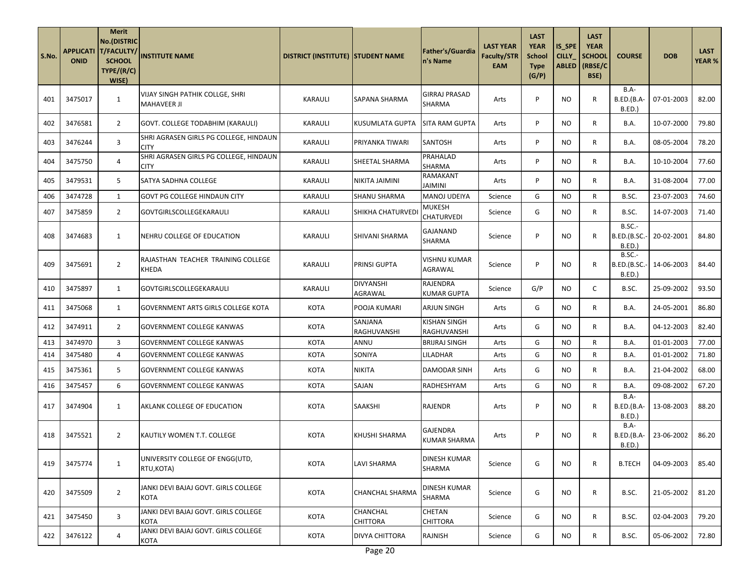| S.No. | APPLICATIONID | Merit No.(DISTRICT/FACULTY/SCHOOL TYPE/(R/C) WISE) | INSTITUTE NAME | DISTRICT (INSTITUTE) | STUDENT NAME | Father's/Guardian's Name | LAST YEAR Faculty/STREAM | LAST YEAR School Type (G/P) | IS_SPECILLY_ABLED | LAST YEAR SCHOOL (RBSE/CBSE) | COURSE | DOB | LAST YEAR % |
|---|---|---|---|---|---|---|---|---|---|---|---|---|---|
| 401 | 3475017 | 1 | VIJAY SINGH PATHIK COLLGE, SHRI MAHAVEER JI | KARAULI | SAPANA SHARMA | GIRRAJ PRASAD SHARMA | Arts | P | NO | R | B.A-B.ED.(B.A-B.ED.) | 07-01-2003 | 82.00 |
| 402 | 3476581 | 2 | GOVT. COLLEGE TODABHIM (KARAULI) | KARAULI | KUSUMLATA GUPTA | SITA RAM GUPTA | Arts | P | NO | R | B.A. | 10-07-2000 | 79.80 |
| 403 | 3476244 | 3 | SHRI AGRASEN GIRLS PG COLLEGE, HINDAUN CITY | KARAULI | PRIYANKA TIWARI | SANTOSH | Arts | P | NO | R | B.A. | 08-05-2004 | 78.20 |
| 404 | 3475750 | 4 | SHRI AGRASEN GIRLS PG COLLEGE, HINDAUN CITY | KARAULI | SHEETAL SHARMA | PRAHALAD SHARMA | Arts | P | NO | R | B.A. | 10-10-2004 | 77.60 |
| 405 | 3479531 | 5 | SATYA SADHNA COLLEGE | KARAULI | NIKITA JAIMINI | RAMAKANT JAIMINI | Arts | P | NO | R | B.A. | 31-08-2004 | 77.00 |
| 406 | 3474728 | 1 | GOVT PG COLLEGE HINDAUN CITY | KARAULI | SHANU SHARMA | MANOJ UDEIYA | Science | G | NO | R | B.SC. | 23-07-2003 | 74.60 |
| 407 | 3475859 | 2 | GOVTGIRLSCOLLEGEKARAULI | KARAULI | SHIKHA CHATURVEDI | MUKESH CHATURVEDI | Science | G | NO | R | B.SC. | 14-07-2003 | 71.40 |
| 408 | 3474683 | 1 | NEHRU COLLEGE OF EDUCATION | KARAULI | SHIVANI SHARMA | GAJANAND SHARMA | Science | P | NO | R | B.SC.-B.ED.(B.SC.-B.ED.) | 20-02-2001 | 84.80 |
| 409 | 3475691 | 2 | RAJASTHAN TEACHER TRAINING COLLEGE KHEDA | KARAULI | PRINSI GUPTA | VISHNU KUMAR AGRAWAL | Science | P | NO | R | B.SC.-B.ED.(B.SC.-B.ED.) | 14-06-2003 | 84.40 |
| 410 | 3475897 | 1 | GOVTGIRLSCOLLEGEKARAULI | KARAULI | DIVYANSHI AGRAWAL | RAJENDRA KUMAR GUPTA | Science | G/P | NO | C | B.SC. | 25-09-2002 | 93.50 |
| 411 | 3475068 | 1 | GOVERNMENT ARTS GIRLS COLLEGE KOTA | KOTA | POOJA KUMARI | ARJUN SINGH | Arts | G | NO | R | B.A. | 24-05-2001 | 86.80 |
| 412 | 3474911 | 2 | GOVERNMENT COLLEGE KANWAS | KOTA | SANJANA RAGHUVANSHI | KISHAN SINGH RAGHUVANSHI | Arts | G | NO | R | B.A. | 04-12-2003 | 82.40 |
| 413 | 3474970 | 3 | GOVERNMENT COLLEGE KANWAS | KOTA | ANNU | BRIJRAJ SINGH | Arts | G | NO | R | B.A. | 01-01-2003 | 77.00 |
| 414 | 3475480 | 4 | GOVERNMENT COLLEGE KANWAS | KOTA | SONIYA | LILADHAR | Arts | G | NO | R | B.A. | 01-01-2002 | 71.80 |
| 415 | 3475361 | 5 | GOVERNMENT COLLEGE KANWAS | KOTA | NIKITA | DAMODAR SINH | Arts | G | NO | R | B.A. | 21-04-2002 | 68.00 |
| 416 | 3475457 | 6 | GOVERNMENT COLLEGE KANWAS | KOTA | SAJAN | RADHESHYAM | Arts | G | NO | R | B.A. | 09-08-2002 | 67.20 |
| 417 | 3474904 | 1 | AKLANK COLLEGE OF EDUCATION | KOTA | SAAKSHI | RAJENDR | Arts | P | NO | R | B.A-B.ED.(B.A-B.ED.) | 13-08-2003 | 88.20 |
| 418 | 3475521 | 2 | KAUTILY WOMEN T.T. COLLEGE | KOTA | KHUSHI SHARMA | GAJENDRA KUMAR SHARMA | Arts | P | NO | R | B.A-B.ED.(B.A-B.ED.) | 23-06-2002 | 86.20 |
| 419 | 3475774 | 1 | UNIVERSITY COLLEGE OF ENGG(UTD, RTU,KOTA) | KOTA | LAVI SHARMA | DINESH KUMAR SHARMA | Science | G | NO | R | B.TECH | 04-09-2003 | 85.40 |
| 420 | 3475509 | 2 | JANKI DEVI BAJAJ GOVT. GIRLS COLLEGE KOTA | KOTA | CHANCHAL SHARMA | DINESH KUMAR SHARMA | Science | G | NO | R | B.SC. | 21-05-2002 | 81.20 |
| 421 | 3475450 | 3 | JANKI DEVI BAJAJ GOVT. GIRLS COLLEGE KOTA | KOTA | CHANCHAL CHITTORA | CHETAN CHITTORA | Science | G | NO | R | B.SC. | 02-04-2003 | 79.20 |
| 422 | 3476122 | 4 | JANKI DEVI BAJAJ GOVT. GIRLS COLLEGE KOTA | KOTA | DIVYA CHITTORA | RAJNISH | Science | G | NO | R | B.SC. | 05-06-2002 | 72.80 |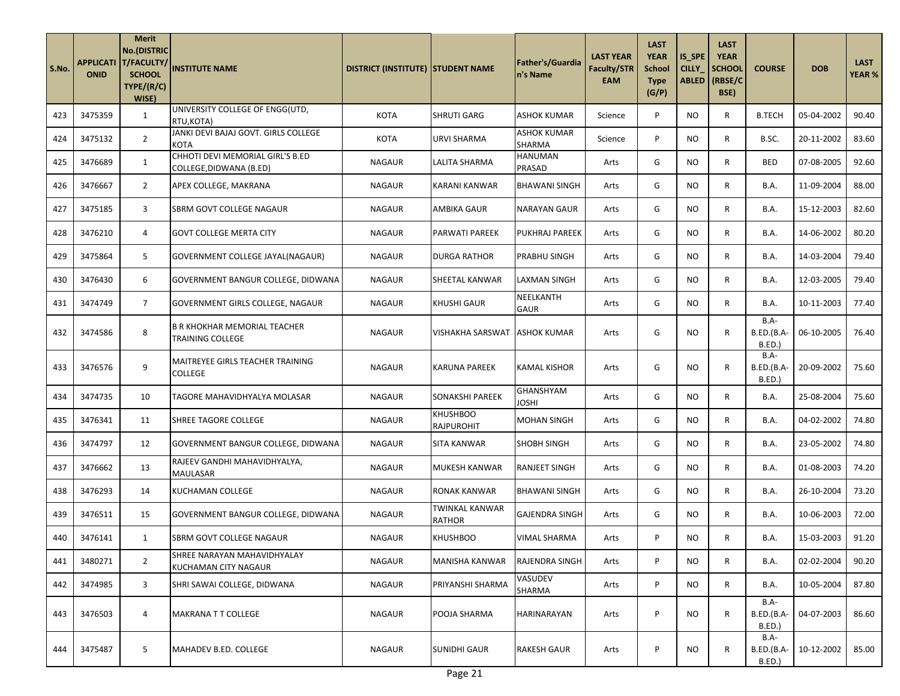| S.No. | APPLICATIONID | Merit No.(DISTRICT/FACULTY/SCHOOL TYPE/(R/C) WISE) | INSTITUTE NAME | DISTRICT (INSTITUTE) | STUDENT NAME | Father's/Guardian's Name | LAST YEAR Faculty/STREAM | LAST YEAR School Type (G/P) | IS_SPECILLY_ABLED | LAST YEAR SCHOOL (RBSE/CBSE) | COURSE | DOB | LAST YEAR % |
|---|---|---|---|---|---|---|---|---|---|---|---|---|---|
| 423 | 3475359 | 1 | UNIVERSITY COLLEGE OF ENGG(UTD, RTU,KOTA) | KOTA | SHRUTI GARG | ASHOK KUMAR | Science | P | NO | R | B.TECH | 05-04-2002 | 90.40 |
| 424 | 3475132 | 2 | JANKI DEVI BAJAJ GOVT. GIRLS COLLEGE KOTA | KOTA | URVI SHARMA | ASHOK KUMAR SHARMA | Science | P | NO | R | B.SC. | 20-11-2002 | 83.60 |
| 425 | 3476689 | 1 | CHHOTI DEVI MEMORIAL GIRL'S B.ED COLLEGE,DIDWANA (B.ED) | NAGAUR | LALITA SHARMA | HANUMAN PRASAD | Arts | G | NO | R | BED | 07-08-2005 | 92.60 |
| 426 | 3476667 | 2 | APEX COLLEGE, MAKRANA | NAGAUR | KARANI KANWAR | BHAWANI SINGH | Arts | G | NO | R | B.A. | 11-09-2004 | 88.00 |
| 427 | 3475185 | 3 | SBRM GOVT COLLEGE NAGAUR | NAGAUR | AMBIKA GAUR | NARAYAN GAUR | Arts | G | NO | R | B.A. | 15-12-2003 | 82.60 |
| 428 | 3476210 | 4 | GOVT COLLEGE MERTA CITY | NAGAUR | PARWATI PAREEK | PUKHRAJ PAREEK | Arts | G | NO | R | B.A. | 14-06-2002 | 80.20 |
| 429 | 3475864 | 5 | GOVERNMENT COLLEGE JAYAL(NAGAUR) | NAGAUR | DURGA RATHOR | PRABHU SINGH | Arts | G | NO | R | B.A. | 14-03-2004 | 79.40 |
| 430 | 3476430 | 6 | GOVERNMENT BANGUR COLLEGE, DIDWANA | NAGAUR | SHEETAL KANWAR | LAXMAN SINGH | Arts | G | NO | R | B.A. | 12-03-2005 | 79.40 |
| 431 | 3474749 | 7 | GOVERNMENT GIRLS COLLEGE, NAGAUR | NAGAUR | KHUSHI GAUR | NEELKANTH GAUR | Arts | G | NO | R | B.A. | 10-11-2003 | 77.40 |
| 432 | 3474586 | 8 | B R KHOKHAR MEMORIAL TEACHER TRAINING COLLEGE | NAGAUR | VISHAKHA SARSWAT | ASHOK KUMAR | Arts | G | NO | R | B.A-B.ED.(B.A-B.ED.) | 06-10-2005 | 76.40 |
| 433 | 3476576 | 9 | MAITREYEE GIRLS TEACHER TRAINING COLLEGE | NAGAUR | KARUNA PAREEK | KAMAL KISHOR | Arts | G | NO | R | B.A-B.ED.(B.A-B.ED.) | 20-09-2002 | 75.60 |
| 434 | 3474735 | 10 | TAGORE MAHAVIDHYALYA MOLASAR | NAGAUR | SONAKSHI PAREEK | GHANSHYAM JOSHI | Arts | G | NO | R | B.A. | 25-08-2004 | 75.60 |
| 435 | 3476341 | 11 | SHREE TAGORE COLLEGE | NAGAUR | KHUSHBOO RAJPUROHIT | MOHAN SINGH | Arts | G | NO | R | B.A. | 04-02-2002 | 74.80 |
| 436 | 3474797 | 12 | GOVERNMENT BANGUR COLLEGE, DIDWANA | NAGAUR | SITA KANWAR | SHOBH SINGH | Arts | G | NO | R | B.A. | 23-05-2002 | 74.80 |
| 437 | 3476662 | 13 | RAJEEV GANDHI MAHAVIDHYALYA, MAULASAR | NAGAUR | MUKESH KANWAR | RANJEET SINGH | Arts | G | NO | R | B.A. | 01-08-2003 | 74.20 |
| 438 | 3476293 | 14 | KUCHAMAN COLLEGE | NAGAUR | RONAK KANWAR | BHAWANI SINGH | Arts | G | NO | R | B.A. | 26-10-2004 | 73.20 |
| 439 | 3476511 | 15 | GOVERNMENT BANGUR COLLEGE, DIDWANA | NAGAUR | TWINKAL KANWAR RATHOR | GAJENDRA SINGH | Arts | G | NO | R | B.A. | 10-06-2003 | 72.00 |
| 440 | 3476141 | 1 | SBRM GOVT COLLEGE NAGAUR | NAGAUR | KHUSHBOO | VIMAL SHARMA | Arts | P | NO | R | B.A. | 15-03-2003 | 91.20 |
| 441 | 3480271 | 2 | SHREE NARAYAN MAHAVIDHYALAY KUCHAMAN CITY NAGAUR | NAGAUR | MANISHA KANWAR | RAJENDRA SINGH | Arts | P | NO | R | B.A. | 02-02-2004 | 90.20 |
| 442 | 3474985 | 3 | SHRI SAWAI COLLEGE, DIDWANA | NAGAUR | PRIYANSHI SHARMA | VASUDEV SHARMA | Arts | P | NO | R | B.A. | 10-05-2004 | 87.80 |
| 443 | 3476503 | 4 | MAKRANA T T COLLEGE | NAGAUR | POOJA SHARMA | HARINARAYAN | Arts | P | NO | R | B.A-B.ED.(B.A-B.ED.) | 04-07-2003 | 86.60 |
| 444 | 3475487 | 5 | MAHADEV B.ED. COLLEGE | NAGAUR | SUNIDHI GAUR | RAKESH GAUR | Arts | P | NO | R | B.A-B.ED.(B.A-B.ED.) | 10-12-2002 | 85.00 |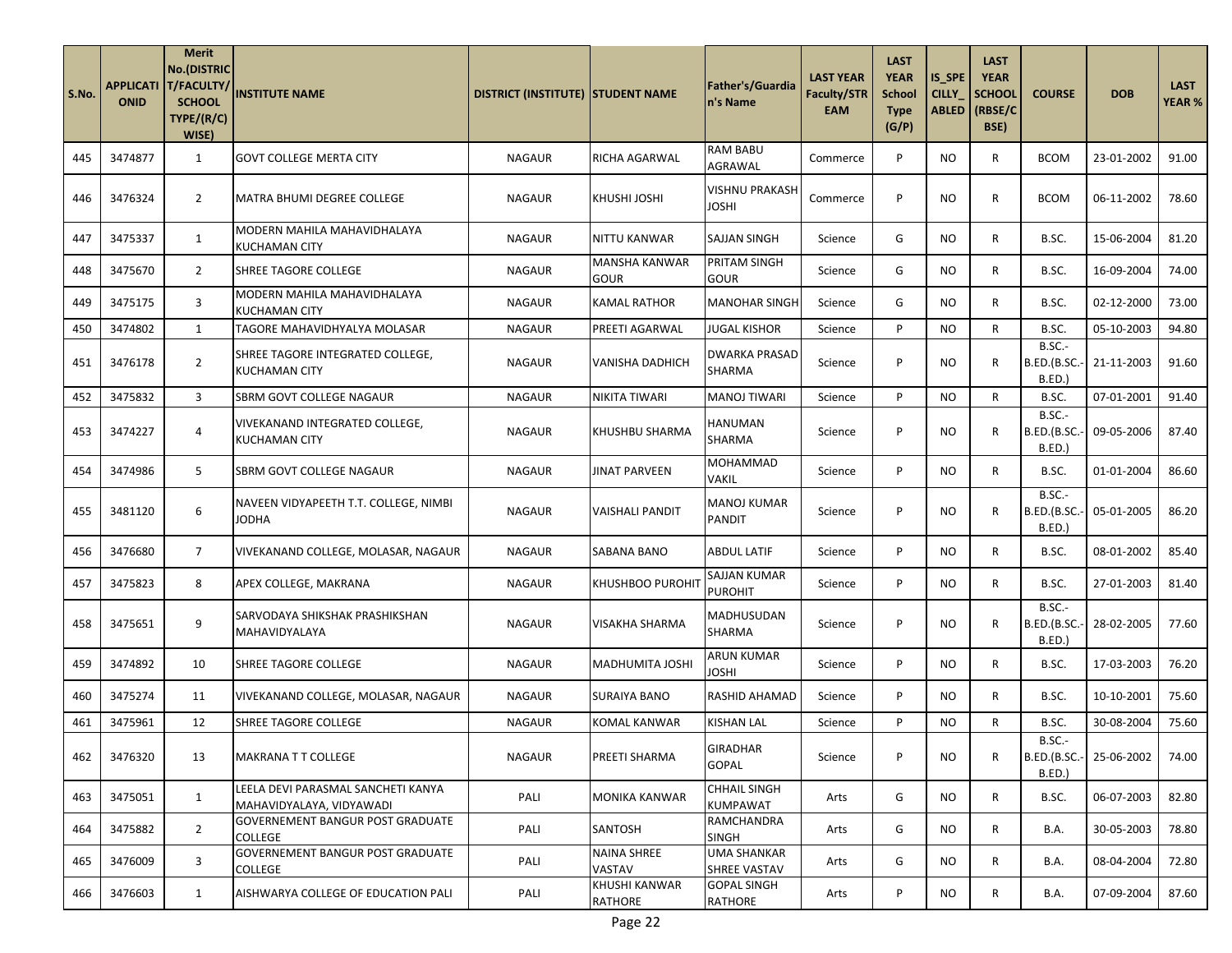| S.No. | APPLICATIONID | Merit No.(DISTRICT/FACULTY/SCHOOL TYPE/(R/C) WISE) | INSTITUTE NAME | DISTRICT (INSTITUTE) | STUDENT NAME | Father's/Guardian's Name | LAST YEAR Faculty/STREAM | LAST YEAR School Type (G/P) | IS_SPECILLY_ABLED | LAST YEAR SCHOOL (RBSE/CBSE) | COURSE | DOB | LAST YEAR % |
|---|---|---|---|---|---|---|---|---|---|---|---|---|---|
| 445 | 3474877 | 1 | GOVT COLLEGE MERTA CITY | NAGAUR | RICHA AGARWAL | RAM BABU AGRAWAL | Commerce | P | NO | R | BCOM | 23-01-2002 | 91.00 |
| 446 | 3476324 | 2 | MATRA BHUMI DEGREE COLLEGE | NAGAUR | KHUSHI JOSHI | VISHNU PRAKASH JOSHI | Commerce | P | NO | R | BCOM | 06-11-2002 | 78.60 |
| 447 | 3475337 | 1 | MODERN MAHILA MAHAVIDHALAYA KUCHAMAN CITY | NAGAUR | NITTU KANWAR | SAJJAN SINGH | Science | G | NO | R | B.SC. | 15-06-2004 | 81.20 |
| 448 | 3475670 | 2 | SHREE TAGORE COLLEGE | NAGAUR | MANSHA KANWAR GOUR | PRITAM SINGH GOUR | Science | G | NO | R | B.SC. | 16-09-2004 | 74.00 |
| 449 | 3475175 | 3 | MODERN MAHILA MAHAVIDHALAYA KUCHAMAN CITY | NAGAUR | KAMAL RATHOR | MANOHAR SINGH | Science | G | NO | R | B.SC. | 02-12-2000 | 73.00 |
| 450 | 3474802 | 1 | TAGORE MAHAVIDHYALYA MOLASAR | NAGAUR | PREETI AGARWAL | JUGAL KISHOR | Science | P | NO | R | B.SC. | 05-10-2003 | 94.80 |
| 451 | 3476178 | 2 | SHREE TAGORE INTEGRATED COLLEGE, KUCHAMAN CITY | NAGAUR | VANISHA DADHICH | DWARKA PRASAD SHARMA | Science | P | NO | R | B.SC.-B.ED.(B.SC.-B.ED.) | 21-11-2003 | 91.60 |
| 452 | 3475832 | 3 | SBRM GOVT COLLEGE NAGAUR | NAGAUR | NIKITA TIWARI | MANOJ TIWARI | Science | P | NO | R | B.SC. | 07-01-2001 | 91.40 |
| 453 | 3474227 | 4 | VIVEKANAND INTEGRATED COLLEGE, KUCHAMAN CITY | NAGAUR | KHUSHBU SHARMA | HANUMAN SHARMA | Science | P | NO | R | B.SC.-B.ED.(B.SC.-B.ED.) | 09-05-2006 | 87.40 |
| 454 | 3474986 | 5 | SBRM GOVT COLLEGE NAGAUR | NAGAUR | JINAT PARVEEN | MOHAMMAD VAKIL | Science | P | NO | R | B.SC. | 01-01-2004 | 86.60 |
| 455 | 3481120 | 6 | NAVEEN VIDYAPEETH T.T. COLLEGE, NIMBI JODHA | NAGAUR | VAISHALI PANDIT | MANOJ KUMAR PANDIT | Science | P | NO | R | B.SC.-B.ED.(B.SC.-B.ED.) | 05-01-2005 | 86.20 |
| 456 | 3476680 | 7 | VIVEKANAND COLLEGE, MOLASAR, NAGAUR | NAGAUR | SABANA BANO | ABDUL LATIF | Science | P | NO | R | B.SC. | 08-01-2002 | 85.40 |
| 457 | 3475823 | 8 | APEX COLLEGE, MAKRANA | NAGAUR | KHUSHBOO PUROHIT | SAJJAN KUMAR PUROHIT | Science | P | NO | R | B.SC. | 27-01-2003 | 81.40 |
| 458 | 3475651 | 9 | SARVODAYA SHIKSHAK PRASHIKSHAN MAHAVIDYALAYA | NAGAUR | VISAKHA SHARMA | MADHUSUDAN SHARMA | Science | P | NO | R | B.SC.-B.ED.(B.SC.-B.ED.) | 28-02-2005 | 77.60 |
| 459 | 3474892 | 10 | SHREE TAGORE COLLEGE | NAGAUR | MADHUMITA JOSHI | ARUN KUMAR JOSHI | Science | P | NO | R | B.SC. | 17-03-2003 | 76.20 |
| 460 | 3475274 | 11 | VIVEKANAND COLLEGE, MOLASAR, NAGAUR | NAGAUR | SURAIYA BANO | RASHID AHAMAD | Science | P | NO | R | B.SC. | 10-10-2001 | 75.60 |
| 461 | 3475961 | 12 | SHREE TAGORE COLLEGE | NAGAUR | KOMAL KANWAR | KISHAN LAL | Science | P | NO | R | B.SC. | 30-08-2004 | 75.60 |
| 462 | 3476320 | 13 | MAKRANA T T COLLEGE | NAGAUR | PREETI SHARMA | GIRADHAR GOPAL | Science | P | NO | R | B.SC.-B.ED.(B.SC.-B.ED.) | 25-06-2002 | 74.00 |
| 463 | 3475051 | 1 | LEELA DEVI PARASMAL SANCHETI KANYA MAHAVIDYALAYA, VIDYAWADI | PALI | MONIKA KANWAR | CHHAIL SINGH KUMPAWAT | Arts | G | NO | R | B.SC. | 06-07-2003 | 82.80 |
| 464 | 3475882 | 2 | GOVERNEMENT BANGUR POST GRADUATE COLLEGE | PALI | SANTOSH | RAMCHANDRA SINGH | Arts | G | NO | R | B.A. | 30-05-2003 | 78.80 |
| 465 | 3476009 | 3 | GOVERNEMENT BANGUR POST GRADUATE COLLEGE | PALI | NAINA SHREE VASTAV | UMA SHANKAR SHREE VASTAV | Arts | G | NO | R | B.A. | 08-04-2004 | 72.80 |
| 466 | 3476603 | 1 | AISHWARYA COLLEGE OF EDUCATION PALI | PALI | KHUSHI KANWAR RATHORE | GOPAL SINGH RATHORE | Arts | P | NO | R | B.A. | 07-09-2004 | 87.60 |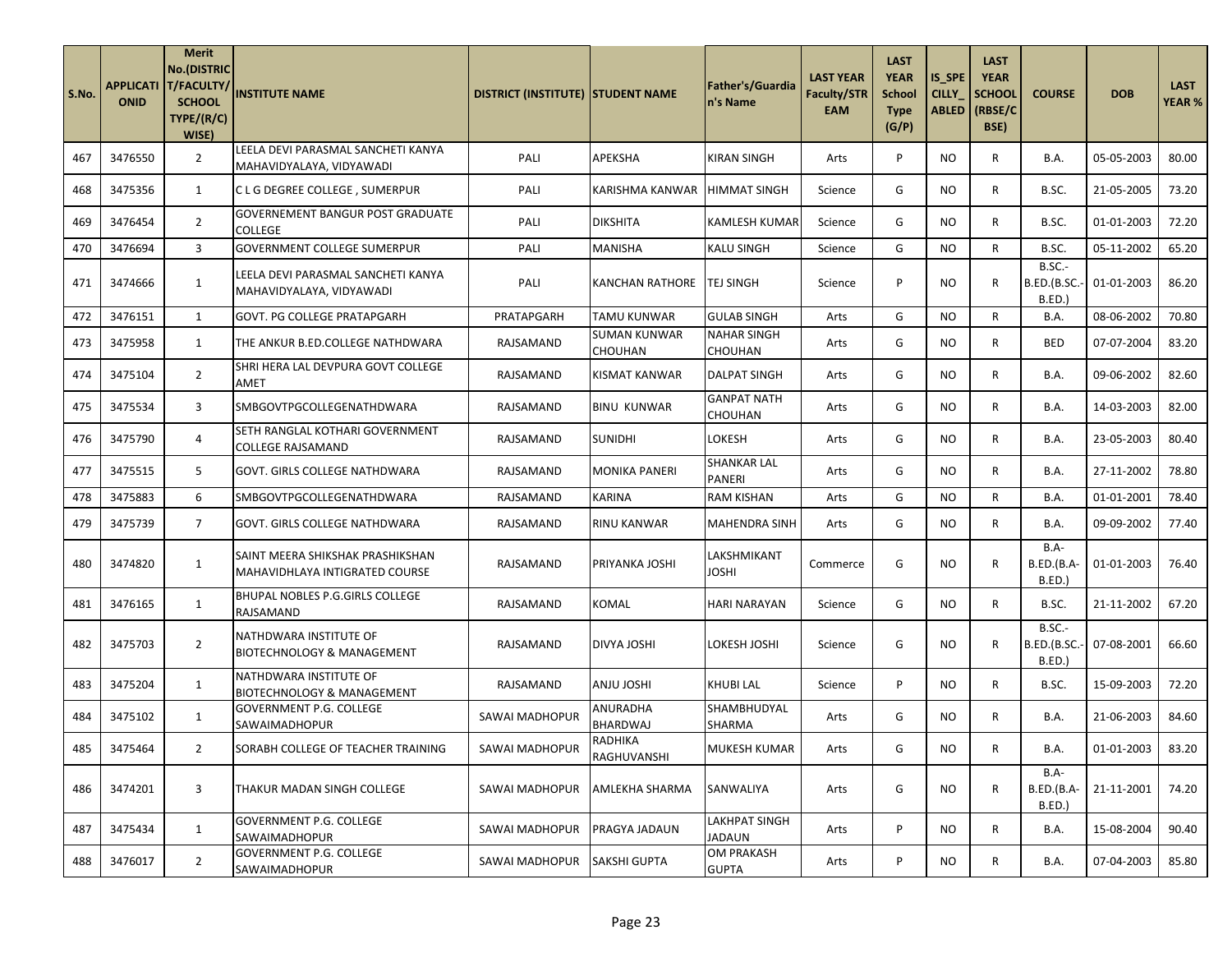| S.No. | APPLICATIONID | Merit No.(DISTRICT/FACULTY/SCHOOL TYPE/(R/C) WISE) | INSTITUTE NAME | DISTRICT (INSTITUTE) | STUDENT NAME | Father's/Guardian's Name | LAST YEAR Faculty/STREAM | LAST YEAR School Type (G/P) | IS_SPECILLY_ABLED | LAST YEAR SCHOOL (RBSE/CBSE) | COURSE | DOB | LAST YEAR % |
|---|---|---|---|---|---|---|---|---|---|---|---|---|---|
| 467 | 3476550 | 2 | LEELA DEVI PARASMAL SANCHETI KANYA MAHAVIDYALAYA, VIDYAWADI | PALI | APEKSHA | KIRAN SINGH | Arts | P | NO | R | B.A. | 05-05-2003 | 80.00 |
| 468 | 3475356 | 1 | C L G DEGREE COLLEGE , SUMERPUR | PALI | KARISHMA KANWAR | HIMMAT SINGH | Science | G | NO | R | B.SC. | 21-05-2005 | 73.20 |
| 469 | 3476454 | 2 | GOVERNEMENT BANGUR POST GRADUATE COLLEGE | PALI | DIKSHITA | KAMLESH KUMAR | Science | G | NO | R | B.SC. | 01-01-2003 | 72.20 |
| 470 | 3476694 | 3 | GOVERNMENT COLLEGE SUMERPUR | PALI | MANISHA | KALU SINGH | Science | G | NO | R | B.SC. | 05-11-2002 | 65.20 |
| 471 | 3474666 | 1 | LEELA DEVI PARASMAL SANCHETI KANYA MAHAVIDYALAYA, VIDYAWADI | PALI | KANCHAN RATHORE | TEJ SINGH | Science | P | NO | R | B.SC.-B.ED.(B.SC.-B.ED.) | 01-01-2003 | 86.20 |
| 472 | 3476151 | 1 | GOVT. PG COLLEGE PRATAPGARH | PRATAPGARH | TAMU KUNWAR | GULAB SINGH | Arts | G | NO | R | B.A. | 08-06-2002 | 70.80 |
| 473 | 3475958 | 1 | THE ANKUR B.ED.COLLEGE NATHDWARA | RAJSAMAND | SUMAN KUNWAR CHOUHAN | NAHAR SINGH CHOUHAN | Arts | G | NO | R | BED | 07-07-2004 | 83.20 |
| 474 | 3475104 | 2 | SHRI HERA LAL DEVPURA GOVT COLLEGE AMET | RAJSAMAND | KISMAT KANWAR | DALPAT SINGH | Arts | G | NO | R | B.A. | 09-06-2002 | 82.60 |
| 475 | 3475534 | 3 | SMBGOVTPGCOLLEGENATHDWARA | RAJSAMAND | BINU KUNWAR | GANPAT NATH CHOUHAN | Arts | G | NO | R | B.A. | 14-03-2003 | 82.00 |
| 476 | 3475790 | 4 | SETH RANGLAL KOTHARI GOVERNMENT COLLEGE RAJSAMAND | RAJSAMAND | SUNIDHI | LOKESH | Arts | G | NO | R | B.A. | 23-05-2003 | 80.40 |
| 477 | 3475515 | 5 | GOVT. GIRLS COLLEGE NATHDWARA | RAJSAMAND | MONIKA PANERI | SHANKAR LAL PANERI | Arts | G | NO | R | B.A. | 27-11-2002 | 78.80 |
| 478 | 3475883 | 6 | SMBGOVTPGCOLLEGENATHDWARA | RAJSAMAND | KARINA | RAM KISHAN | Arts | G | NO | R | B.A. | 01-01-2001 | 78.40 |
| 479 | 3475739 | 7 | GOVT. GIRLS COLLEGE NATHDWARA | RAJSAMAND | RINU KANWAR | MAHENDRA SINH | Arts | G | NO | R | B.A. | 09-09-2002 | 77.40 |
| 480 | 3474820 | 1 | SAINT MEERA SHIKSHAK PRASHIKSHAN MAHAVIDHLAYA INTIGRATED COURSE | RAJSAMAND | PRIYANKA JOSHI | LAKSHMIKANT JOSHI | Commerce | G | NO | R | B.A-B.ED.(B.A-B.ED.) | 01-01-2003 | 76.40 |
| 481 | 3476165 | 1 | BHUPAL NOBLES P.G.GIRLS COLLEGE RAJSAMAND | RAJSAMAND | KOMAL | HARI NARAYAN | Science | G | NO | R | B.SC. | 21-11-2002 | 67.20 |
| 482 | 3475703 | 2 | NATHDWARA INSTITUTE OF BIOTECHNOLOGY & MANAGEMENT | RAJSAMAND | DIVYA JOSHI | LOKESH JOSHI | Science | G | NO | R | B.SC.-B.ED.(B.SC.-B.ED.) | 07-08-2001 | 66.60 |
| 483 | 3475204 | 1 | NATHDWARA INSTITUTE OF BIOTECHNOLOGY & MANAGEMENT | RAJSAMAND | ANJU JOSHI | KHUBI LAL | Science | P | NO | R | B.SC. | 15-09-2003 | 72.20 |
| 484 | 3475102 | 1 | GOVERNMENT P.G. COLLEGE SAWAIMADHOPUR | SAWAI MADHOPUR | ANURADHA BHARDWAJ | SHAMBHUDYAL SHARMA | Arts | G | NO | R | B.A. | 21-06-2003 | 84.60 |
| 485 | 3475464 | 2 | SORABH COLLEGE OF TEACHER TRAINING | SAWAI MADHOPUR | RADHIKA RAGHUVANSHI | MUKESH KUMAR | Arts | G | NO | R | B.A. | 01-01-2003 | 83.20 |
| 486 | 3474201 | 3 | THAKUR MADAN SINGH COLLEGE | SAWAI MADHOPUR | AMLEKHA SHARMA | SANWALIYA | Arts | G | NO | R | B.A-B.ED.(B.A-B.ED.) | 21-11-2001 | 74.20 |
| 487 | 3475434 | 1 | GOVERNMENT P.G. COLLEGE SAWAIMADHOPUR | SAWAI MADHOPUR | PRAGYA JADAUN | LAKHPAT SINGH JADAUN | Arts | P | NO | R | B.A. | 15-08-2004 | 90.40 |
| 488 | 3476017 | 2 | GOVERNMENT P.G. COLLEGE SAWAIMADHOPUR | SAWAI MADHOPUR | SAKSHI GUPTA | OM PRAKASH GUPTA | Arts | P | NO | R | B.A. | 07-04-2003 | 85.80 |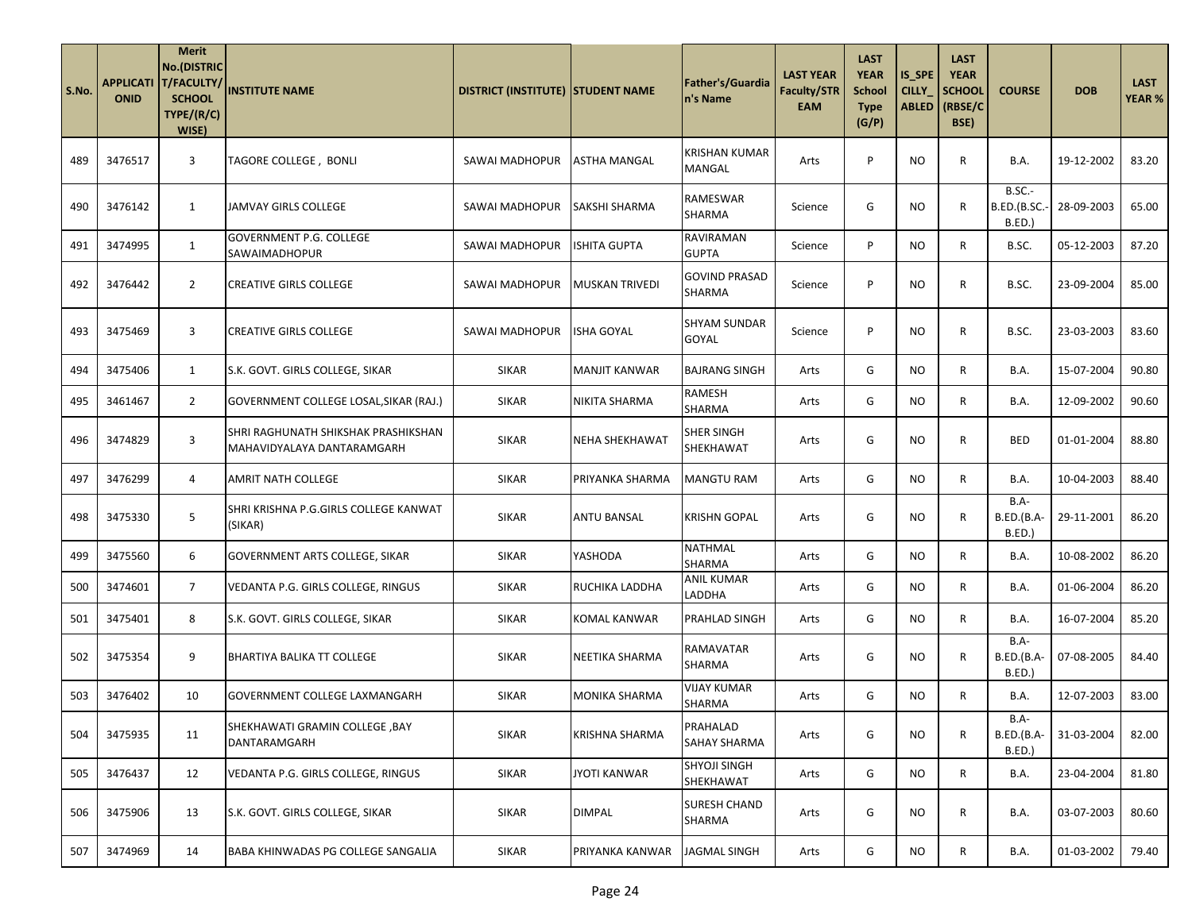| S.No. | APPLICATIONID | Merit No.(DISTRICT/FACULTY/SCHOOL TYPE/(R/C) WISE) | INSTITUTE NAME | DISTRICT (INSTITUTE) | STUDENT NAME | Father's/Guardian's Name | LAST YEAR Faculty/STREAM | LAST YEAR School Type (G/P) | IS_SPECILLY_ABLED | LAST YEAR SCHOOL (RBSE/CBSE) | COURSE | DOB | LAST YEAR % |
|---|---|---|---|---|---|---|---|---|---|---|---|---|---|
| 489 | 3476517 | 3 | TAGORE COLLEGE , BONLI | SAWAI MADHOPUR | ASTHA MANGAL | KRISHAN KUMAR MANGAL | Arts | P | NO | R | B.A. | 19-12-2002 | 83.20 |
| 490 | 3476142 | 1 | JAMVAY GIRLS COLLEGE | SAWAI MADHOPUR | SAKSHI SHARMA | RAMESWAR SHARMA | Science | G | NO | R | B.SC.-B.ED.(B.SC.-B.ED.) | 28-09-2003 | 65.00 |
| 491 | 3474995 | 1 | GOVERNMENT P.G. COLLEGE SAWAIMADHOPUR | SAWAI MADHOPUR | ISHITA GUPTA | RAVIRAMAN GUPTA | Science | P | NO | R | B.SC. | 05-12-2003 | 87.20 |
| 492 | 3476442 | 2 | CREATIVE GIRLS COLLEGE | SAWAI MADHOPUR | MUSKAN TRIVEDI | GOVIND PRASAD SHARMA | Science | P | NO | R | B.SC. | 23-09-2004 | 85.00 |
| 493 | 3475469 | 3 | CREATIVE GIRLS COLLEGE | SAWAI MADHOPUR | ISHA GOYAL | SHYAM SUNDAR GOYAL | Science | P | NO | R | B.SC. | 23-03-2003 | 83.60 |
| 494 | 3475406 | 1 | S.K. GOVT. GIRLS COLLEGE, SIKAR | SIKAR | MANJIT KANWAR | BAJRANG SINGH | Arts | G | NO | R | B.A. | 15-07-2004 | 90.80 |
| 495 | 3461467 | 2 | GOVERNMENT COLLEGE LOSAL,SIKAR (RAJ.) | SIKAR | NIKITA SHARMA | RAMESH SHARMA | Arts | G | NO | R | B.A. | 12-09-2002 | 90.60 |
| 496 | 3474829 | 3 | SHRI RAGHUNATH SHIKSHAK PRASHIKSHAN MAHAVIDYALAYA DANTARAMGARH | SIKAR | NEHA SHEKHAWAT | SHER SINGH SHEKHAWAT | Arts | G | NO | R | BED | 01-01-2004 | 88.80 |
| 497 | 3476299 | 4 | AMRIT NATH COLLEGE | SIKAR | PRIYANKA SHARMA | MANGTU RAM | Arts | G | NO | R | B.A. | 10-04-2003 | 88.40 |
| 498 | 3475330 | 5 | SHRI KRISHNA P.G.GIRLS COLLEGE KANWAT (SIKAR) | SIKAR | ANTU BANSAL | KRISHN GOPAL | Arts | G | NO | R | B.A-B.ED.(B.A-B.ED.) | 29-11-2001 | 86.20 |
| 499 | 3475560 | 6 | GOVERNMENT ARTS COLLEGE, SIKAR | SIKAR | YASHODA | NATHMAL SHARMA | Arts | G | NO | R | B.A. | 10-08-2002 | 86.20 |
| 500 | 3474601 | 7 | VEDANTA P.G. GIRLS COLLEGE, RINGUS | SIKAR | RUCHIKA LADDHA | ANIL KUMAR LADDHA | Arts | G | NO | R | B.A. | 01-06-2004 | 86.20 |
| 501 | 3475401 | 8 | S.K. GOVT. GIRLS COLLEGE, SIKAR | SIKAR | KOMAL KANWAR | PRAHLAD SINGH | Arts | G | NO | R | B.A. | 16-07-2004 | 85.20 |
| 502 | 3475354 | 9 | BHARTIYA BALIKA TT COLLEGE | SIKAR | NEETIKA SHARMA | RAMAVATAR SHARMA | Arts | G | NO | R | B.A-B.ED.(B.A-B.ED.) | 07-08-2005 | 84.40 |
| 503 | 3476402 | 10 | GOVERNMENT COLLEGE LAXMANGARH | SIKAR | MONIKA SHARMA | VIJAY KUMAR SHARMA | Arts | G | NO | R | B.A. | 12-07-2003 | 83.00 |
| 504 | 3475935 | 11 | SHEKHAWATI GRAMIN COLLEGE ,BAY DANTARAMGARH | SIKAR | KRISHNA SHARMA | PRAHALAD SAHAY SHARMA | Arts | G | NO | R | B.A-B.ED.(B.A-B.ED.) | 31-03-2004 | 82.00 |
| 505 | 3476437 | 12 | VEDANTA P.G. GIRLS COLLEGE, RINGUS | SIKAR | JYOTI KANWAR | SHYOJI SINGH SHEKHAWAT | Arts | G | NO | R | B.A. | 23-04-2004 | 81.80 |
| 506 | 3475906 | 13 | S.K. GOVT. GIRLS COLLEGE, SIKAR | SIKAR | DIMPAL | SURESH CHAND SHARMA | Arts | G | NO | R | B.A. | 03-07-2003 | 80.60 |
| 507 | 3474969 | 14 | BABA KHINWADAS PG COLLEGE SANGALIA | SIKAR | PRIYANKA KANWAR | JAGMAL SINGH | Arts | G | NO | R | B.A. | 01-03-2002 | 79.40 |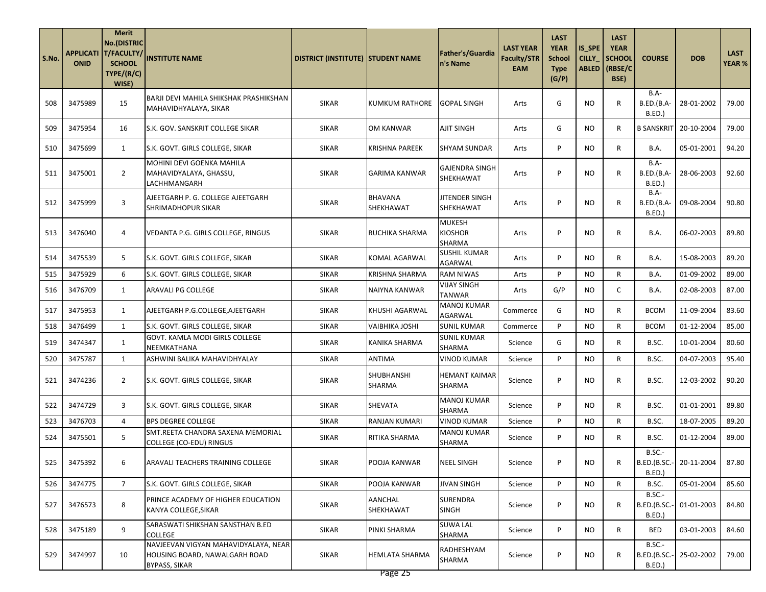| S.No. | APPLICATIONID | Merit No.(DISTRICT/FACULTY/SCHOOL TYPE/(R/C) WISE) | INSTITUTE NAME | DISTRICT (INSTITUTE) | STUDENT NAME | Father's/Guardian's Name | LAST YEAR Faculty/STREAM | LAST YEAR School Type (G/P) | IS_SPECILLY_ABLED | LAST YEAR SCHOOL (RBSE/CBSE) | COURSE | DOB | LAST YEAR % |
|---|---|---|---|---|---|---|---|---|---|---|---|---|---|
| 508 | 3475989 | 15 | BARJI DEVI MAHILA SHIKSHAK PRASHIKSHAN MAHAVIDHYALAYA, SIKAR | SIKAR | KUMKUM RATHORE | GOPAL SINGH | Arts | G | NO | R | B.A-B.ED.(B.A-B.ED.) | 28-01-2002 | 79.00 |
| 509 | 3475954 | 16 | S.K. GOV. SANSKRIT COLLEGE SIKAR | SIKAR | OM KANWAR | AJIT SINGH | Arts | G | NO | R | B SANSKRIT | 20-10-2004 | 79.00 |
| 510 | 3475699 | 1 | S.K. GOVT. GIRLS COLLEGE, SIKAR | SIKAR | KRISHNA PAREEK | SHYAM SUNDAR | Arts | P | NO | R | B.A. | 05-01-2001 | 94.20 |
| 511 | 3475001 | 2 | MOHINI DEVI GOENKA MAHILA MAHAVIDYALAYA, GHASSU, LACHHMANGARH | SIKAR | GARIMA KANWAR | GAJENDRA SINGH SHEKHAWAT | Arts | P | NO | R | B.A-B.ED.(B.A-B.ED.) | 28-06-2003 | 92.60 |
| 512 | 3475999 | 3 | AJEETGARH P. G. COLLEGE AJEETGARH SHRIMADHOPUR SIKAR | SIKAR | BHAVANA SHEKHAWAT | JITENDER SINGH SHEKHAWAT | Arts | P | NO | R | B.A-B.ED.(B.A-B.ED.) | 09-08-2004 | 90.80 |
| 513 | 3476040 | 4 | VEDANTA P.G. GIRLS COLLEGE, RINGUS | SIKAR | RUCHIKA SHARMA | MUKESH KIOSHOR SHARMA | Arts | P | NO | R | B.A. | 06-02-2003 | 89.80 |
| 514 | 3475539 | 5 | S.K. GOVT. GIRLS COLLEGE, SIKAR | SIKAR | KOMAL AGARWAL | SUSHIL KUMAR AGARWAL | Arts | P | NO | R | B.A. | 15-08-2003 | 89.20 |
| 515 | 3475929 | 6 | S.K. GOVT. GIRLS COLLEGE, SIKAR | SIKAR | KRISHNA SHARMA | RAM NIWAS | Arts | P | NO | R | B.A. | 01-09-2002 | 89.00 |
| 516 | 3476709 | 1 | ARAVALI PG COLLEGE | SIKAR | NAIYNA KANWAR | VIJAY SINGH TANWAR | Arts | G/P | NO | C | B.A. | 02-08-2003 | 87.00 |
| 517 | 3475953 | 1 | AJEETGARH P.G.COLLEGE,AJEETGARH | SIKAR | KHUSHI AGARWAL | MANOJ KUMAR AGARWAL | Commerce | G | NO | R | BCOM | 11-09-2004 | 83.60 |
| 518 | 3476499 | 1 | S.K. GOVT. GIRLS COLLEGE, SIKAR | SIKAR | VAIBHIKA JOSHI | SUNIL KUMAR | Commerce | P | NO | R | BCOM | 01-12-2004 | 85.00 |
| 519 | 3474347 | 1 | GOVT. KAMLA MODI GIRLS COLLEGE NEEMKATHANA | SIKAR | KANIKA SHARMA | SUNIL KUMAR SHARMA | Science | G | NO | R | B.SC. | 10-01-2004 | 80.60 |
| 520 | 3475787 | 1 | ASHWINI BALIKA MAHAVIDHYALAY | SIKAR | ANTIMA | VINOD KUMAR | Science | P | NO | R | B.SC. | 04-07-2003 | 95.40 |
| 521 | 3474236 | 2 | S.K. GOVT. GIRLS COLLEGE, SIKAR | SIKAR | SHUBHANSHI SHARMA | HEMANT KAIMAR SHARMA | Science | P | NO | R | B.SC. | 12-03-2002 | 90.20 |
| 522 | 3474729 | 3 | S.K. GOVT. GIRLS COLLEGE, SIKAR | SIKAR | SHEVATA | MANOJ KUMAR SHARMA | Science | P | NO | R | B.SC. | 01-01-2001 | 89.80 |
| 523 | 3476703 | 4 | BPS DEGREE COLLEGE | SIKAR | RANJAN KUMARI | VINOD KUMAR | Science | P | NO | R | B.SC. | 18-07-2005 | 89.20 |
| 524 | 3475501 | 5 | SMT.REETA CHANDRA SAXENA MEMORIAL COLLEGE (CO-EDU) RINGUS | SIKAR | RITIKA SHARMA | MANOJ KUMAR SHARMA | Science | P | NO | R | B.SC. | 01-12-2004 | 89.00 |
| 525 | 3475392 | 6 | ARAVALI TEACHERS TRAINING COLLEGE | SIKAR | POOJA KANWAR | NEEL SINGH | Science | P | NO | R | B.SC.-B.ED.(B.SC.-B.ED.) | 20-11-2004 | 87.80 |
| 526 | 3474775 | 7 | S.K. GOVT. GIRLS COLLEGE, SIKAR | SIKAR | POOJA KANWAR | JIVAN SINGH | Science | P | NO | R | B.SC. | 05-01-2004 | 85.60 |
| 527 | 3476573 | 8 | PRINCE ACADEMY OF HIGHER EDUCATION KANYA COLLEGE,SIKAR | SIKAR | AANCHAL SHEKHAWAT | SURENDRA SINGH | Science | P | NO | R | B.SC.-B.ED.(B.SC.-B.ED.) | 01-01-2003 | 84.80 |
| 528 | 3475189 | 9 | SARASWATI SHIKSHAN SANSTHAN B.ED COLLEGE | SIKAR | PINKI SHARMA | SUWA LAL SHARMA | Science | P | NO | R | BED | 03-01-2003 | 84.60 |
| 529 | 3474997 | 10 | NAVJEEVAN VIGYAN MAHAVIDYALAYA, NEAR HOUSING BOARD, NAWALGARH ROAD BYPASS, SIKAR | SIKAR | HEMLATA SHARMA | RADHESHYAM SHARMA | Science | P | NO | R | B.SC.-B.ED.(B.SC.-B.ED.) | 25-02-2002 | 79.00 |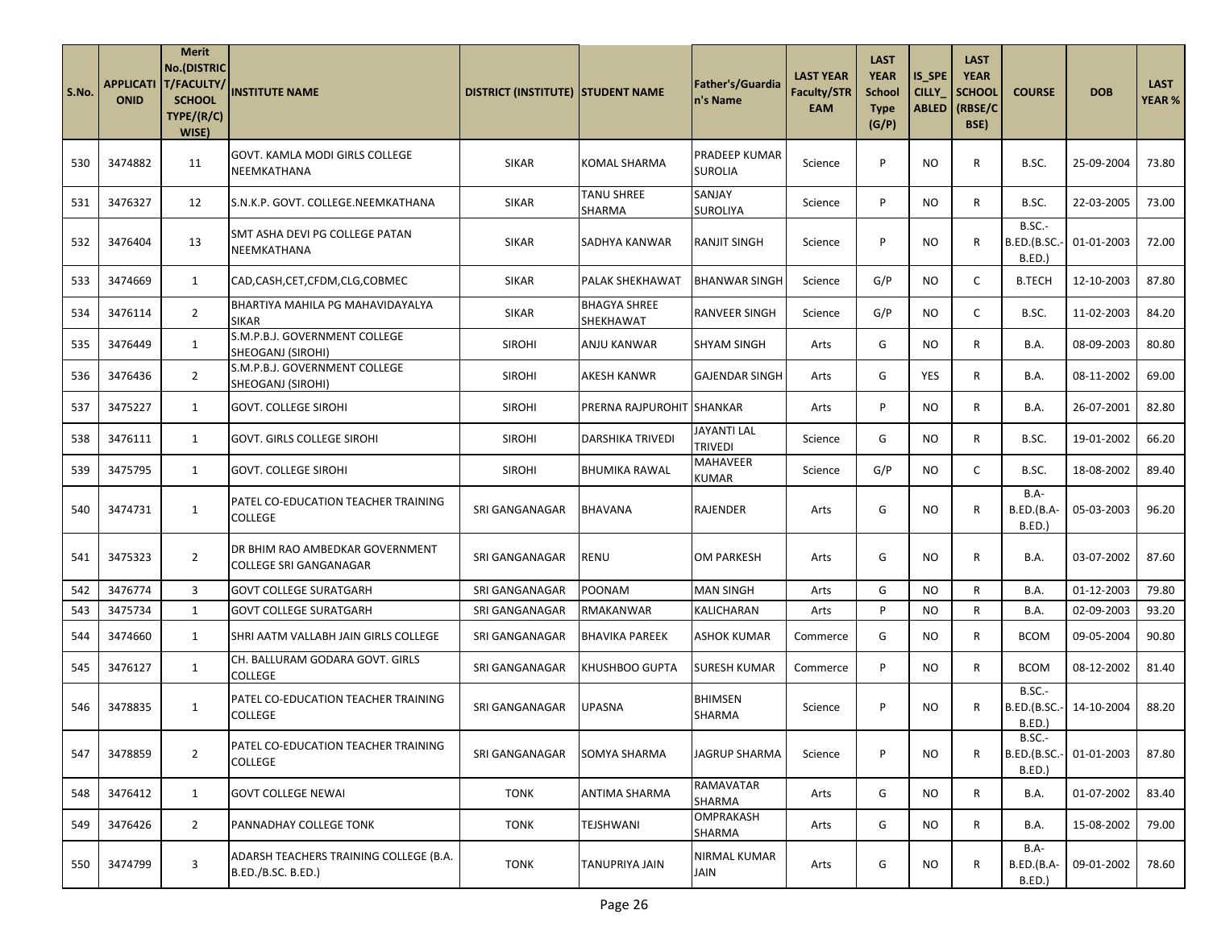| S.No. | APPLICATIONID | Merit No.(DISTRICT/FACULTY/SCHOOL TYPE/(R/C) WISE) | INSTITUTE NAME | DISTRICT (INSTITUTE) | STUDENT NAME | Father's/Guardian's Name | LAST YEAR Faculty/STREAM | LAST YEAR School Type (G/P) | IS_SPECILLY_ABLED | LAST YEAR SCHOOL (RBSE/CBSE) | COURSE | DOB | LAST YEAR % |
|---|---|---|---|---|---|---|---|---|---|---|---|---|---|
| 530 | 3474882 | 11 | GOVT. KAMLA MODI GIRLS COLLEGE NEEMKATHANA | SIKAR | KOMAL SHARMA | PRADEEP KUMAR SUROLIA | Science | P | NO | R | B.SC. | 25-09-2004 | 73.80 |
| 531 | 3476327 | 12 | S.N.K.P. GOVT. COLLEGE.NEEMKATHANA | SIKAR | TANU SHREE SHARMA | SANJAY SUROLIYA | Science | P | NO | R | B.SC. | 22-03-2005 | 73.00 |
| 532 | 3476404 | 13 | SMT ASHA DEVI PG COLLEGE PATAN NEEMKATHANA | SIKAR | SADHYA KANWAR | RANJIT SINGH | Science | P | NO | R | B.SC.-B.ED.(B.SC.-B.ED.) | 01-01-2003 | 72.00 |
| 533 | 3474669 | 1 | CAD,CASH,CET,CFDM,CLG,COBMEC | SIKAR | PALAK SHEKHAWAT | BHANWAR SINGH | Science | G/P | NO | C | B.TECH | 12-10-2003 | 87.80 |
| 534 | 3476114 | 2 | BHARTIYA MAHILA PG MAHAVIDAYALYA SIKAR | SIKAR | BHAGYA SHREE SHEKHAWAT | RANVEER SINGH | Science | G/P | NO | C | B.SC. | 11-02-2003 | 84.20 |
| 535 | 3476449 | 1 | S.M.P.B.J. GOVERNMENT COLLEGE SHEOGANJ (SIROHI) | SIROHI | ANJU KANWAR | SHYAM SINGH | Arts | G | NO | R | B.A. | 08-09-2003 | 80.80 |
| 536 | 3476436 | 2 | S.M.P.B.J. GOVERNMENT COLLEGE SHEOGANJ (SIROHI) | SIROHI | AKESH KANWR | GAJENDAR SINGH | Arts | G | YES | R | B.A. | 08-11-2002 | 69.00 |
| 537 | 3475227 | 1 | GOVT. COLLEGE SIROHI | SIROHI | PRERNA RAJPUROHIT | SHANKAR | Arts | P | NO | R | B.A. | 26-07-2001 | 82.80 |
| 538 | 3476111 | 1 | GOVT. GIRLS COLLEGE SIROHI | SIROHI | DARSHIKA TRIVEDI | JAYANTI LAL TRIVEDI | Science | G | NO | R | B.SC. | 19-01-2002 | 66.20 |
| 539 | 3475795 | 1 | GOVT. COLLEGE SIROHI | SIROHI | BHUMIKA RAWAL | MAHAVEER KUMAR | Science | G/P | NO | C | B.SC. | 18-08-2002 | 89.40 |
| 540 | 3474731 | 1 | PATEL CO-EDUCATION TEACHER TRAINING COLLEGE | SRI GANGANAGAR | BHAVANA | RAJENDER | Arts | G | NO | R | B.A-B.ED.(B.A-B.ED.) | 05-03-2003 | 96.20 |
| 541 | 3475323 | 2 | DR BHIM RAO AMBEDKAR GOVERNMENT COLLEGE SRI GANGANAGAR | SRI GANGANAGAR | RENU | OM PARKESH | Arts | G | NO | R | B.A. | 03-07-2002 | 87.60 |
| 542 | 3476774 | 3 | GOVT COLLEGE SURATGARH | SRI GANGANAGAR | POONAM | MAN SINGH | Arts | G | NO | R | B.A. | 01-12-2003 | 79.80 |
| 543 | 3475734 | 1 | GOVT COLLEGE SURATGARH | SRI GANGANAGAR | RMAKANWAR | KALICHARAN | Arts | P | NO | R | B.A. | 02-09-2003 | 93.20 |
| 544 | 3474660 | 1 | SHRI AATM VALLABH JAIN GIRLS COLLEGE | SRI GANGANAGAR | BHAVIKA PAREEK | ASHOK KUMAR | Commerce | G | NO | R | BCOM | 09-05-2004 | 90.80 |
| 545 | 3476127 | 1 | CH. BALLURAM GODARA GOVT. GIRLS COLLEGE | SRI GANGANAGAR | KHUSHBOO GUPTA | SURESH KUMAR | Commerce | P | NO | R | BCOM | 08-12-2002 | 81.40 |
| 546 | 3478835 | 1 | PATEL CO-EDUCATION TEACHER TRAINING COLLEGE | SRI GANGANAGAR | UPASNA | BHIMSEN SHARMA | Science | P | NO | R | B.SC.-B.ED.(B.SC.-B.ED.) | 14-10-2004 | 88.20 |
| 547 | 3478859 | 2 | PATEL CO-EDUCATION TEACHER TRAINING COLLEGE | SRI GANGANAGAR | SOMYA SHARMA | JAGRUP SHARMA | Science | P | NO | R | B.SC.-B.ED.(B.SC.-B.ED.) | 01-01-2003 | 87.80 |
| 548 | 3476412 | 1 | GOVT COLLEGE NEWAI | TONK | ANTIMA SHARMA | RAMAVATAR SHARMA | Arts | G | NO | R | B.A. | 01-07-2002 | 83.40 |
| 549 | 3476426 | 2 | PANNADHAY COLLEGE TONK | TONK | TEJSHWANI | OMPRAKASH SHARMA | Arts | G | NO | R | B.A. | 15-08-2002 | 79.00 |
| 550 | 3474799 | 3 | ADARSH TEACHERS TRAINING COLLEGE (B.A. B.ED./B.SC. B.ED.) | TONK | TANUPRIYA JAIN | NIRMAL KUMAR JAIN | Arts | G | NO | R | B.A-B.ED.(B.A-B.ED.) | 09-01-2002 | 78.60 |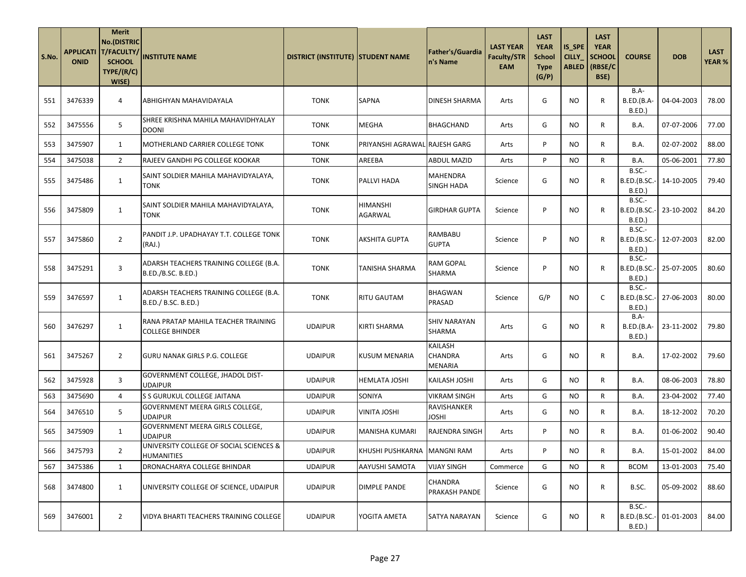| S.No. | APPLICATIONID | Merit No.(DISTRICT/FACULTY/SCHOOL TYPE/(R/C) WISE) | INSTITUTE NAME | DISTRICT (INSTITUTE) | STUDENT NAME | Father's/Guardian's Name | LAST YEAR Faculty/STREAM | LAST YEAR School Type (G/P) | IS_SPECILLY_ABLED | LAST YEAR SCHOOL (RBSE/CBSE) | COURSE | DOB | LAST YEAR % |
|---|---|---|---|---|---|---|---|---|---|---|---|---|---|
| 551 | 3476339 | 4 | ABHIGHYAN MAHAVIDAYALA | TONK | SAPNA | DINESH SHARMA | Arts | G | NO | R | B.A-B.ED.(B.A-B.ED.) | 04-04-2003 | 78.00 |
| 552 | 3475556 | 5 | SHREE KRISHNA MAHILA MAHAVIDHYALAY DOONI | TONK | MEGHA | BHAGCHAND | Arts | G | NO | R | B.A. | 07-07-2006 | 77.00 |
| 553 | 3475907 | 1 | MOTHERLAND CARRIER COLLEGE TONK | TONK | PRIYANSHI AGRAWAL | RAJESH GARG | Arts | P | NO | R | B.A. | 02-07-2002 | 88.00 |
| 554 | 3475038 | 2 | RAJEEV GANDHI PG COLLEGE KOOKAR | TONK | AREEBA | ABDUL MAZID | Arts | P | NO | R | B.A. | 05-06-2001 | 77.80 |
| 555 | 3475486 | 1 | SAINT SOLDIER MAHILA MAHAVIDYALAYA, TONK | TONK | PALLVI HADA | MAHENDRA SINGH HADA | Science | G | NO | R | B.SC.-B.ED.(B.SC.-B.ED.) | 14-10-2005 | 79.40 |
| 556 | 3475809 | 1 | SAINT SOLDIER MAHILA MAHAVIDYALAYA, TONK | TONK | HIMANSHI AGARWAL | GIRDHAR GUPTA | Science | P | NO | R | B.SC.-B.ED.(B.SC.-B.ED.) | 23-10-2002 | 84.20 |
| 557 | 3475860 | 2 | PANDIT J.P. UPADHAYAY T.T. COLLEGE TONK (RAJ.) | TONK | AKSHITA GUPTA | RAMBABU GUPTA | Science | P | NO | R | B.SC.-B.ED.(B.SC.-B.ED.) | 12-07-2003 | 82.00 |
| 558 | 3475291 | 3 | ADARSH TEACHERS TRAINING COLLEGE (B.A. B.ED./B.SC. B.ED.) | TONK | TANISHA SHARMA | RAM GOPAL SHARMA | Science | P | NO | R | B.SC.-B.ED.(B.SC.-B.ED.) | 25-07-2005 | 80.60 |
| 559 | 3476597 | 1 | ADARSH TEACHERS TRAINING COLLEGE (B.A. B.ED./ B.SC. B.ED.) | TONK | RITU GAUTAM | BHAGWAN PRASAD | Science | G/P | NO | C | B.SC.-B.ED.(B.SC.-B.ED.) | 27-06-2003 | 80.00 |
| 560 | 3476297 | 1 | RANA PRATAP MAHILA TEACHER TRAINING COLLEGE BHINDER | UDAIPUR | KIRTI SHARMA | SHIV NARAYAN SHARMA | Arts | G | NO | R | B.A-B.ED.(B.A-B.ED.) | 23-11-2002 | 79.80 |
| 561 | 3475267 | 2 | GURU NANAK GIRLS P.G. COLLEGE | UDAIPUR | KUSUM MENARIA | KAILASH CHANDRA MENARIA | Arts | G | NO | R | B.A. | 17-02-2002 | 79.60 |
| 562 | 3475928 | 3 | GOVERNMENT COLLEGE, JHADOL DIST-UDAIPUR | UDAIPUR | HEMLATA JOSHI | KAILASH JOSHI | Arts | G | NO | R | B.A. | 08-06-2003 | 78.80 |
| 563 | 3475690 | 4 | S S GURUKUL COLLEGE JAITANA | UDAIPUR | SONIYA | VIKRAM SINGH | Arts | G | NO | R | B.A. | 23-04-2002 | 77.40 |
| 564 | 3476510 | 5 | GOVERNMENT MEERA GIRLS COLLEGE, UDAIPUR | UDAIPUR | VINITA JOSHI | RAVISHANKER JOSHI | Arts | G | NO | R | B.A. | 18-12-2002 | 70.20 |
| 565 | 3475909 | 1 | GOVERNMENT MEERA GIRLS COLLEGE, UDAIPUR | UDAIPUR | MANISHA KUMARI | RAJENDRA SINGH | Arts | P | NO | R | B.A. | 01-06-2002 | 90.40 |
| 566 | 3475793 | 2 | UNIVERSITY COLLEGE OF SOCIAL SCIENCES & HUMANITIES | UDAIPUR | KHUSHI PUSHKARNA | MANGNI RAM | Arts | P | NO | R | B.A. | 15-01-2002 | 84.00 |
| 567 | 3475386 | 1 | DRONACHARYA COLLEGE BHINDAR | UDAIPUR | AAYUSHI SAMOTA | VIJAY SINGH | Commerce | G | NO | R | BCOM | 13-01-2003 | 75.40 |
| 568 | 3474800 | 1 | UNIVERSITY COLLEGE OF SCIENCE, UDAIPUR | UDAIPUR | DIMPLE PANDE | CHANDRA PRAKASH PANDE | Science | G | NO | R | B.SC. | 05-09-2002 | 88.60 |
| 569 | 3476001 | 2 | VIDYA BHARTI TEACHERS TRAINING COLLEGE | UDAIPUR | YOGITA AMETA | SATYA NARAYAN | Science | G | NO | R | B.SC.-B.ED.(B.SC.-B.ED.) | 01-01-2003 | 84.00 |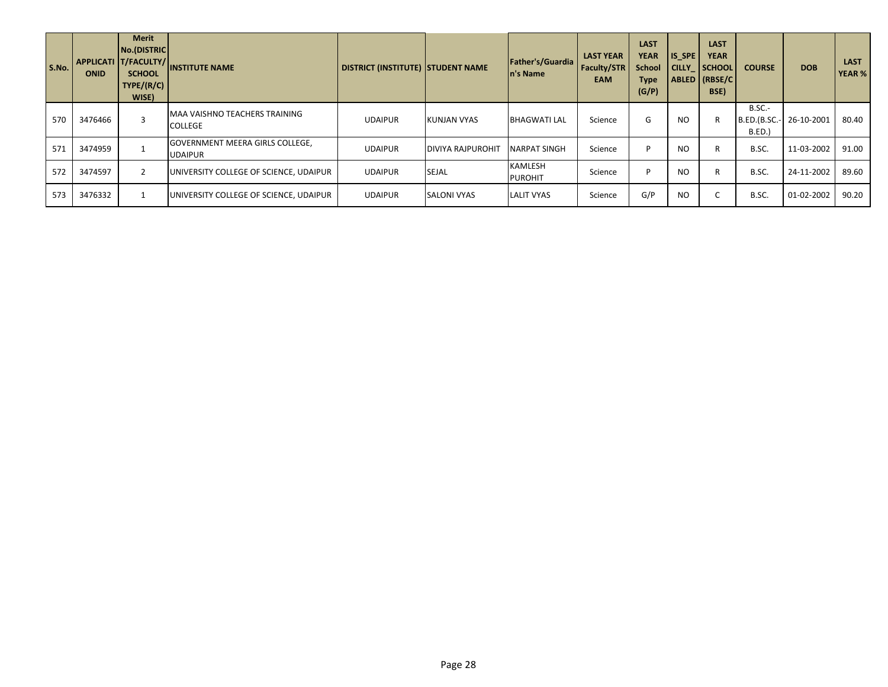| S.No. | APPLICATIONID | Merit No.(DISTRICT/FACULTY/SCHOOL TYPE/(R/C) WISE) | INSTITUTE NAME | DISTRICT (INSTITUTE) | STUDENT NAME | Father's/Guardian's Name | LAST YEAR Faculty/STREAM | LAST YEAR School Type (G/P) | IS_SPECILLY_ABLED | LAST YEAR SCHOOL (RBSE/CBSE) | COURSE | DOB | LAST YEAR % |
|---|---|---|---|---|---|---|---|---|---|---|---|---|---|
| 570 | 3476466 | 3 | MAA VAISHNO TEACHERS TRAINING COLLEGE | UDAIPUR | KUNJAN VYAS | BHAGWATI LAL | Science | G | NO | R | B.SC.-B.ED.(B.SC.-B.ED.) | 26-10-2001 | 80.40 |
| 571 | 3474959 | 1 | GOVERNMENT MEERA GIRLS COLLEGE, UDAIPUR | UDAIPUR | DIVIYA RAJPUROHIT | NARPAT SINGH | Science | P | NO | R | B.SC. | 11-03-2002 | 91.00 |
| 572 | 3474597 | 2 | UNIVERSITY COLLEGE OF SCIENCE, UDAIPUR | UDAIPUR | SEJAL | KAMLESH PUROHIT | Science | P | NO | R | B.SC. | 24-11-2002 | 89.60 |
| 573 | 3476332 | 1 | UNIVERSITY COLLEGE OF SCIENCE, UDAIPUR | UDAIPUR | SALONI VYAS | LALIT VYAS | Science | G/P | NO | C | B.SC. | 01-02-2002 | 90.20 |